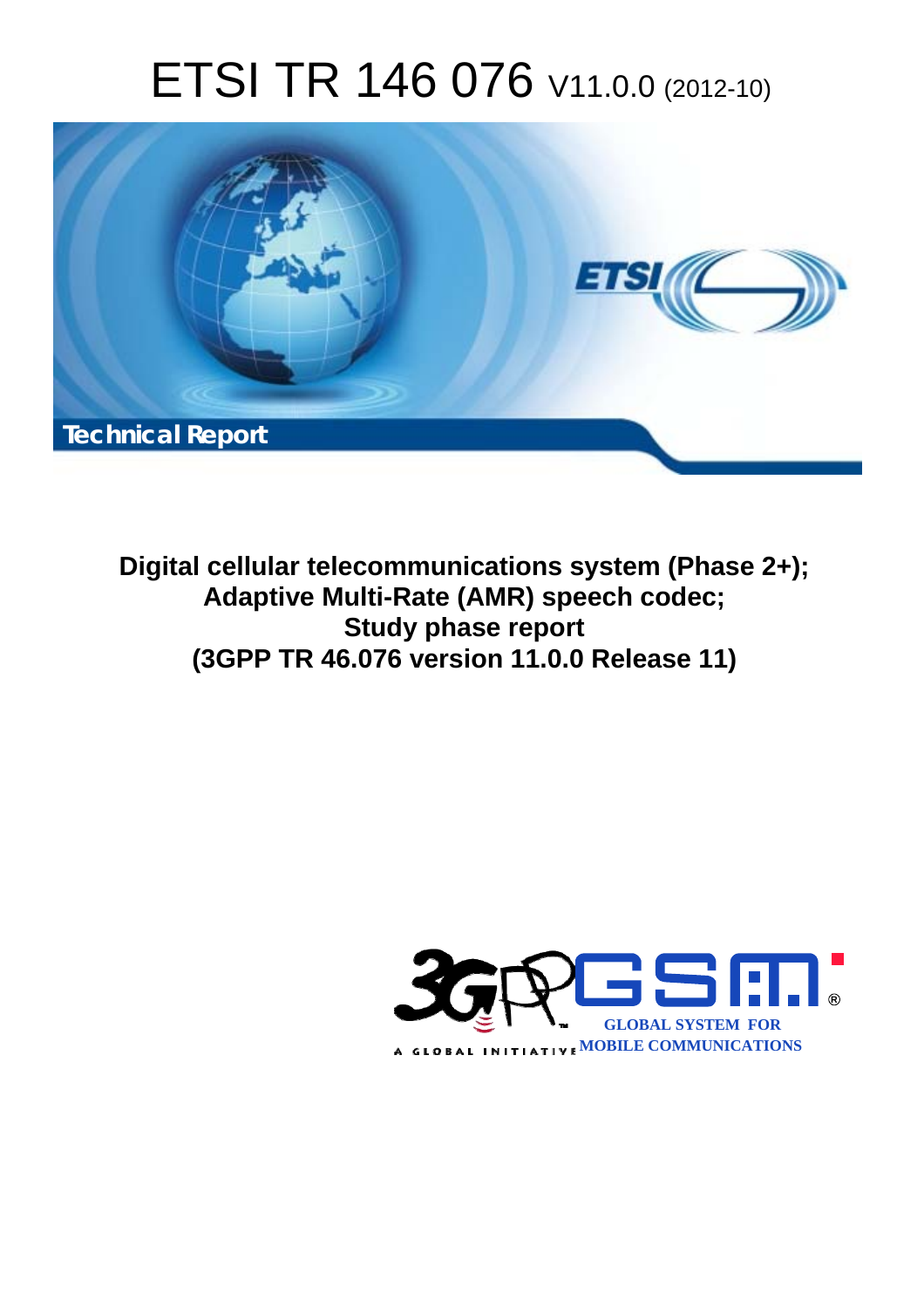# ETSI TR 146 076 V11.0.0 (2012-10)

Technical Report

**Digital cellular telecommunications system (Phase 2+);**
**Adaptive Multi-Rate (AMR) speech codec;**
**Study phase report**
**(3GPP TR 46.076 version 11.0.0 Release 11)**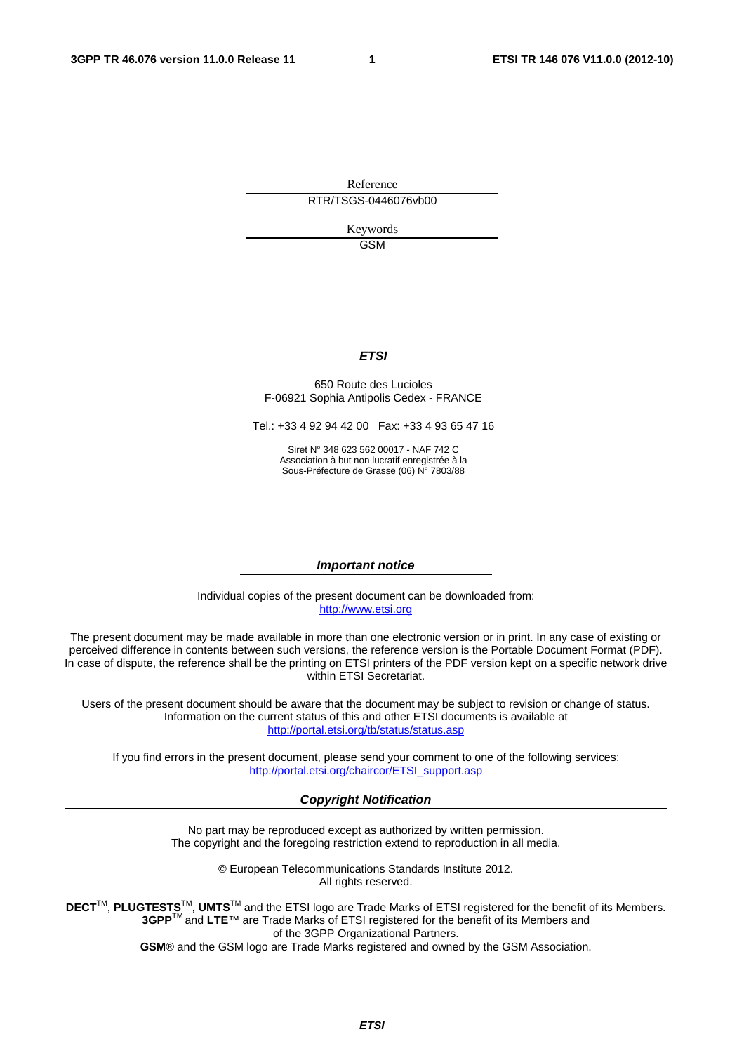Reference

RTR/TSGS-0446076vb00

Keywords

GSM

***ETSI***

650 Route des Lucioles
F-06921 Sophia Antipolis Cedex - FRANCE

Tel.: +33 4 92 94 42 00 Fax: +33 4 93 65 47 16

Siret N° 348 623 562 00017 - NAF 742 C
Association à but non lucratif enregistrée à la
Sous-Préfecture de Grasse (06) N° 7803/88

***Important notice***

Individual copies of the present document can be downloaded from:
http://www.etsi.org

The present document may be made available in more than one electronic version or in print. In any case of existing or perceived difference in contents between such versions, the reference version is the Portable Document Format (PDF). In case of dispute, the reference shall be the printing on ETSI printers of the PDF version kept on a specific network drive within ETSI Secretariat.

Users of the present document should be aware that the document may be subject to revision or change of status. Information on the current status of this and other ETSI documents is available at
http://portal.etsi.org/tb/status/status.asp

If you find errors in the present document, please send your comment to one of the following services:
http://portal.etsi.org/chaircor/ETSI_support.asp

***Copyright Notification***

No part may be reproduced except as authorized by written permission.
The copyright and the foregoing restriction extend to reproduction in all media.

© European Telecommunications Standards Institute 2012.
All rights reserved.

**DECT**™, **PLUGTESTS**™, **UMTS**™ and the ETSI logo are Trade Marks of ETSI registered for the benefit of its Members.
**3GPP**™ and **LTE**™ are Trade Marks of ETSI registered for the benefit of its Members and of the 3GPP Organizational Partners.
**GSM**® and the GSM logo are Trade Marks registered and owned by the GSM Association.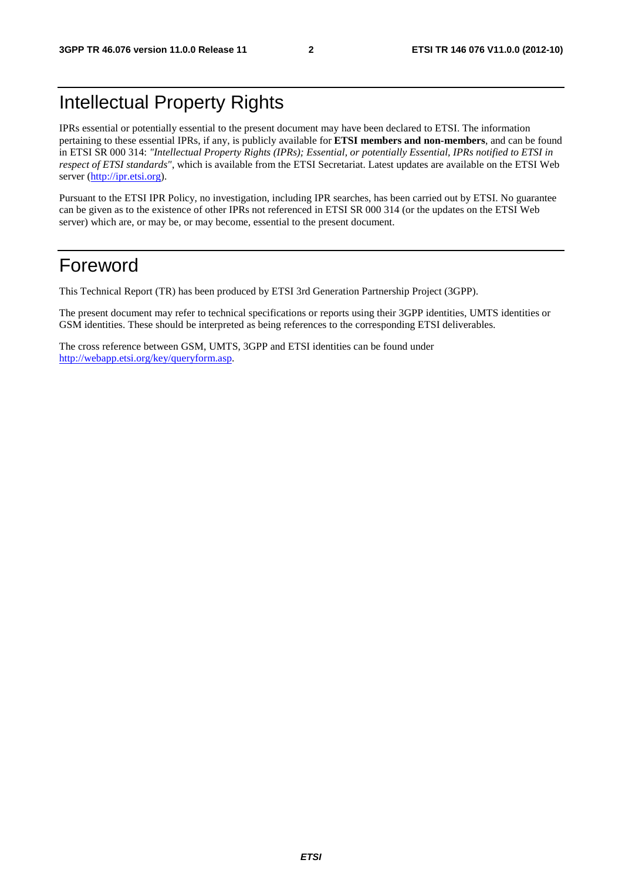# Intellectual Property Rights

IPRs essential or potentially essential to the present document may have been declared to ETSI. The information pertaining to these essential IPRs, if any, is publicly available for **ETSI members and non-members**, and can be found in ETSI SR 000 314: *"Intellectual Property Rights (IPRs); Essential, or potentially Essential, IPRs notified to ETSI in respect of ETSI standards"*, which is available from the ETSI Secretariat. Latest updates are available on the ETSI Web server (http://ipr.etsi.org).

Pursuant to the ETSI IPR Policy, no investigation, including IPR searches, has been carried out by ETSI. No guarantee can be given as to the existence of other IPRs not referenced in ETSI SR 000 314 (or the updates on the ETSI Web server) which are, or may be, or may become, essential to the present document.

# Foreword

This Technical Report (TR) has been produced by ETSI 3rd Generation Partnership Project (3GPP).

The present document may refer to technical specifications or reports using their 3GPP identities, UMTS identities or GSM identities. These should be interpreted as being references to the corresponding ETSI deliverables.

The cross reference between GSM, UMTS, 3GPP and ETSI identities can be found under http://webapp.etsi.org/key/queryform.asp.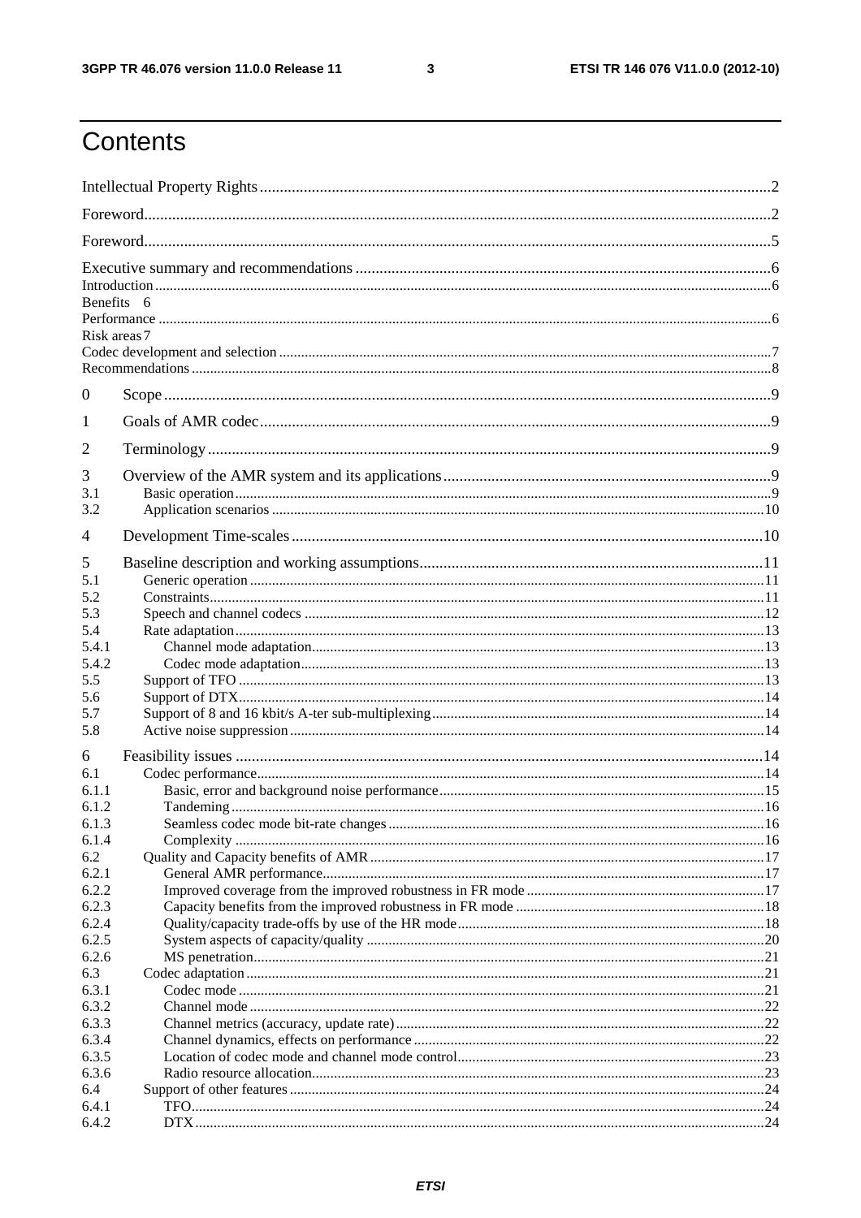# Contents

Intellectual Property Rights ....................................................................................................................... 2
Foreword ...................................................................................................................................................... 2
Foreword ...................................................................................................................................................... 5
Executive summary and recommendations ................................................................................................ 6
Introduction ................................................................................................................................................. 6
Benefits 6
Performance ................................................................................................................................................ 6
Risk areas 7
Codec development and selection ............................................................................................................... 7
Recommendations ....................................................................................................................................... 8

0 Scope ........................................................................................................................................................ 9

1 Goals of AMR codec .................................................................................................................................. 9

2 Terminology .............................................................................................................................................. 9

3 Overview of the AMR system and its applications ................................................................................... 9
3.1 Basic operation ....................................................................................................................................... 9
3.2 Application scenarios ........................................................................................................................... 10

4 Development Time-scales ....................................................................................................................... 10

5 Baseline description and working assumptions ...................................................................................... 11
5.1 Generic operation ................................................................................................................................. 11
5.2 Constraints ............................................................................................................................................ 11
5.3 Speech and channel codecs .................................................................................................................. 12
5.4 Rate adaptation ..................................................................................................................................... 13
5.4.1 Channel mode adaptation ................................................................................................................... 13
5.4.2 Codec mode adaptation ...................................................................................................................... 13
5.5 Support of TFO ..................................................................................................................................... 13
5.6 Support of DTX ..................................................................................................................................... 14
5.7 Support of 8 and 16 kbit/s A-ter sub-multiplexing ............................................................................... 14
5.8 Active noise suppression ...................................................................................................................... 14

6 Feasibility issues ..................................................................................................................................... 14
6.1 Codec performance ............................................................................................................................... 14
6.1.1 Basic, error and background noise performance ............................................................................... 15
6.1.2 Tandeming .......................................................................................................................................... 16
6.1.3 Seamless codec mode bit-rate changes .............................................................................................. 16
6.1.4 Complexity ......................................................................................................................................... 16
6.2 Quality and Capacity benefits of AMR ................................................................................................. 17
6.2.1 General AMR performance ................................................................................................................. 17
6.2.2 Improved coverage from the improved robustness in FR mode ........................................................ 17
6.2.3 Capacity benefits from the improved robustness in FR mode ........................................................... 18
6.2.4 Quality/capacity trade-offs by use of the HR mode ........................................................................... 18
6.2.5 System aspects of capacity/quality .................................................................................................... 20
6.2.6 MS penetration ................................................................................................................................... 21
6.3 Codec adaptation ................................................................................................................................... 21
6.3.1 Codec mode ........................................................................................................................................ 21
6.3.2 Channel mode ..................................................................................................................................... 22
6.3.3 Channel metrics (accuracy, update rate) ............................................................................................. 22
6.3.4 Channel dynamics, effects on performance ....................................................................................... 22
6.3.5 Location of codec mode and channel mode control ........................................................................... 23
6.3.6 Radio resource allocation ................................................................................................................... 23
6.4 Support of other features ...................................................................................................................... 24
6.4.1 TFO ..................................................................................................................................................... 24
6.4.2 DTX .................................................................................................................................................... 24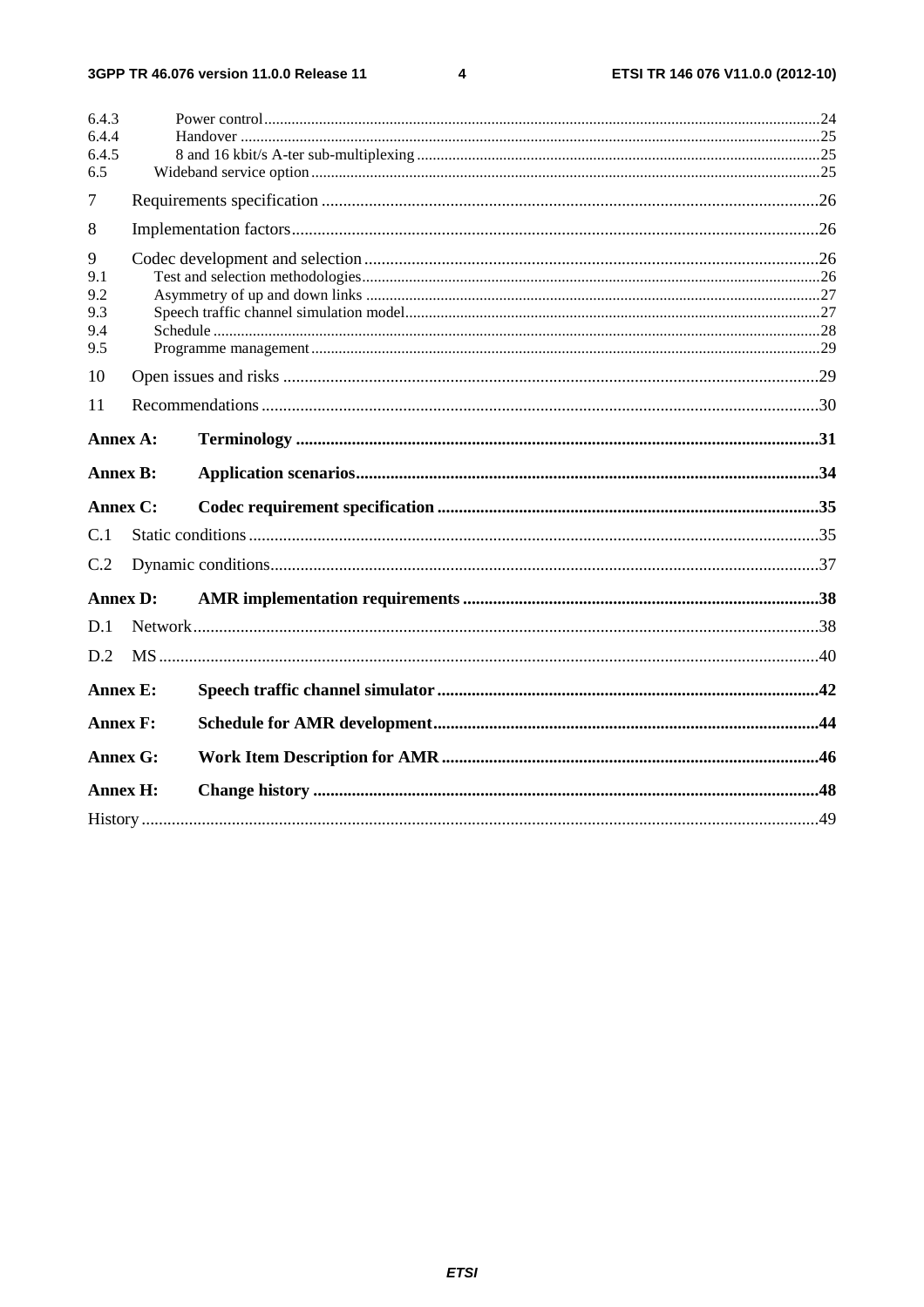6.4.3 Power control ........................................................................................................................................24
6.4.4 Handover ..............................................................................................................................................25
6.4.5 8 and 16 kbit/s A-ter sub-multiplexing ..................................................................................................25
6.5 Wideband service option .............................................................................................................................25

7 Requirements specification ..................................................................................................................26

8 Implementation factors ..........................................................................................................................26

9 Codec development and selection ..........................................................................................................26
9.1 Test and selection methodologies ................................................................................................................26
9.2 Asymmetry of up and down links ...............................................................................................................27
9.3 Speech traffic channel simulation model .....................................................................................................27
9.4 Schedule ......................................................................................................................................................28
9.5 Programme management .............................................................................................................................29

10 Open issues and risks ............................................................................................................................29

11 Recommendations .................................................................................................................................30

**Annex A: Terminology ..........................................................................................................................31**

**Annex B: Application scenarios ............................................................................................................34**

**Annex C: Codec requirement specification ..........................................................................................35**

C.1 Static conditions ....................................................................................................................................35

C.2 Dynamic conditions ...............................................................................................................................37

**Annex D: AMR implementation requirements ....................................................................................38**

D.1 Network .................................................................................................................................................38

D.2 MS .........................................................................................................................................................40

**Annex E: Speech traffic channel simulator ..........................................................................................42**

**Annex F: Schedule for AMR development ...........................................................................................44**

**Annex G: Work Item Description for AMR .........................................................................................46**

**Annex H: Change history ......................................................................................................................48**

History ............................................................................................................................................................49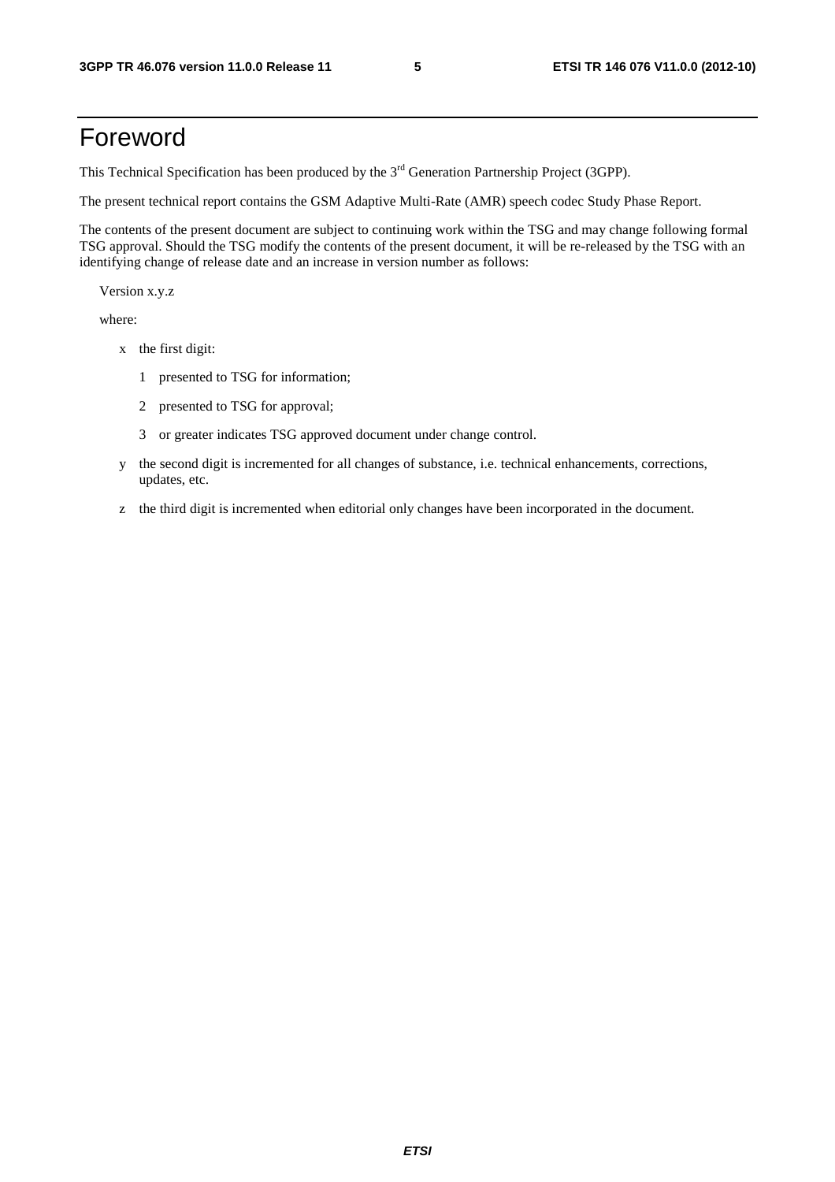# Foreword

This Technical Specification has been produced by the 3rd Generation Partnership Project (3GPP).

The present technical report contains the GSM Adaptive Multi-Rate (AMR) speech codec Study Phase Report.

The contents of the present document are subject to continuing work within the TSG and may change following formal TSG approval. Should the TSG modify the contents of the present document, it will be re-released by the TSG with an identifying change of release date and an increase in version number as follows:

Version x.y.z

where:

- x the first digit:
  - 1 presented to TSG for information;
  - 2 presented to TSG for approval;
  - 3 or greater indicates TSG approved document under change control.
- y the second digit is incremented for all changes of substance, i.e. technical enhancements, corrections, updates, etc.
- z the third digit is incremented when editorial only changes have been incorporated in the document.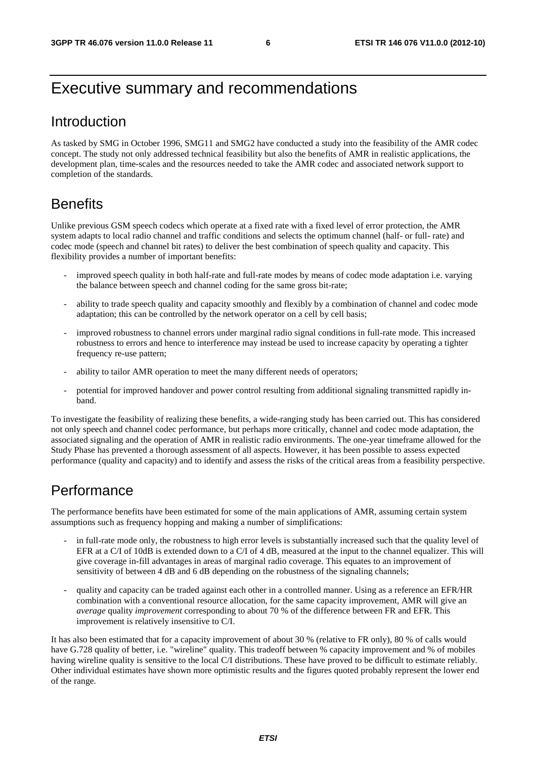# Executive summary and recommendations

## Introduction

As tasked by SMG in October 1996, SMG11 and SMG2 have conducted a study into the feasibility of the AMR codec concept. The study not only addressed technical feasibility but also the benefits of AMR in realistic applications, the development plan, time-scales and the resources needed to take the AMR codec and associated network support to completion of the standards.

## Benefits

Unlike previous GSM speech codecs which operate at a fixed rate with a fixed level of error protection, the AMR system adapts to local radio channel and traffic conditions and selects the optimum channel (half- or full- rate) and codec mode (speech and channel bit rates) to deliver the best combination of speech quality and capacity. This flexibility provides a number of important benefits:

- improved speech quality in both half-rate and full-rate modes by means of codec mode adaptation i.e. varying the balance between speech and channel coding for the same gross bit-rate;
- ability to trade speech quality and capacity smoothly and flexibly by a combination of channel and codec mode adaptation; this can be controlled by the network operator on a cell by cell basis;
- improved robustness to channel errors under marginal radio signal conditions in full-rate mode. This increased robustness to errors and hence to interference may instead be used to increase capacity by operating a tighter frequency re-use pattern;
- ability to tailor AMR operation to meet the many different needs of operators;
- potential for improved handover and power control resulting from additional signaling transmitted rapidly in-band.

To investigate the feasibility of realizing these benefits, a wide-ranging study has been carried out. This has considered not only speech and channel codec performance, but perhaps more critically, channel and codec mode adaptation, the associated signaling and the operation of AMR in realistic radio environments. The one-year timeframe allowed for the Study Phase has prevented a thorough assessment of all aspects. However, it has been possible to assess expected performance (quality and capacity) and to identify and assess the risks of the critical areas from a feasibility perspective.

## Performance

The performance benefits have been estimated for some of the main applications of AMR, assuming certain system assumptions such as frequency hopping and making a number of simplifications:

- in full-rate mode only, the robustness to high error levels is substantially increased such that the quality level of EFR at a C/I of 10dB is extended down to a C/I of 4 dB, measured at the input to the channel equalizer. This will give coverage in-fill advantages in areas of marginal radio coverage. This equates to an improvement of sensitivity of between 4 dB and 6 dB depending on the robustness of the signaling channels;
- quality and capacity can be traded against each other in a controlled manner. Using as a reference an EFR/HR combination with a conventional resource allocation, for the same capacity improvement, AMR will give an *average* quality *improvement* corresponding to about 70 % of the difference between FR and EFR. This improvement is relatively insensitive to C/I.

It has also been estimated that for a capacity improvement of about 30 % (relative to FR only), 80 % of calls would have G.728 quality of better, i.e. "wireline" quality. This tradeoff between % capacity improvement and % of mobiles having wireline quality is sensitive to the local C/I distributions. These have proved to be difficult to estimate reliably. Other individual estimates have shown more optimistic results and the figures quoted probably represent the lower end of the range.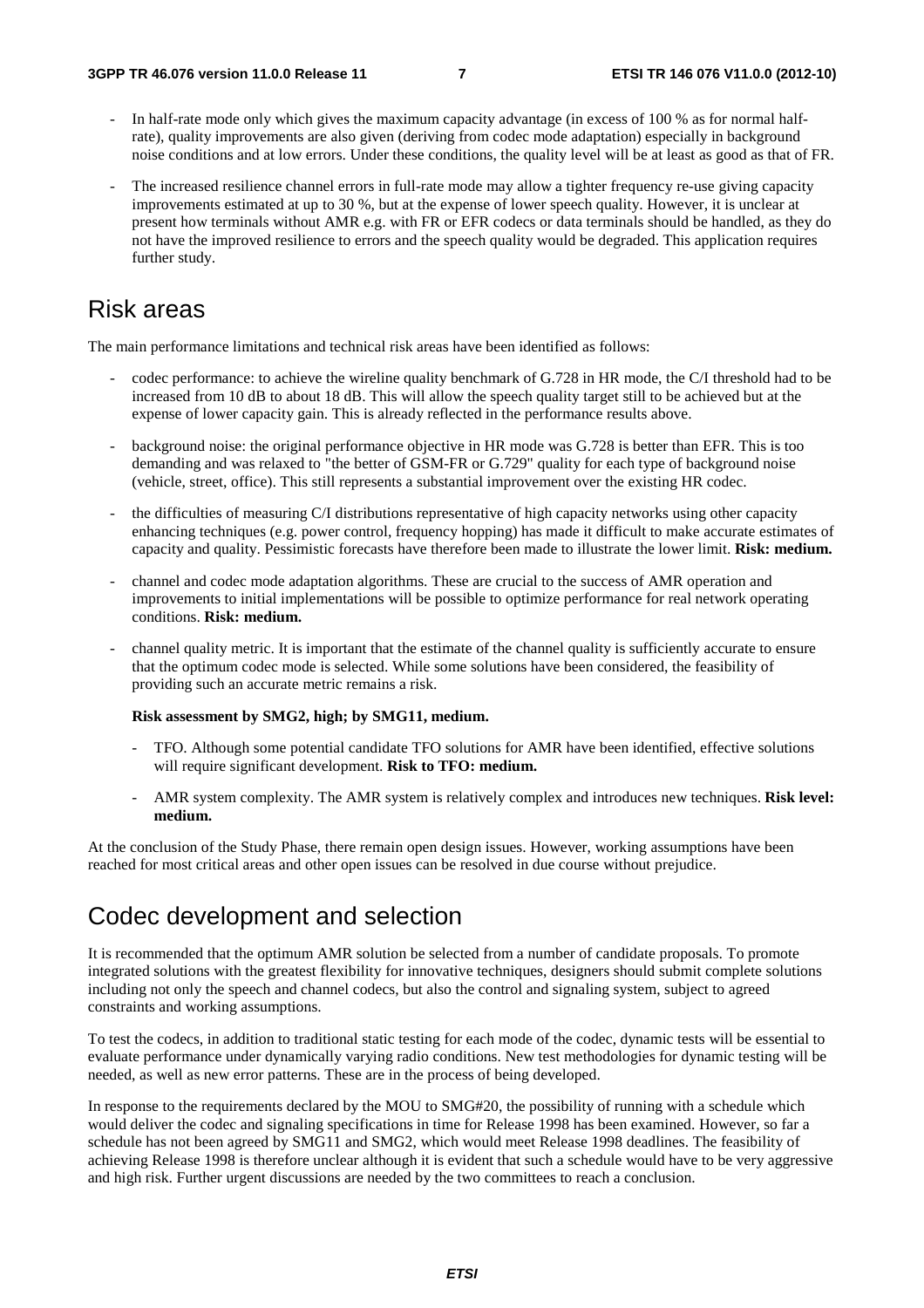- In half-rate mode only which gives the maximum capacity advantage (in excess of 100 % as for normal half-rate), quality improvements are also given (deriving from codec mode adaptation) especially in background noise conditions and at low errors. Under these conditions, the quality level will be at least as good as that of FR.
- The increased resilience channel errors in full-rate mode may allow a tighter frequency re-use giving capacity improvements estimated at up to 30 %, but at the expense of lower speech quality. However, it is unclear at present how terminals without AMR e.g. with FR or EFR codecs or data terminals should be handled, as they do not have the improved resilience to errors and the speech quality would be degraded. This application requires further study.

# Risk areas

The main performance limitations and technical risk areas have been identified as follows:

- codec performance: to achieve the wireline quality benchmark of G.728 in HR mode, the C/I threshold had to be increased from 10 dB to about 18 dB. This will allow the speech quality target still to be achieved but at the expense of lower capacity gain. This is already reflected in the performance results above.
- background noise: the original performance objective in HR mode was G.728 is better than EFR. This is too demanding and was relaxed to "the better of GSM-FR or G.729" quality for each type of background noise (vehicle, street, office). This still represents a substantial improvement over the existing HR codec.
- the difficulties of measuring C/I distributions representative of high capacity networks using other capacity enhancing techniques (e.g. power control, frequency hopping) has made it difficult to make accurate estimates of capacity and quality. Pessimistic forecasts have therefore been made to illustrate the lower limit. **Risk: medium.**
- channel and codec mode adaptation algorithms. These are crucial to the success of AMR operation and improvements to initial implementations will be possible to optimize performance for real network operating conditions. **Risk: medium.**
- channel quality metric. It is important that the estimate of the channel quality is sufficiently accurate to ensure that the optimum codec mode is selected. While some solutions have been considered, the feasibility of providing such an accurate metric remains a risk.

  **Risk assessment by SMG2, high; by SMG11, medium.**

  - TFO. Although some potential candidate TFO solutions for AMR have been identified, effective solutions will require significant development. **Risk to TFO: medium.**
  - AMR system complexity. The AMR system is relatively complex and introduces new techniques. **Risk level: medium.**

At the conclusion of the Study Phase, there remain open design issues. However, working assumptions have been reached for most critical areas and other open issues can be resolved in due course without prejudice.

# Codec development and selection

It is recommended that the optimum AMR solution be selected from a number of candidate proposals. To promote integrated solutions with the greatest flexibility for innovative techniques, designers should submit complete solutions including not only the speech and channel codecs, but also the control and signaling system, subject to agreed constraints and working assumptions.

To test the codecs, in addition to traditional static testing for each mode of the codec, dynamic tests will be essential to evaluate performance under dynamically varying radio conditions. New test methodologies for dynamic testing will be needed, as well as new error patterns. These are in the process of being developed.

In response to the requirements declared by the MOU to SMG#20, the possibility of running with a schedule which would deliver the codec and signaling specifications in time for Release 1998 has been examined. However, so far a schedule has not been agreed by SMG11 and SMG2, which would meet Release 1998 deadlines. The feasibility of achieving Release 1998 is therefore unclear although it is evident that such a schedule would have to be very aggressive and high risk. Further urgent discussions are needed by the two committees to reach a conclusion.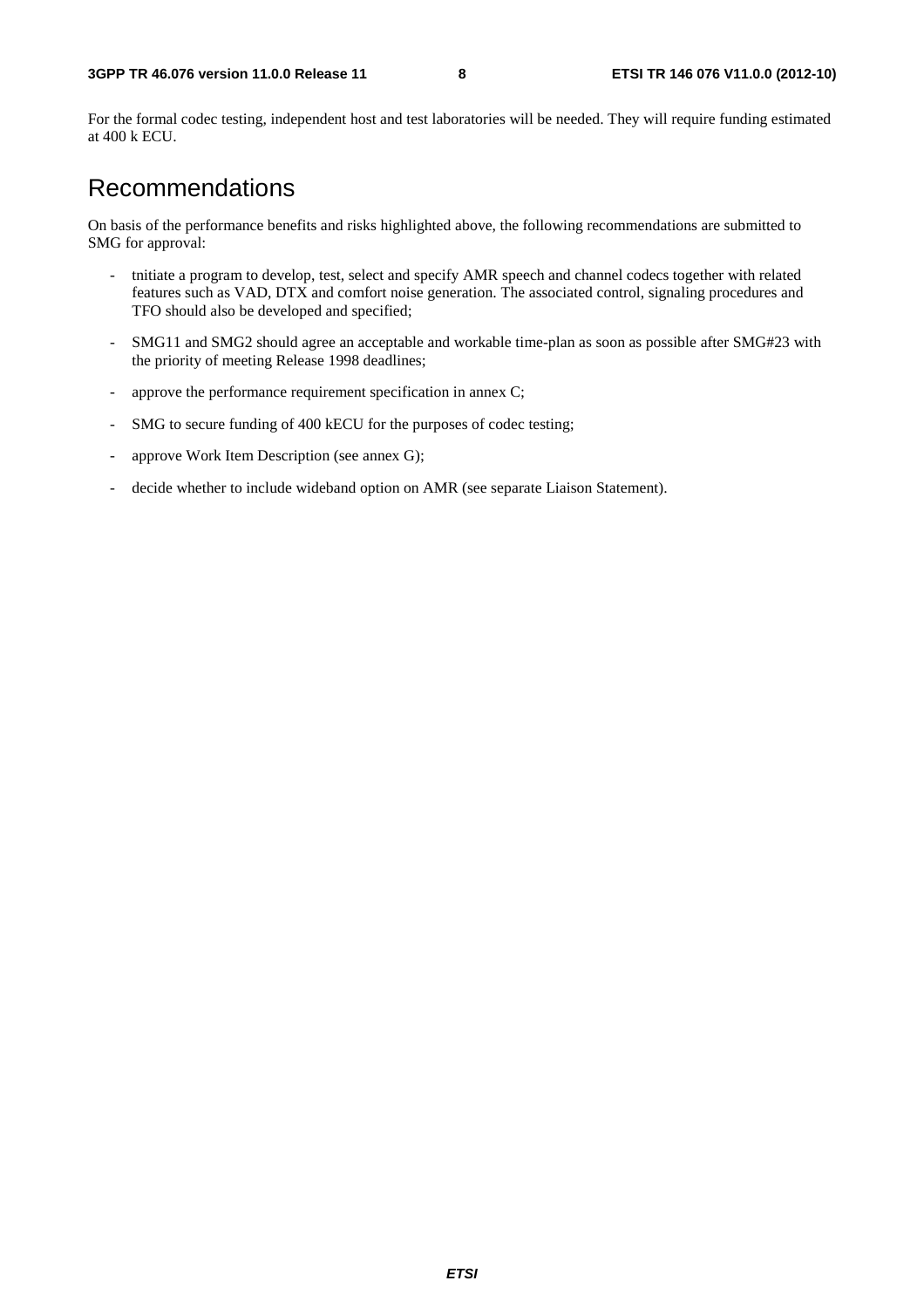For the formal codec testing, independent host and test laboratories will be needed. They will require funding estimated at 400 k ECU.

# Recommendations

On basis of the performance benefits and risks highlighted above, the following recommendations are submitted to SMG for approval:

- tnitiate a program to develop, test, select and specify AMR speech and channel codecs together with related features such as VAD, DTX and comfort noise generation. The associated control, signaling procedures and TFO should also be developed and specified;
- SMG11 and SMG2 should agree an acceptable and workable time-plan as soon as possible after SMG#23 with the priority of meeting Release 1998 deadlines;
- approve the performance requirement specification in annex C;
- SMG to secure funding of 400 kECU for the purposes of codec testing;
- approve Work Item Description (see annex G);
- decide whether to include wideband option on AMR (see separate Liaison Statement).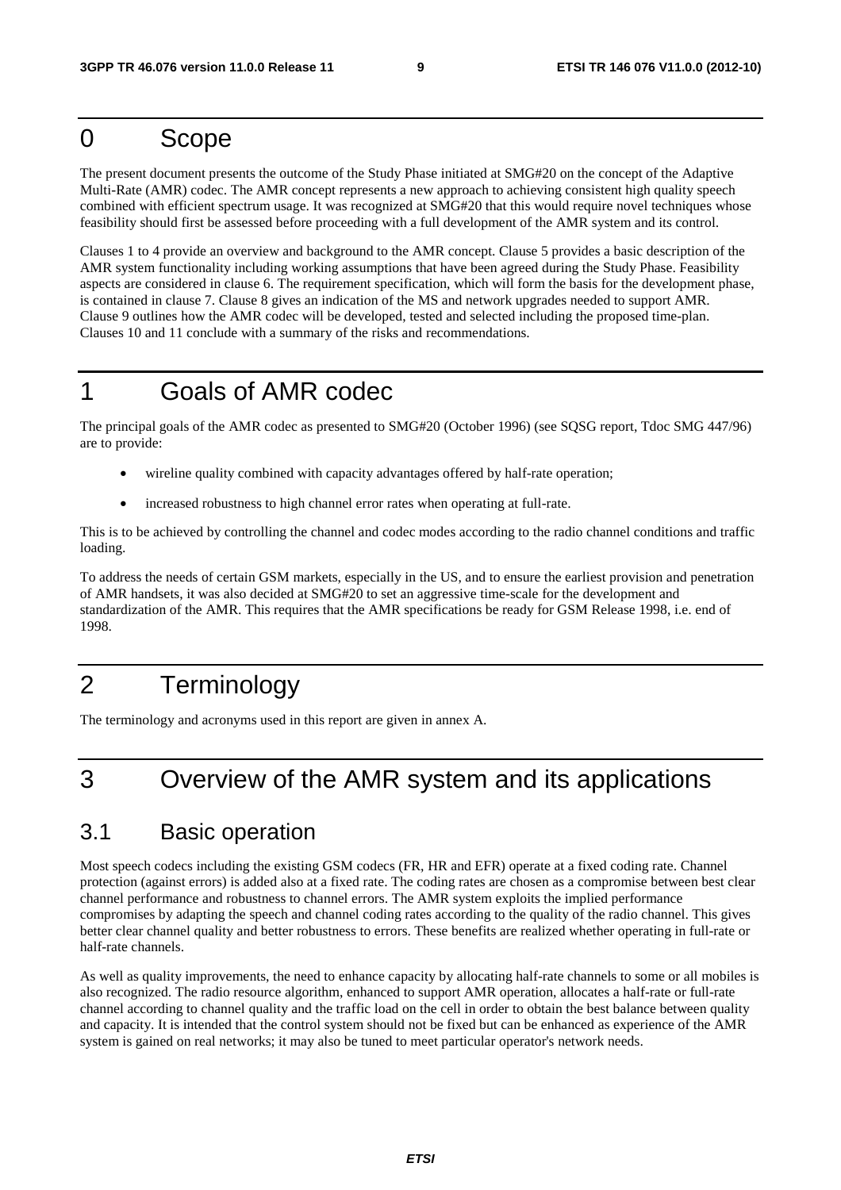# 0 Scope

The present document presents the outcome of the Study Phase initiated at SMG#20 on the concept of the Adaptive Multi-Rate (AMR) codec. The AMR concept represents a new approach to achieving consistent high quality speech combined with efficient spectrum usage. It was recognized at SMG#20 that this would require novel techniques whose feasibility should first be assessed before proceeding with a full development of the AMR system and its control.

Clauses 1 to 4 provide an overview and background to the AMR concept. Clause 5 provides a basic description of the AMR system functionality including working assumptions that have been agreed during the Study Phase. Feasibility aspects are considered in clause 6. The requirement specification, which will form the basis for the development phase, is contained in clause 7. Clause 8 gives an indication of the MS and network upgrades needed to support AMR. Clause 9 outlines how the AMR codec will be developed, tested and selected including the proposed time-plan. Clauses 10 and 11 conclude with a summary of the risks and recommendations.

# 1 Goals of AMR codec

The principal goals of the AMR codec as presented to SMG#20 (October 1996) (see SQSG report, Tdoc SMG 447/96) are to provide:

- wireline quality combined with capacity advantages offered by half-rate operation;
- increased robustness to high channel error rates when operating at full-rate.

This is to be achieved by controlling the channel and codec modes according to the radio channel conditions and traffic loading.

To address the needs of certain GSM markets, especially in the US, and to ensure the earliest provision and penetration of AMR handsets, it was also decided at SMG#20 to set an aggressive time-scale for the development and standardization of the AMR. This requires that the AMR specifications be ready for GSM Release 1998, i.e. end of 1998.

# 2 Terminology

The terminology and acronyms used in this report are given in annex A.

# 3 Overview of the AMR system and its applications

## 3.1 Basic operation

Most speech codecs including the existing GSM codecs (FR, HR and EFR) operate at a fixed coding rate. Channel protection (against errors) is added also at a fixed rate. The coding rates are chosen as a compromise between best clear channel performance and robustness to channel errors. The AMR system exploits the implied performance compromises by adapting the speech and channel coding rates according to the quality of the radio channel. This gives better clear channel quality and better robustness to errors. These benefits are realized whether operating in full-rate or half-rate channels.

As well as quality improvements, the need to enhance capacity by allocating half-rate channels to some or all mobiles is also recognized. The radio resource algorithm, enhanced to support AMR operation, allocates a half-rate or full-rate channel according to channel quality and the traffic load on the cell in order to obtain the best balance between quality and capacity. It is intended that the control system should not be fixed but can be enhanced as experience of the AMR system is gained on real networks; it may also be tuned to meet particular operator's network needs.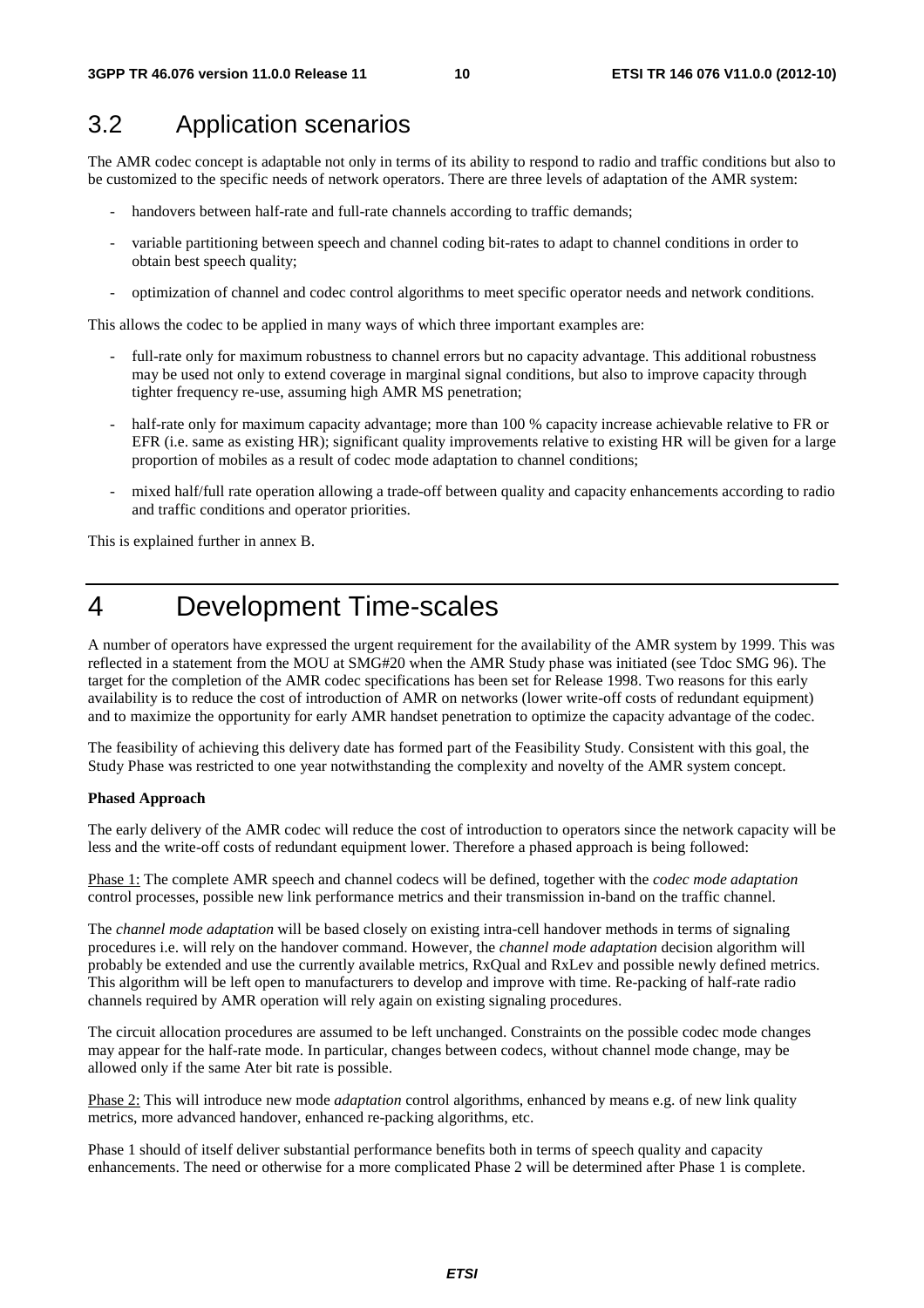## 3.2 Application scenarios

The AMR codec concept is adaptable not only in terms of its ability to respond to radio and traffic conditions but also to be customized to the specific needs of network operators. There are three levels of adaptation of the AMR system:

- handovers between half-rate and full-rate channels according to traffic demands;
- variable partitioning between speech and channel coding bit-rates to adapt to channel conditions in order to obtain best speech quality;
- optimization of channel and codec control algorithms to meet specific operator needs and network conditions.

This allows the codec to be applied in many ways of which three important examples are:

- full-rate only for maximum robustness to channel errors but no capacity advantage. This additional robustness may be used not only to extend coverage in marginal signal conditions, but also to improve capacity through tighter frequency re-use, assuming high AMR MS penetration;
- half-rate only for maximum capacity advantage; more than 100 % capacity increase achievable relative to FR or EFR (i.e. same as existing HR); significant quality improvements relative to existing HR will be given for a large proportion of mobiles as a result of codec mode adaptation to channel conditions;
- mixed half/full rate operation allowing a trade-off between quality and capacity enhancements according to radio and traffic conditions and operator priorities.

This is explained further in annex B.

# 4 Development Time-scales

A number of operators have expressed the urgent requirement for the availability of the AMR system by 1999. This was reflected in a statement from the MOU at SMG#20 when the AMR Study phase was initiated (see Tdoc SMG 96). The target for the completion of the AMR codec specifications has been set for Release 1998. Two reasons for this early availability is to reduce the cost of introduction of AMR on networks (lower write-off costs of redundant equipment) and to maximize the opportunity for early AMR handset penetration to optimize the capacity advantage of the codec.

The feasibility of achieving this delivery date has formed part of the Feasibility Study. Consistent with this goal, the Study Phase was restricted to one year notwithstanding the complexity and novelty of the AMR system concept.

**Phased Approach**

The early delivery of the AMR codec will reduce the cost of introduction to operators since the network capacity will be less and the write-off costs of redundant equipment lower. Therefore a phased approach is being followed:

Phase 1: The complete AMR speech and channel codecs will be defined, together with the *codec mode adaptation* control processes, possible new link performance metrics and their transmission in-band on the traffic channel.

The *channel mode adaptation* will be based closely on existing intra-cell handover methods in terms of signaling procedures i.e. will rely on the handover command. However, the *channel mode adaptation* decision algorithm will probably be extended and use the currently available metrics, RxQual and RxLev and possible newly defined metrics. This algorithm will be left open to manufacturers to develop and improve with time. Re-packing of half-rate radio channels required by AMR operation will rely again on existing signaling procedures.

The circuit allocation procedures are assumed to be left unchanged. Constraints on the possible codec mode changes may appear for the half-rate mode. In particular, changes between codecs, without channel mode change, may be allowed only if the same Ater bit rate is possible.

Phase 2: This will introduce new mode *adaptation* control algorithms, enhanced by means e.g. of new link quality metrics, more advanced handover, enhanced re-packing algorithms, etc.

Phase 1 should of itself deliver substantial performance benefits both in terms of speech quality and capacity enhancements. The need or otherwise for a more complicated Phase 2 will be determined after Phase 1 is complete.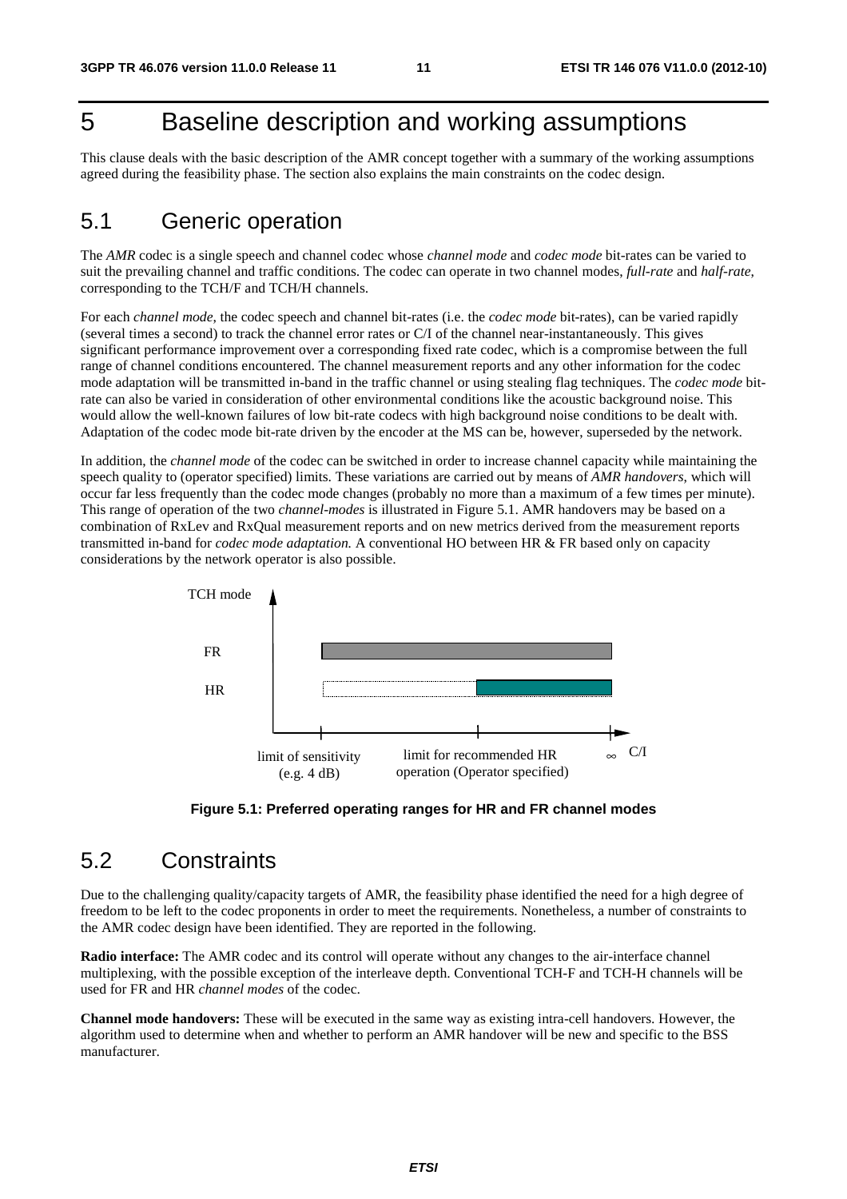# 5 Baseline description and working assumptions

This clause deals with the basic description of the AMR concept together with a summary of the working assumptions agreed during the feasibility phase. The section also explains the main constraints on the codec design.

## 5.1 Generic operation

The *AMR* codec is a single speech and channel codec whose *channel mode* and *codec mode* bit-rates can be varied to suit the prevailing channel and traffic conditions. The codec can operate in two channel modes, *full-rate* and *half-rate*, corresponding to the TCH/F and TCH/H channels.

For each *channel mode*, the codec speech and channel bit-rates (i.e. the *codec mode* bit-rates), can be varied rapidly (several times a second) to track the channel error rates or C/I of the channel near-instantaneously. This gives significant performance improvement over a corresponding fixed rate codec, which is a compromise between the full range of channel conditions encountered. The channel measurement reports and any other information for the codec mode adaptation will be transmitted in-band in the traffic channel or using stealing flag techniques. The *codec mode* bit-rate can also be varied in consideration of other environmental conditions like the acoustic background noise. This would allow the well-known failures of low bit-rate codecs with high background noise conditions to be dealt with. Adaptation of the codec mode bit-rate driven by the encoder at the MS can be, however, superseded by the network.

In addition, the *channel mode* of the codec can be switched in order to increase channel capacity while maintaining the speech quality to (operator specified) limits. These variations are carried out by means of *AMR handovers*, which will occur far less frequently than the codec mode changes (probably no more than a maximum of a few times per minute). This range of operation of the two *channel-modes* is illustrated in Figure 5.1. AMR handovers may be based on a combination of RxLev and RxQual measurement reports and on new metrics derived from the measurement reports transmitted in-band for *codec mode adaptation.* A conventional HO between HR & FR based only on capacity considerations by the network operator is also possible.

TCH mode

FR

HR

limit of sensitivity (e.g. 4 dB) | limit for recommended HR operation (Operator specified) | ∞ C/I

**Figure 5.1: Preferred operating ranges for HR and FR channel modes**

## 5.2 Constraints

Due to the challenging quality/capacity targets of AMR, the feasibility phase identified the need for a high degree of freedom to be left to the codec proponents in order to meet the requirements. Nonetheless, a number of constraints to the AMR codec design have been identified. They are reported in the following.

**Radio interface:** The AMR codec and its control will operate without any changes to the air-interface channel multiplexing, with the possible exception of the interleave depth. Conventional TCH-F and TCH-H channels will be used for FR and HR *channel modes* of the codec.

**Channel mode handovers:** These will be executed in the same way as existing intra-cell handovers. However, the algorithm used to determine when and whether to perform an AMR handover will be new and specific to the BSS manufacturer.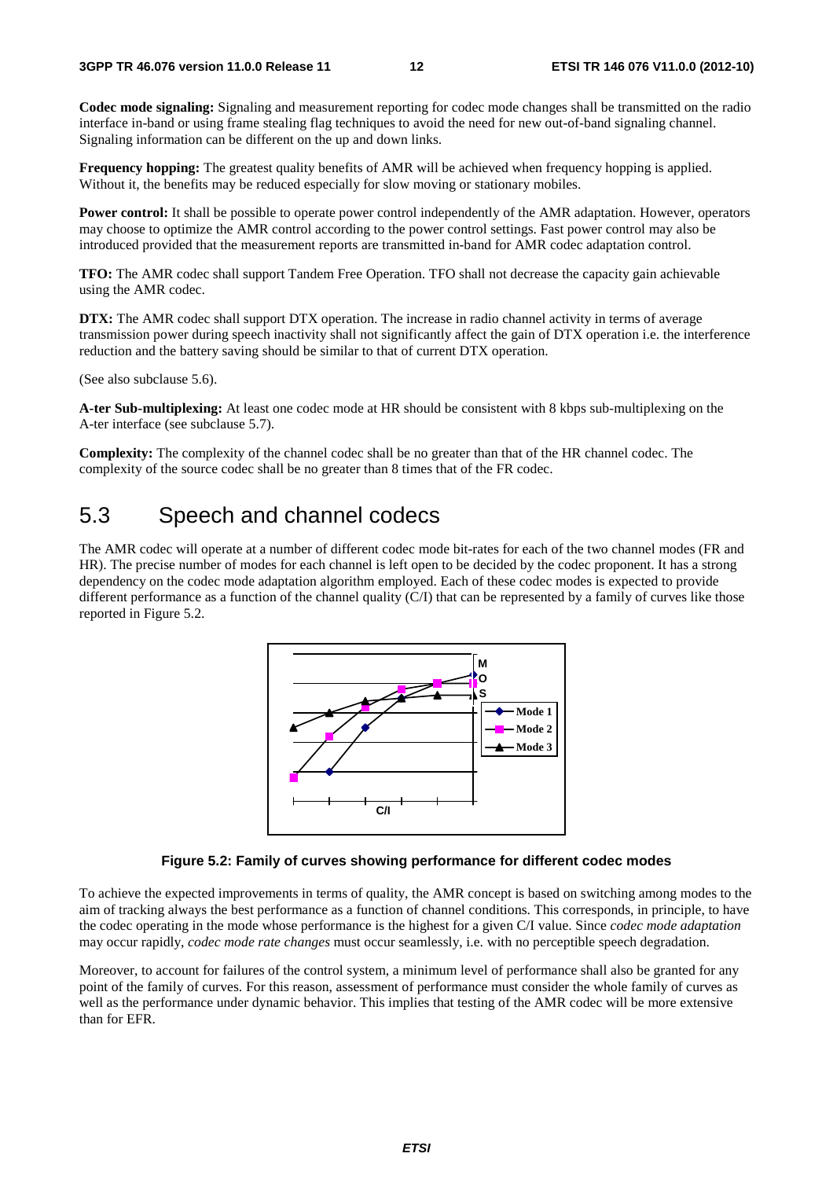**Codec mode signaling:** Signaling and measurement reporting for codec mode changes shall be transmitted on the radio interface in-band or using frame stealing flag techniques to avoid the need for new out-of-band signaling channel. Signaling information can be different on the up and down links.

**Frequency hopping:** The greatest quality benefits of AMR will be achieved when frequency hopping is applied. Without it, the benefits may be reduced especially for slow moving or stationary mobiles.

**Power control:** It shall be possible to operate power control independently of the AMR adaptation. However, operators may choose to optimize the AMR control according to the power control settings. Fast power control may also be introduced provided that the measurement reports are transmitted in-band for AMR codec adaptation control.

**TFO:** The AMR codec shall support Tandem Free Operation. TFO shall not decrease the capacity gain achievable using the AMR codec.

**DTX:** The AMR codec shall support DTX operation. The increase in radio channel activity in terms of average transmission power during speech inactivity shall not significantly affect the gain of DTX operation i.e. the interference reduction and the battery saving should be similar to that of current DTX operation.

(See also subclause 5.6).

**A-ter Sub-multiplexing:** At least one codec mode at HR should be consistent with 8 kbps sub-multiplexing on the A-ter interface (see subclause 5.7).

**Complexity:** The complexity of the channel codec shall be no greater than that of the HR channel codec. The complexity of the source codec shall be no greater than 8 times that of the FR codec.

## 5.3 Speech and channel codecs

The AMR codec will operate at a number of different codec mode bit-rates for each of the two channel modes (FR and HR). The precise number of modes for each channel is left open to be decided by the codec proponent. It has a strong dependency on the codec mode adaptation algorithm employed. Each of these codec modes is expected to provide different performance as a function of the channel quality (C/I) that can be represented by a family of curves like those reported in Figure 5.2.

**Figure 5.2: Family of curves showing performance for different codec modes**

To achieve the expected improvements in terms of quality, the AMR concept is based on switching among modes to the aim of tracking always the best performance as a function of channel conditions. This corresponds, in principle, to have the codec operating in the mode whose performance is the highest for a given C/I value. Since *codec mode adaptation* may occur rapidly, *codec mode rate changes* must occur seamlessly, i.e. with no perceptible speech degradation.

Moreover, to account for failures of the control system, a minimum level of performance shall also be granted for any point of the family of curves. For this reason, assessment of performance must consider the whole family of curves as well as the performance under dynamic behavior. This implies that testing of the AMR codec will be more extensive than for EFR.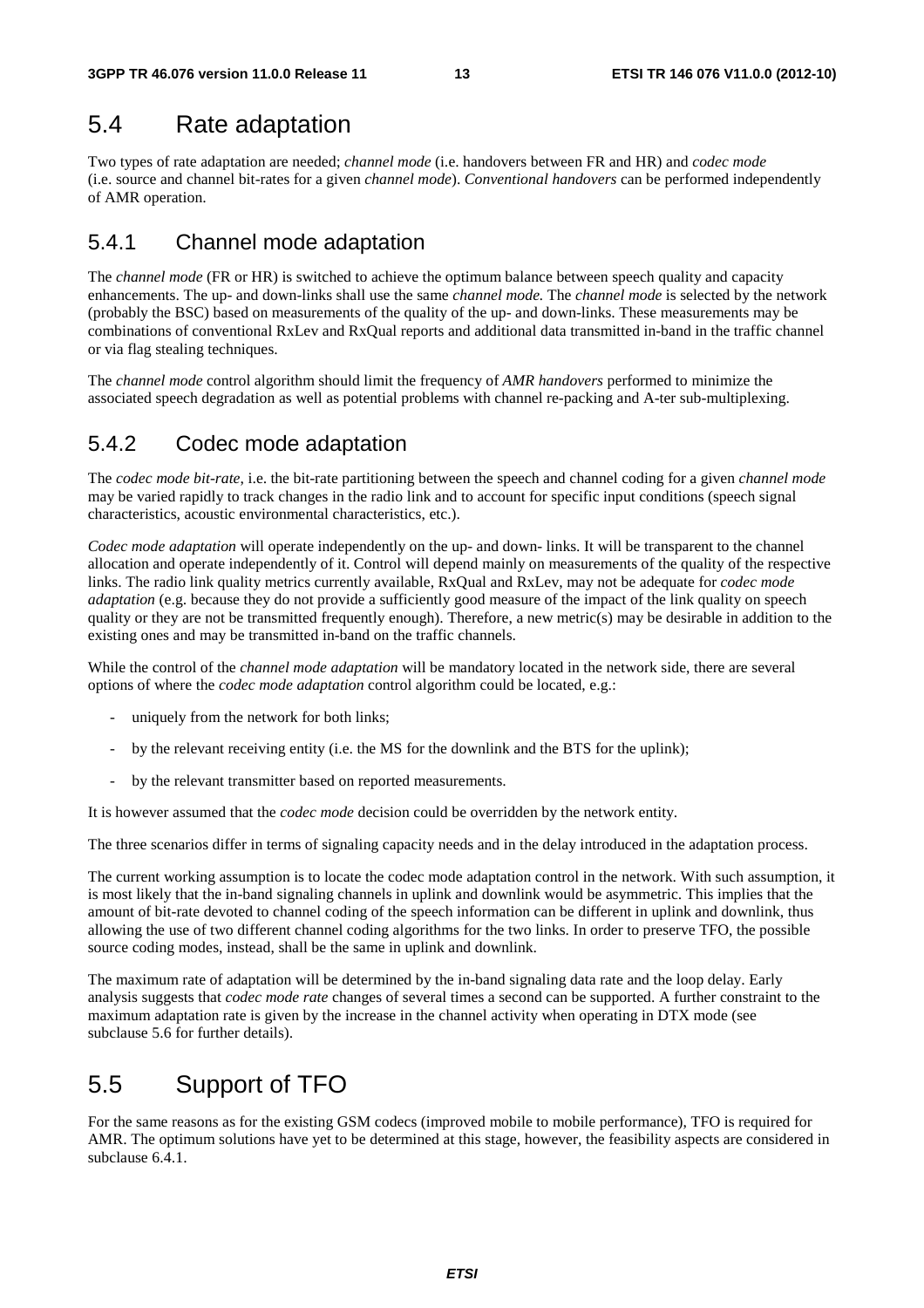## 5.4 Rate adaptation

Two types of rate adaptation are needed; *channel mode* (i.e. handovers between FR and HR) and *codec mode* (i.e. source and channel bit-rates for a given *channel mode*). *Conventional handovers* can be performed independently of AMR operation.

### 5.4.1 Channel mode adaptation

The *channel mode* (FR or HR) is switched to achieve the optimum balance between speech quality and capacity enhancements. The up- and down-links shall use the same *channel mode.* The *channel mode* is selected by the network (probably the BSC) based on measurements of the quality of the up- and down-links. These measurements may be combinations of conventional RxLev and RxQual reports and additional data transmitted in-band in the traffic channel or via flag stealing techniques.

The *channel mode* control algorithm should limit the frequency of *AMR handovers* performed to minimize the associated speech degradation as well as potential problems with channel re-packing and A-ter sub-multiplexing.

### 5.4.2 Codec mode adaptation

The *codec mode bit-rate*, i.e. the bit-rate partitioning between the speech and channel coding for a given *channel mode* may be varied rapidly to track changes in the radio link and to account for specific input conditions (speech signal characteristics, acoustic environmental characteristics, etc.).

*Codec mode adaptation* will operate independently on the up- and down- links. It will be transparent to the channel allocation and operate independently of it. Control will depend mainly on measurements of the quality of the respective links. The radio link quality metrics currently available, RxQual and RxLev, may not be adequate for *codec mode adaptation* (e.g. because they do not provide a sufficiently good measure of the impact of the link quality on speech quality or they are not be transmitted frequently enough). Therefore, a new metric(s) may be desirable in addition to the existing ones and may be transmitted in-band on the traffic channels.

While the control of the *channel mode adaptation* will be mandatory located in the network side, there are several options of where the *codec mode adaptation* control algorithm could be located, e.g.:

- uniquely from the network for both links;
- by the relevant receiving entity (i.e. the MS for the downlink and the BTS for the uplink);
- by the relevant transmitter based on reported measurements.

It is however assumed that the *codec mode* decision could be overridden by the network entity.

The three scenarios differ in terms of signaling capacity needs and in the delay introduced in the adaptation process.

The current working assumption is to locate the codec mode adaptation control in the network. With such assumption, it is most likely that the in-band signaling channels in uplink and downlink would be asymmetric. This implies that the amount of bit-rate devoted to channel coding of the speech information can be different in uplink and downlink, thus allowing the use of two different channel coding algorithms for the two links. In order to preserve TFO, the possible source coding modes, instead, shall be the same in uplink and downlink.

The maximum rate of adaptation will be determined by the in-band signaling data rate and the loop delay. Early analysis suggests that *codec mode rate* changes of several times a second can be supported. A further constraint to the maximum adaptation rate is given by the increase in the channel activity when operating in DTX mode (see subclause 5.6 for further details).

## 5.5 Support of TFO

For the same reasons as for the existing GSM codecs (improved mobile to mobile performance), TFO is required for AMR. The optimum solutions have yet to be determined at this stage, however, the feasibility aspects are considered in subclause 6.4.1.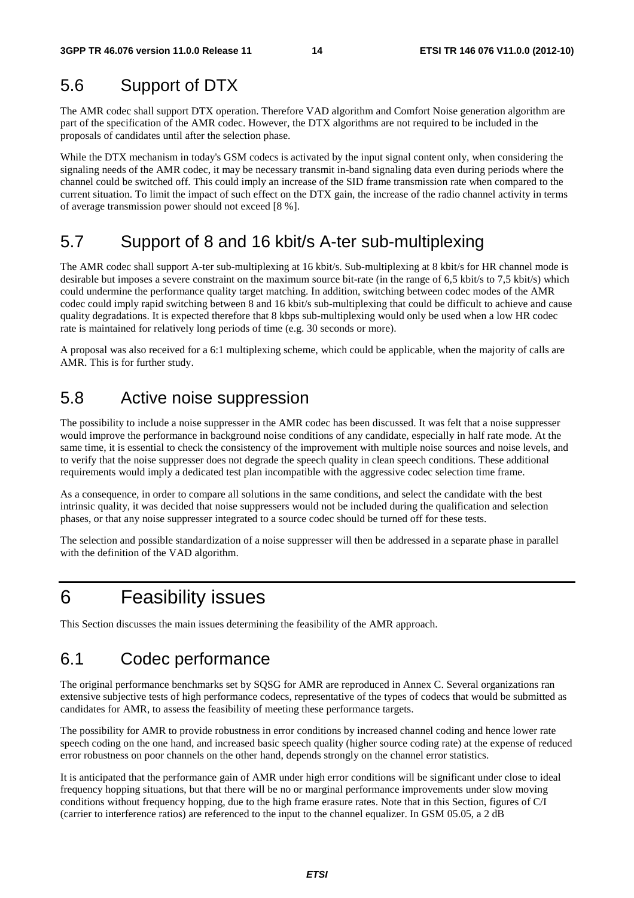## 5.6 Support of DTX

The AMR codec shall support DTX operation. Therefore VAD algorithm and Comfort Noise generation algorithm are part of the specification of the AMR codec. However, the DTX algorithms are not required to be included in the proposals of candidates until after the selection phase.

While the DTX mechanism in today's GSM codecs is activated by the input signal content only, when considering the signaling needs of the AMR codec, it may be necessary transmit in-band signaling data even during periods where the channel could be switched off. This could imply an increase of the SID frame transmission rate when compared to the current situation. To limit the impact of such effect on the DTX gain, the increase of the radio channel activity in terms of average transmission power should not exceed [8 %].

## 5.7 Support of 8 and 16 kbit/s A-ter sub-multiplexing

The AMR codec shall support A-ter sub-multiplexing at 16 kbit/s. Sub-multiplexing at 8 kbit/s for HR channel mode is desirable but imposes a severe constraint on the maximum source bit-rate (in the range of 6,5 kbit/s to 7,5 kbit/s) which could undermine the performance quality target matching. In addition, switching between codec modes of the AMR codec could imply rapid switching between 8 and 16 kbit/s sub-multiplexing that could be difficult to achieve and cause quality degradations. It is expected therefore that 8 kbps sub-multiplexing would only be used when a low HR codec rate is maintained for relatively long periods of time (e.g. 30 seconds or more).

A proposal was also received for a 6:1 multiplexing scheme, which could be applicable, when the majority of calls are AMR. This is for further study.

## 5.8 Active noise suppression

The possibility to include a noise suppresser in the AMR codec has been discussed. It was felt that a noise suppresser would improve the performance in background noise conditions of any candidate, especially in half rate mode. At the same time, it is essential to check the consistency of the improvement with multiple noise sources and noise levels, and to verify that the noise suppresser does not degrade the speech quality in clean speech conditions. These additional requirements would imply a dedicated test plan incompatible with the aggressive codec selection time frame.

As a consequence, in order to compare all solutions in the same conditions, and select the candidate with the best intrinsic quality, it was decided that noise suppressers would not be included during the qualification and selection phases, or that any noise suppresser integrated to a source codec should be turned off for these tests.

The selection and possible standardization of a noise suppresser will then be addressed in a separate phase in parallel with the definition of the VAD algorithm.

# 6 Feasibility issues

This Section discusses the main issues determining the feasibility of the AMR approach.

## 6.1 Codec performance

The original performance benchmarks set by SQSG for AMR are reproduced in Annex C. Several organizations ran extensive subjective tests of high performance codecs, representative of the types of codecs that would be submitted as candidates for AMR, to assess the feasibility of meeting these performance targets.

The possibility for AMR to provide robustness in error conditions by increased channel coding and hence lower rate speech coding on the one hand, and increased basic speech quality (higher source coding rate) at the expense of reduced error robustness on poor channels on the other hand, depends strongly on the channel error statistics.

It is anticipated that the performance gain of AMR under high error conditions will be significant under close to ideal frequency hopping situations, but that there will be no or marginal performance improvements under slow moving conditions without frequency hopping, due to the high frame erasure rates. Note that in this Section, figures of C/I (carrier to interference ratios) are referenced to the input to the channel equalizer. In GSM 05.05, a 2 dB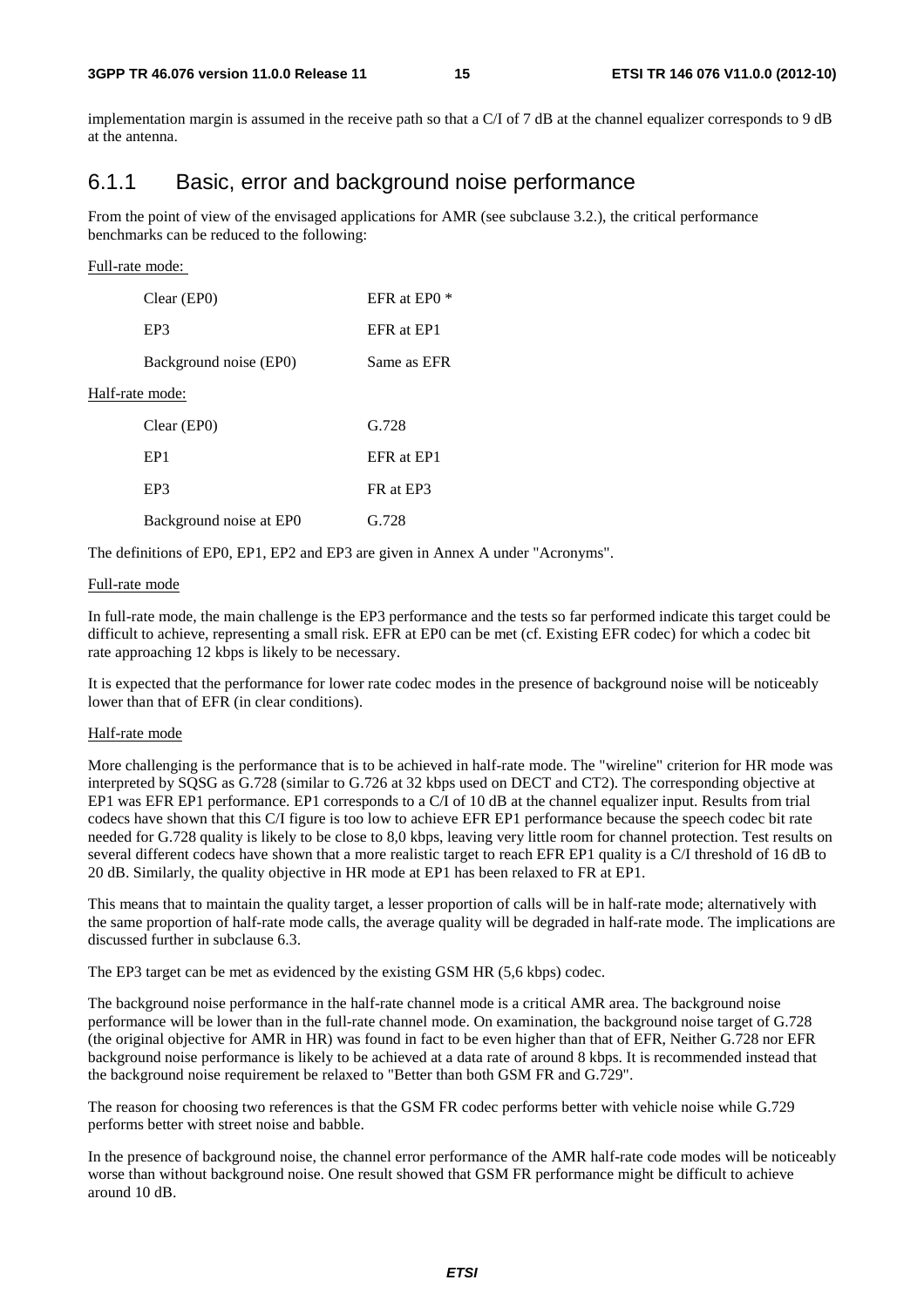implementation margin is assumed in the receive path so that a C/I of 7 dB at the channel equalizer corresponds to 9 dB at the antenna.

### 6.1.1 Basic, error and background noise performance

From the point of view of the envisaged applications for AMR (see subclause 3.2.), the critical performance benchmarks can be reduced to the following:

Full-rate mode:

| | |
|---|---|
| Clear (EP0) | EFR at EP0 * |
| EP3 | EFR at EP1 |
| Background noise (EP0) | Same as EFR |

Half-rate mode:

| | |
|---|---|
| Clear (EP0) | G.728 |
| EP1 | EFR at EP1 |
| EP3 | FR at EP3 |
| Background noise at EP0 | G.728 |

The definitions of EP0, EP1, EP2 and EP3 are given in Annex A under "Acronyms".

Full-rate mode

In full-rate mode, the main challenge is the EP3 performance and the tests so far performed indicate this target could be difficult to achieve, representing a small risk. EFR at EP0 can be met (cf. Existing EFR codec) for which a codec bit rate approaching 12 kbps is likely to be necessary.

It is expected that the performance for lower rate codec modes in the presence of background noise will be noticeably lower than that of EFR (in clear conditions).

Half-rate mode

More challenging is the performance that is to be achieved in half-rate mode. The "wireline" criterion for HR mode was interpreted by SQSG as G.728 (similar to G.726 at 32 kbps used on DECT and CT2). The corresponding objective at EP1 was EFR EP1 performance. EP1 corresponds to a C/I of 10 dB at the channel equalizer input. Results from trial codecs have shown that this C/I figure is too low to achieve EFR EP1 performance because the speech codec bit rate needed for G.728 quality is likely to be close to 8,0 kbps, leaving very little room for channel protection. Test results on several different codecs have shown that a more realistic target to reach EFR EP1 quality is a C/I threshold of 16 dB to 20 dB. Similarly, the quality objective in HR mode at EP1 has been relaxed to FR at EP1.

This means that to maintain the quality target, a lesser proportion of calls will be in half-rate mode; alternatively with the same proportion of half-rate mode calls, the average quality will be degraded in half-rate mode. The implications are discussed further in subclause 6.3.

The EP3 target can be met as evidenced by the existing GSM HR (5,6 kbps) codec.

The background noise performance in the half-rate channel mode is a critical AMR area. The background noise performance will be lower than in the full-rate channel mode. On examination, the background noise target of G.728 (the original objective for AMR in HR) was found in fact to be even higher than that of EFR, Neither G.728 nor EFR background noise performance is likely to be achieved at a data rate of around 8 kbps. It is recommended instead that the background noise requirement be relaxed to "Better than both GSM FR and G.729".

The reason for choosing two references is that the GSM FR codec performs better with vehicle noise while G.729 performs better with street noise and babble.

In the presence of background noise, the channel error performance of the AMR half-rate code modes will be noticeably worse than without background noise. One result showed that GSM FR performance might be difficult to achieve around 10 dB.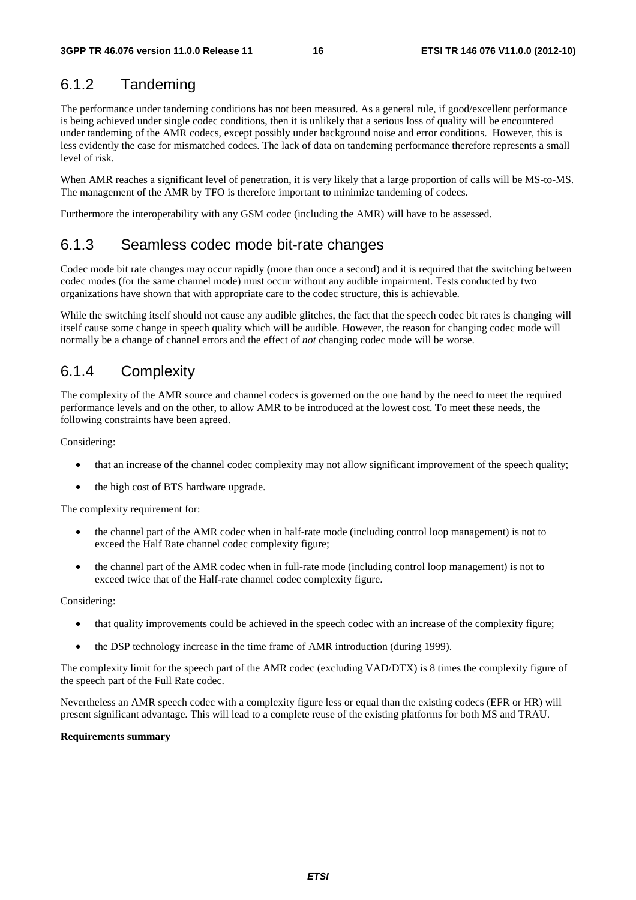### 6.1.2 Tandeming

The performance under tandeming conditions has not been measured. As a general rule, if good/excellent performance is being achieved under single codec conditions, then it is unlikely that a serious loss of quality will be encountered under tandeming of the AMR codecs, except possibly under background noise and error conditions. However, this is less evidently the case for mismatched codecs. The lack of data on tandeming performance therefore represents a small level of risk.

When AMR reaches a significant level of penetration, it is very likely that a large proportion of calls will be MS-to-MS. The management of the AMR by TFO is therefore important to minimize tandeming of codecs.

Furthermore the interoperability with any GSM codec (including the AMR) will have to be assessed.

### 6.1.3 Seamless codec mode bit-rate changes

Codec mode bit rate changes may occur rapidly (more than once a second) and it is required that the switching between codec modes (for the same channel mode) must occur without any audible impairment. Tests conducted by two organizations have shown that with appropriate care to the codec structure, this is achievable.

While the switching itself should not cause any audible glitches, the fact that the speech codec bit rates is changing will itself cause some change in speech quality which will be audible. However, the reason for changing codec mode will normally be a change of channel errors and the effect of *not* changing codec mode will be worse.

### 6.1.4 Complexity

The complexity of the AMR source and channel codecs is governed on the one hand by the need to meet the required performance levels and on the other, to allow AMR to be introduced at the lowest cost. To meet these needs, the following constraints have been agreed.

Considering:

- that an increase of the channel codec complexity may not allow significant improvement of the speech quality;
- the high cost of BTS hardware upgrade.

The complexity requirement for:

- the channel part of the AMR codec when in half-rate mode (including control loop management) is not to exceed the Half Rate channel codec complexity figure;
- the channel part of the AMR codec when in full-rate mode (including control loop management) is not to exceed twice that of the Half-rate channel codec complexity figure.

Considering:

- that quality improvements could be achieved in the speech codec with an increase of the complexity figure;
- the DSP technology increase in the time frame of AMR introduction (during 1999).

The complexity limit for the speech part of the AMR codec (excluding VAD/DTX) is 8 times the complexity figure of the speech part of the Full Rate codec.

Nevertheless an AMR speech codec with a complexity figure less or equal than the existing codecs (EFR or HR) will present significant advantage. This will lead to a complete reuse of the existing platforms for both MS and TRAU.

**Requirements summary**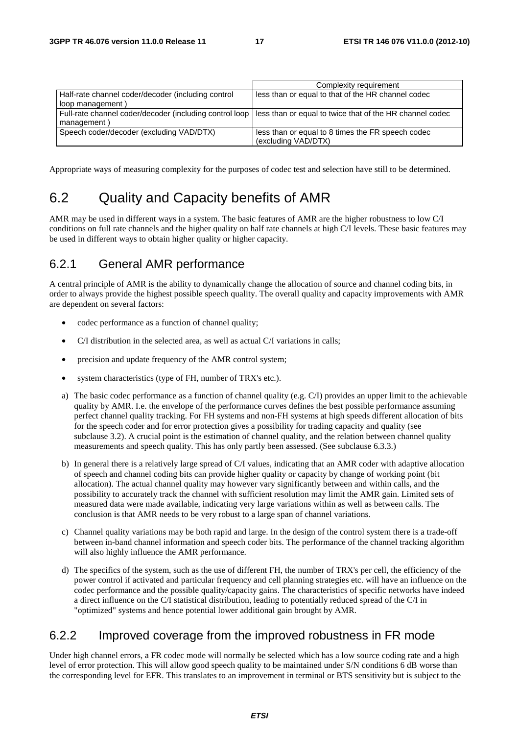| | Complexity requirement |
|---|---|
| Half-rate channel coder/decoder (including control loop management ) | less than or equal to that of the HR channel codec |
| Full-rate channel coder/decoder (including control loop management ) | less than or equal to twice that of the HR channel codec |
| Speech coder/decoder (excluding VAD/DTX) | less than or equal to 8 times the FR speech codec (excluding VAD/DTX) |

Appropriate ways of measuring complexity for the purposes of codec test and selection have still to be determined.

## 6.2 Quality and Capacity benefits of AMR

AMR may be used in different ways in a system. The basic features of AMR are the higher robustness to low C/I conditions on full rate channels and the higher quality on half rate channels at high C/I levels. These basic features may be used in different ways to obtain higher quality or higher capacity.

### 6.2.1 General AMR performance

A central principle of AMR is the ability to dynamically change the allocation of source and channel coding bits, in order to always provide the highest possible speech quality. The overall quality and capacity improvements with AMR are dependent on several factors:

- codec performance as a function of channel quality;
- C/I distribution in the selected area, as well as actual C/I variations in calls;
- precision and update frequency of the AMR control system;
- system characteristics (type of FH, number of TRX's etc.).

a) The basic codec performance as a function of channel quality (e.g. C/I) provides an upper limit to the achievable quality by AMR. I.e. the envelope of the performance curves defines the best possible performance assuming perfect channel quality tracking. For FH systems and non-FH systems at high speeds different allocation of bits for the speech coder and for error protection gives a possibility for trading capacity and quality (see subclause 3.2). A crucial point is the estimation of channel quality, and the relation between channel quality measurements and speech quality. This has only partly been assessed. (See subclause 6.3.3.)

b) In general there is a relatively large spread of C/I values, indicating that an AMR coder with adaptive allocation of speech and channel coding bits can provide higher quality or capacity by change of working point (bit allocation). The actual channel quality may however vary significantly between and within calls, and the possibility to accurately track the channel with sufficient resolution may limit the AMR gain. Limited sets of measured data were made available, indicating very large variations within as well as between calls. The conclusion is that AMR needs to be very robust to a large span of channel variations.

c) Channel quality variations may be both rapid and large. In the design of the control system there is a trade-off between in-band channel information and speech coder bits. The performance of the channel tracking algorithm will also highly influence the AMR performance.

d) The specifics of the system, such as the use of different FH, the number of TRX's per cell, the efficiency of the power control if activated and particular frequency and cell planning strategies etc. will have an influence on the codec performance and the possible quality/capacity gains. The characteristics of specific networks have indeed a direct influence on the C/I statistical distribution, leading to potentially reduced spread of the C/I in "optimized" systems and hence potential lower additional gain brought by AMR.

### 6.2.2 Improved coverage from the improved robustness in FR mode

Under high channel errors, a FR codec mode will normally be selected which has a low source coding rate and a high level of error protection. This will allow good speech quality to be maintained under S/N conditions 6 dB worse than the corresponding level for EFR. This translates to an improvement in terminal or BTS sensitivity but is subject to the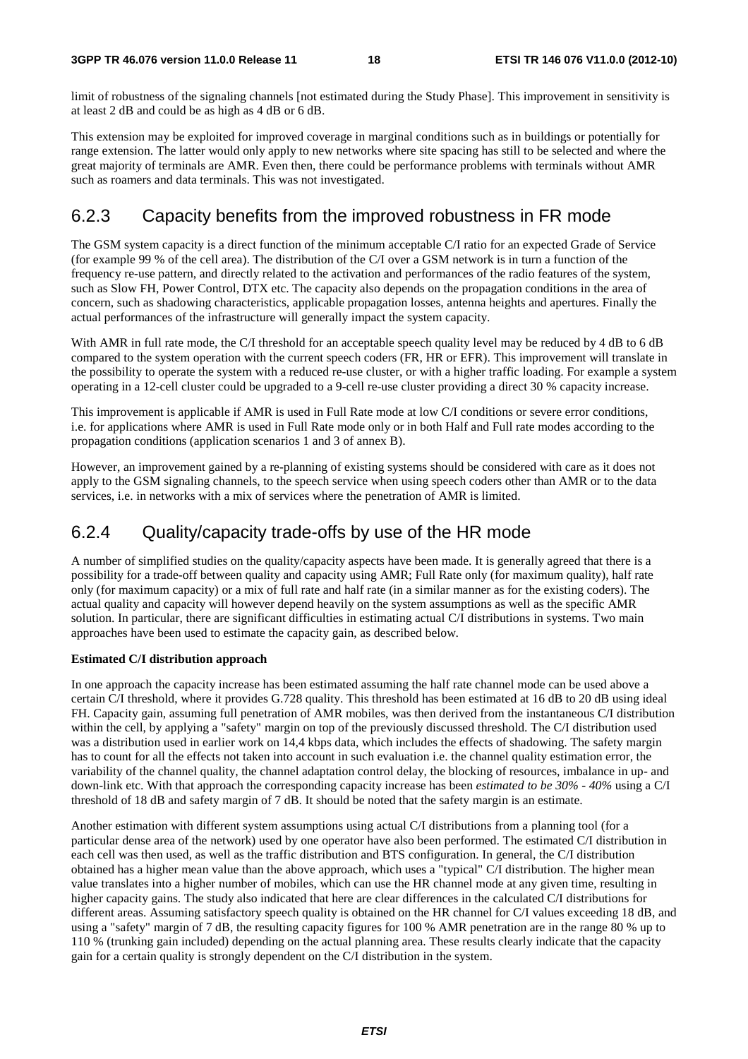limit of robustness of the signaling channels [not estimated during the Study Phase]. This improvement in sensitivity is at least 2 dB and could be as high as 4 dB or 6 dB.

This extension may be exploited for improved coverage in marginal conditions such as in buildings or potentially for range extension. The latter would only apply to new networks where site spacing has still to be selected and where the great majority of terminals are AMR. Even then, there could be performance problems with terminals without AMR such as roamers and data terminals. This was not investigated.

### 6.2.3 Capacity benefits from the improved robustness in FR mode

The GSM system capacity is a direct function of the minimum acceptable C/I ratio for an expected Grade of Service (for example 99 % of the cell area). The distribution of the C/I over a GSM network is in turn a function of the frequency re-use pattern, and directly related to the activation and performances of the radio features of the system, such as Slow FH, Power Control, DTX etc. The capacity also depends on the propagation conditions in the area of concern, such as shadowing characteristics, applicable propagation losses, antenna heights and apertures. Finally the actual performances of the infrastructure will generally impact the system capacity.

With AMR in full rate mode, the C/I threshold for an acceptable speech quality level may be reduced by 4 dB to 6 dB compared to the system operation with the current speech coders (FR, HR or EFR). This improvement will translate in the possibility to operate the system with a reduced re-use cluster, or with a higher traffic loading. For example a system operating in a 12-cell cluster could be upgraded to a 9-cell re-use cluster providing a direct 30 % capacity increase.

This improvement is applicable if AMR is used in Full Rate mode at low C/I conditions or severe error conditions, i.e. for applications where AMR is used in Full Rate mode only or in both Half and Full rate modes according to the propagation conditions (application scenarios 1 and 3 of annex B).

However, an improvement gained by a re-planning of existing systems should be considered with care as it does not apply to the GSM signaling channels, to the speech service when using speech coders other than AMR or to the data services, i.e. in networks with a mix of services where the penetration of AMR is limited.

### 6.2.4 Quality/capacity trade-offs by use of the HR mode

A number of simplified studies on the quality/capacity aspects have been made. It is generally agreed that there is a possibility for a trade-off between quality and capacity using AMR; Full Rate only (for maximum quality), half rate only (for maximum capacity) or a mix of full rate and half rate (in a similar manner as for the existing coders). The actual quality and capacity will however depend heavily on the system assumptions as well as the specific AMR solution. In particular, there are significant difficulties in estimating actual C/I distributions in systems. Two main approaches have been used to estimate the capacity gain, as described below.

**Estimated C/I distribution approach**

In one approach the capacity increase has been estimated assuming the half rate channel mode can be used above a certain C/I threshold, where it provides G.728 quality. This threshold has been estimated at 16 dB to 20 dB using ideal FH. Capacity gain, assuming full penetration of AMR mobiles, was then derived from the instantaneous C/I distribution within the cell, by applying a "safety" margin on top of the previously discussed threshold. The C/I distribution used was a distribution used in earlier work on 14,4 kbps data, which includes the effects of shadowing. The safety margin has to count for all the effects not taken into account in such evaluation i.e. the channel quality estimation error, the variability of the channel quality, the channel adaptation control delay, the blocking of resources, imbalance in up- and down-link etc. With that approach the corresponding capacity increase has been *estimated to be 30% - 40%* using a C/I threshold of 18 dB and safety margin of 7 dB. It should be noted that the safety margin is an estimate.

Another estimation with different system assumptions using actual C/I distributions from a planning tool (for a particular dense area of the network) used by one operator have also been performed. The estimated C/I distribution in each cell was then used, as well as the traffic distribution and BTS configuration. In general, the C/I distribution obtained has a higher mean value than the above approach, which uses a "typical" C/I distribution. The higher mean value translates into a higher number of mobiles, which can use the HR channel mode at any given time, resulting in higher capacity gains. The study also indicated that here are clear differences in the calculated C/I distributions for different areas. Assuming satisfactory speech quality is obtained on the HR channel for C/I values exceeding 18 dB, and using a "safety" margin of 7 dB, the resulting capacity figures for 100 % AMR penetration are in the range 80 % up to 110 % (trunking gain included) depending on the actual planning area. These results clearly indicate that the capacity gain for a certain quality is strongly dependent on the C/I distribution in the system.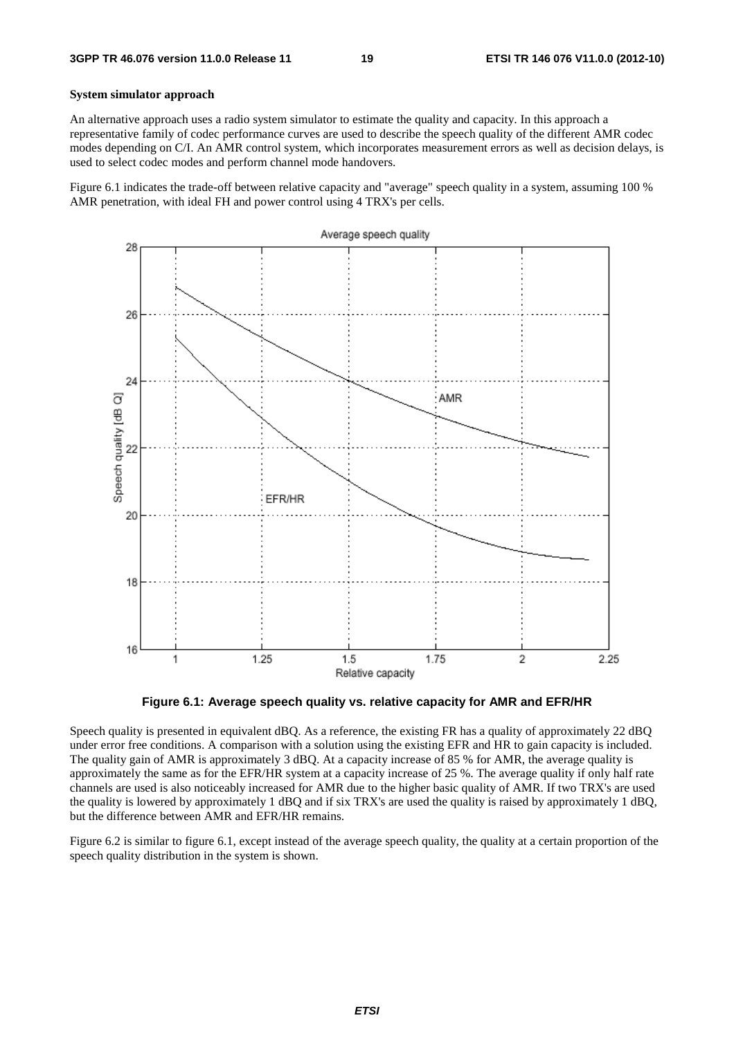**System simulator approach**

An alternative approach uses a radio system simulator to estimate the quality and capacity. In this approach a representative family of codec performance curves are used to describe the speech quality of the different AMR codec modes depending on C/I. An AMR control system, which incorporates measurement errors as well as decision delays, is used to select codec modes and perform channel mode handovers.

Figure 6.1 indicates the trade-off between relative capacity and "average" speech quality in a system, assuming 100 % AMR penetration, with ideal FH and power control using 4 TRX's per cells.

**Figure 6.1: Average speech quality vs. relative capacity for AMR and EFR/HR**

Speech quality is presented in equivalent dBQ. As a reference, the existing FR has a quality of approximately 22 dBQ under error free conditions. A comparison with a solution using the existing EFR and HR to gain capacity is included. The quality gain of AMR is approximately 3 dBQ. At a capacity increase of 85 % for AMR, the average quality is approximately the same as for the EFR/HR system at a capacity increase of 25 %. The average quality if only half rate channels are used is also noticeably increased for AMR due to the higher basic quality of AMR. If two TRX's are used the quality is lowered by approximately 1 dBQ and if six TRX's are used the quality is raised by approximately 1 dBQ, but the difference between AMR and EFR/HR remains.

Figure 6.2 is similar to figure 6.1, except instead of the average speech quality, the quality at a certain proportion of the speech quality distribution in the system is shown.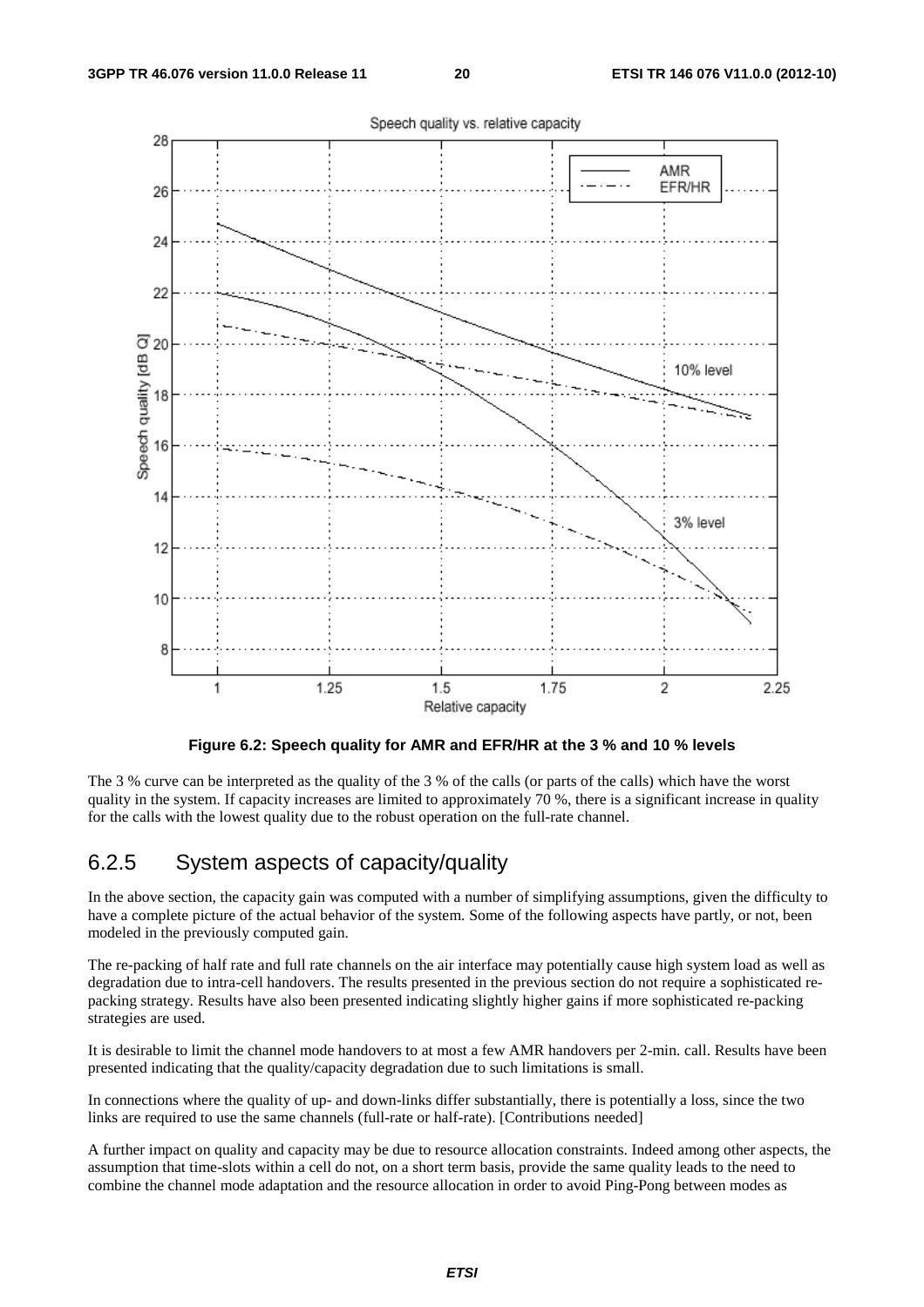**Figure 6.2: Speech quality for AMR and EFR/HR at the 3 % and 10 % levels**

The 3 % curve can be interpreted as the quality of the 3 % of the calls (or parts of the calls) which have the worst quality in the system. If capacity increases are limited to approximately 70 %, there is a significant increase in quality for the calls with the lowest quality due to the robust operation on the full-rate channel.

### 6.2.5 System aspects of capacity/quality

In the above section, the capacity gain was computed with a number of simplifying assumptions, given the difficulty to have a complete picture of the actual behavior of the system. Some of the following aspects have partly, or not, been modeled in the previously computed gain.

The re-packing of half rate and full rate channels on the air interface may potentially cause high system load as well as degradation due to intra-cell handovers. The results presented in the previous section do not require a sophisticated re-packing strategy. Results have also been presented indicating slightly higher gains if more sophisticated re-packing strategies are used.

It is desirable to limit the channel mode handovers to at most a few AMR handovers per 2-min. call. Results have been presented indicating that the quality/capacity degradation due to such limitations is small.

In connections where the quality of up- and down-links differ substantially, there is potentially a loss, since the two links are required to use the same channels (full-rate or half-rate). [Contributions needed]

A further impact on quality and capacity may be due to resource allocation constraints. Indeed among other aspects, the assumption that time-slots within a cell do not, on a short term basis, provide the same quality leads to the need to combine the channel mode adaptation and the resource allocation in order to avoid Ping-Pong between modes as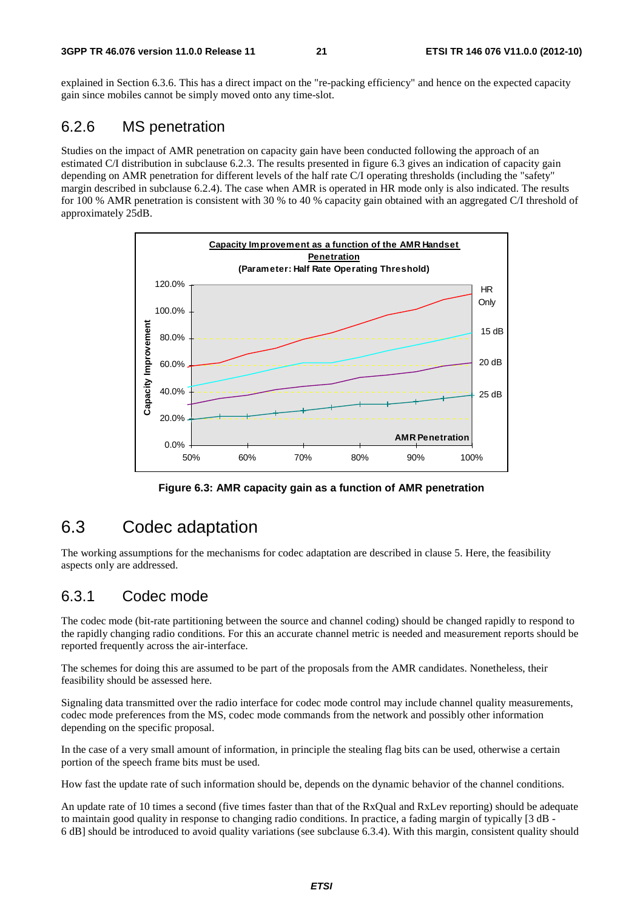explained in Section 6.3.6. This has a direct impact on the "re-packing efficiency" and hence on the expected capacity gain since mobiles cannot be simply moved onto any time-slot.

### 6.2.6 MS penetration

Studies on the impact of AMR penetration on capacity gain have been conducted following the approach of an estimated C/I distribution in subclause 6.2.3. The results presented in figure 6.3 gives an indication of capacity gain depending on AMR penetration for different levels of the half rate C/I operating thresholds (including the "safety" margin described in subclause 6.2.4). The case when AMR is operated in HR mode only is also indicated. The results for 100 % AMR penetration is consistent with 30 % to 40 % capacity gain obtained with an aggregated C/I threshold of approximately 25dB.

**Figure 6.3: AMR capacity gain as a function of AMR penetration**

## 6.3 Codec adaptation

The working assumptions for the mechanisms for codec adaptation are described in clause 5. Here, the feasibility aspects only are addressed.

### 6.3.1 Codec mode

The codec mode (bit-rate partitioning between the source and channel coding) should be changed rapidly to respond to the rapidly changing radio conditions. For this an accurate channel metric is needed and measurement reports should be reported frequently across the air-interface.

The schemes for doing this are assumed to be part of the proposals from the AMR candidates. Nonetheless, their feasibility should be assessed here.

Signaling data transmitted over the radio interface for codec mode control may include channel quality measurements, codec mode preferences from the MS, codec mode commands from the network and possibly other information depending on the specific proposal.

In the case of a very small amount of information, in principle the stealing flag bits can be used, otherwise a certain portion of the speech frame bits must be used.

How fast the update rate of such information should be, depends on the dynamic behavior of the channel conditions.

An update rate of 10 times a second (five times faster than that of the RxQual and RxLev reporting) should be adequate to maintain good quality in response to changing radio conditions. In practice, a fading margin of typically [3 dB - 6 dB] should be introduced to avoid quality variations (see subclause 6.3.4). With this margin, consistent quality should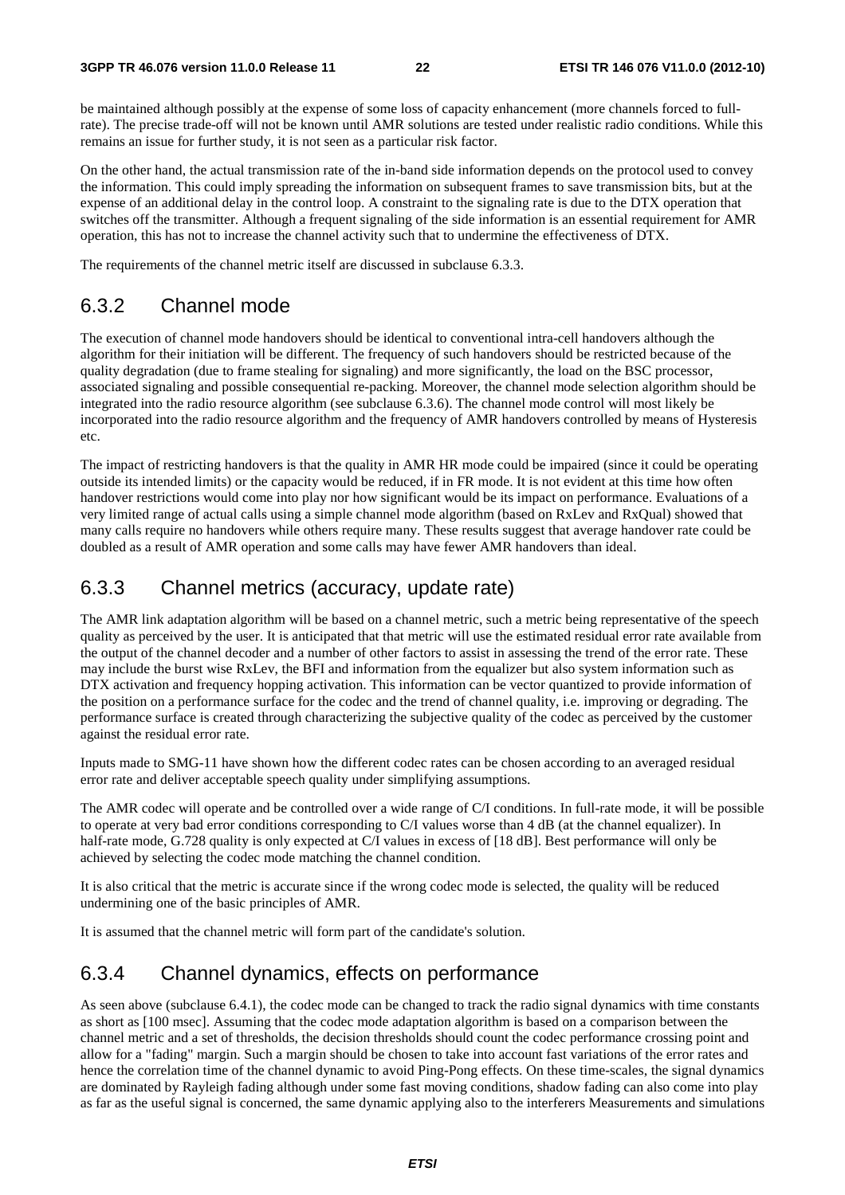be maintained although possibly at the expense of some loss of capacity enhancement (more channels forced to full-rate). The precise trade-off will not be known until AMR solutions are tested under realistic radio conditions. While this remains an issue for further study, it is not seen as a particular risk factor.

On the other hand, the actual transmission rate of the in-band side information depends on the protocol used to convey the information. This could imply spreading the information on subsequent frames to save transmission bits, but at the expense of an additional delay in the control loop. A constraint to the signaling rate is due to the DTX operation that switches off the transmitter. Although a frequent signaling of the side information is an essential requirement for AMR operation, this has not to increase the channel activity such that to undermine the effectiveness of DTX.

The requirements of the channel metric itself are discussed in subclause 6.3.3.

### 6.3.2 Channel mode

The execution of channel mode handovers should be identical to conventional intra-cell handovers although the algorithm for their initiation will be different. The frequency of such handovers should be restricted because of the quality degradation (due to frame stealing for signaling) and more significantly, the load on the BSC processor, associated signaling and possible consequential re-packing. Moreover, the channel mode selection algorithm should be integrated into the radio resource algorithm (see subclause 6.3.6). The channel mode control will most likely be incorporated into the radio resource algorithm and the frequency of AMR handovers controlled by means of Hysteresis etc.

The impact of restricting handovers is that the quality in AMR HR mode could be impaired (since it could be operating outside its intended limits) or the capacity would be reduced, if in FR mode. It is not evident at this time how often handover restrictions would come into play nor how significant would be its impact on performance. Evaluations of a very limited range of actual calls using a simple channel mode algorithm (based on RxLev and RxQual) showed that many calls require no handovers while others require many. These results suggest that average handover rate could be doubled as a result of AMR operation and some calls may have fewer AMR handovers than ideal.

### 6.3.3 Channel metrics (accuracy, update rate)

The AMR link adaptation algorithm will be based on a channel metric, such a metric being representative of the speech quality as perceived by the user. It is anticipated that that metric will use the estimated residual error rate available from the output of the channel decoder and a number of other factors to assist in assessing the trend of the error rate. These may include the burst wise RxLev, the BFI and information from the equalizer but also system information such as DTX activation and frequency hopping activation. This information can be vector quantized to provide information of the position on a performance surface for the codec and the trend of channel quality, i.e. improving or degrading. The performance surface is created through characterizing the subjective quality of the codec as perceived by the customer against the residual error rate.

Inputs made to SMG-11 have shown how the different codec rates can be chosen according to an averaged residual error rate and deliver acceptable speech quality under simplifying assumptions.

The AMR codec will operate and be controlled over a wide range of C/I conditions. In full-rate mode, it will be possible to operate at very bad error conditions corresponding to C/I values worse than 4 dB (at the channel equalizer). In half-rate mode, G.728 quality is only expected at C/I values in excess of [18 dB]. Best performance will only be achieved by selecting the codec mode matching the channel condition.

It is also critical that the metric is accurate since if the wrong codec mode is selected, the quality will be reduced undermining one of the basic principles of AMR.

It is assumed that the channel metric will form part of the candidate's solution.

### 6.3.4 Channel dynamics, effects on performance

As seen above (subclause 6.4.1), the codec mode can be changed to track the radio signal dynamics with time constants as short as [100 msec]. Assuming that the codec mode adaptation algorithm is based on a comparison between the channel metric and a set of thresholds, the decision thresholds should count the codec performance crossing point and allow for a "fading" margin. Such a margin should be chosen to take into account fast variations of the error rates and hence the correlation time of the channel dynamic to avoid Ping-Pong effects. On these time-scales, the signal dynamics are dominated by Rayleigh fading although under some fast moving conditions, shadow fading can also come into play as far as the useful signal is concerned, the same dynamic applying also to the interferers Measurements and simulations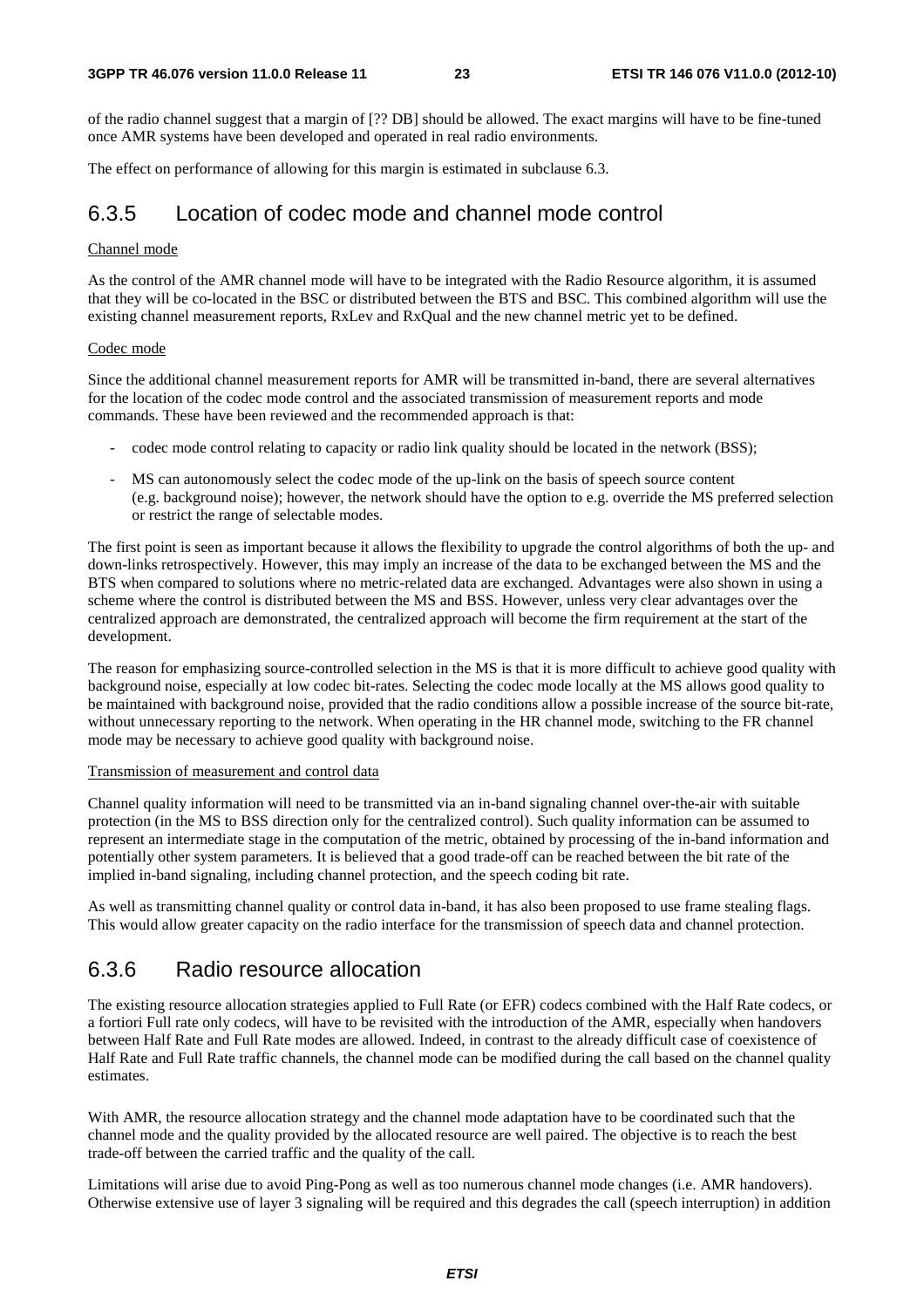of the radio channel suggest that a margin of [?? DB] should be allowed. The exact margins will have to be fine-tuned once AMR systems have been developed and operated in real radio environments.

The effect on performance of allowing for this margin is estimated in subclause 6.3.

## 6.3.5 Location of codec mode and channel mode control

Channel mode

As the control of the AMR channel mode will have to be integrated with the Radio Resource algorithm, it is assumed that they will be co-located in the BSC or distributed between the BTS and BSC. This combined algorithm will use the existing channel measurement reports, RxLev and RxQual and the new channel metric yet to be defined.

Codec mode

Since the additional channel measurement reports for AMR will be transmitted in-band, there are several alternatives for the location of the codec mode control and the associated transmission of measurement reports and mode commands. These have been reviewed and the recommended approach is that:

- codec mode control relating to capacity or radio link quality should be located in the network (BSS);
- MS can autonomously select the codec mode of the up-link on the basis of speech source content (e.g. background noise); however, the network should have the option to e.g. override the MS preferred selection or restrict the range of selectable modes.

The first point is seen as important because it allows the flexibility to upgrade the control algorithms of both the up- and down-links retrospectively. However, this may imply an increase of the data to be exchanged between the MS and the BTS when compared to solutions where no metric-related data are exchanged. Advantages were also shown in using a scheme where the control is distributed between the MS and BSS. However, unless very clear advantages over the centralized approach are demonstrated, the centralized approach will become the firm requirement at the start of the development.

The reason for emphasizing source-controlled selection in the MS is that it is more difficult to achieve good quality with background noise, especially at low codec bit-rates. Selecting the codec mode locally at the MS allows good quality to be maintained with background noise, provided that the radio conditions allow a possible increase of the source bit-rate, without unnecessary reporting to the network. When operating in the HR channel mode, switching to the FR channel mode may be necessary to achieve good quality with background noise.

Transmission of measurement and control data

Channel quality information will need to be transmitted via an in-band signaling channel over-the-air with suitable protection (in the MS to BSS direction only for the centralized control). Such quality information can be assumed to represent an intermediate stage in the computation of the metric, obtained by processing of the in-band information and potentially other system parameters. It is believed that a good trade-off can be reached between the bit rate of the implied in-band signaling, including channel protection, and the speech coding bit rate.

As well as transmitting channel quality or control data in-band, it has also been proposed to use frame stealing flags. This would allow greater capacity on the radio interface for the transmission of speech data and channel protection.

## 6.3.6 Radio resource allocation

The existing resource allocation strategies applied to Full Rate (or EFR) codecs combined with the Half Rate codecs, or a fortiori Full rate only codecs, will have to be revisited with the introduction of the AMR, especially when handovers between Half Rate and Full Rate modes are allowed. Indeed, in contrast to the already difficult case of coexistence of Half Rate and Full Rate traffic channels, the channel mode can be modified during the call based on the channel quality estimates.

With AMR, the resource allocation strategy and the channel mode adaptation have to be coordinated such that the channel mode and the quality provided by the allocated resource are well paired. The objective is to reach the best trade-off between the carried traffic and the quality of the call.

Limitations will arise due to avoid Ping-Pong as well as too numerous channel mode changes (i.e. AMR handovers). Otherwise extensive use of layer 3 signaling will be required and this degrades the call (speech interruption) in addition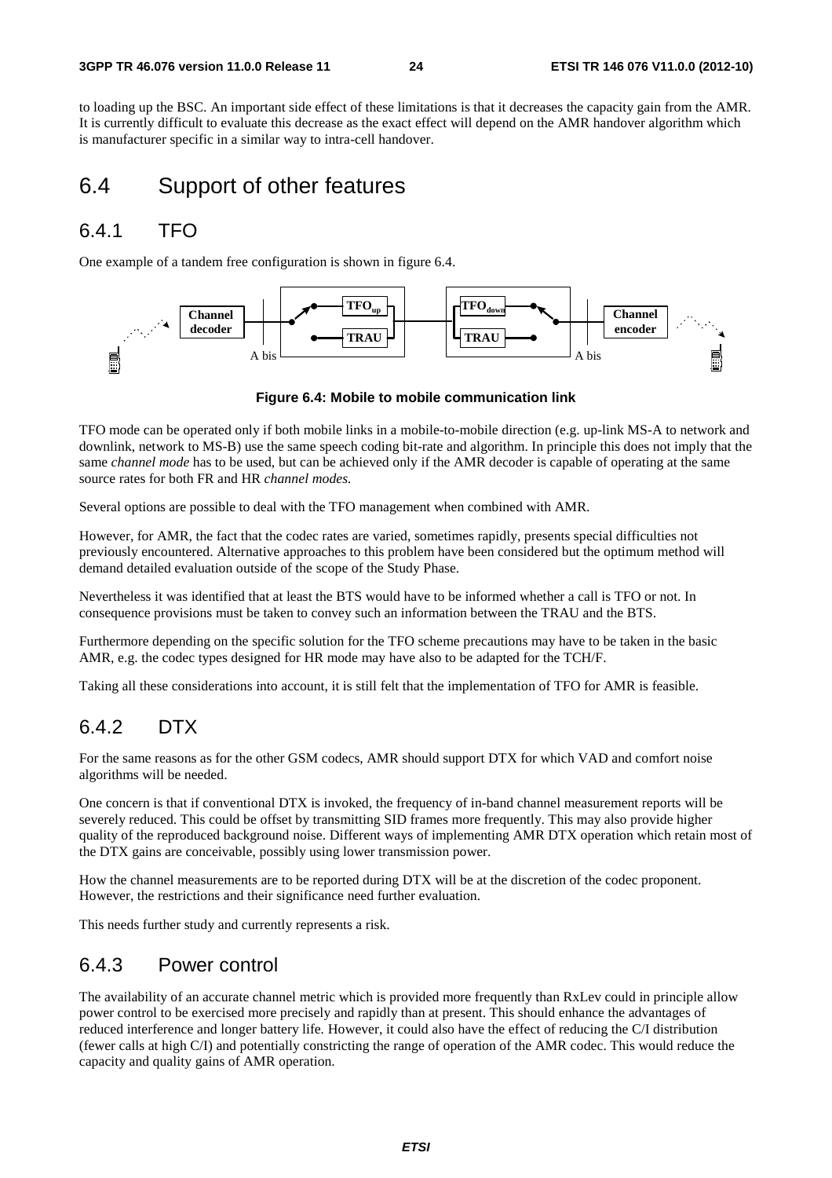to loading up the BSC. An important side effect of these limitations is that it decreases the capacity gain from the AMR. It is currently difficult to evaluate this decrease as the exact effect will depend on the AMR handover algorithm which is manufacturer specific in a similar way to intra-cell handover.

## 6.4 Support of other features

### 6.4.1 TFO

One example of a tandem free configuration is shown in figure 6.4.

**Figure 6.4: Mobile to mobile communication link**

TFO mode can be operated only if both mobile links in a mobile-to-mobile direction (e.g. up-link MS-A to network and downlink, network to MS-B) use the same speech coding bit-rate and algorithm. In principle this does not imply that the same *channel mode* has to be used, but can be achieved only if the AMR decoder is capable of operating at the same source rates for both FR and HR *channel modes.*

Several options are possible to deal with the TFO management when combined with AMR.

However, for AMR, the fact that the codec rates are varied, sometimes rapidly, presents special difficulties not previously encountered. Alternative approaches to this problem have been considered but the optimum method will demand detailed evaluation outside of the scope of the Study Phase.

Nevertheless it was identified that at least the BTS would have to be informed whether a call is TFO or not. In consequence provisions must be taken to convey such an information between the TRAU and the BTS.

Furthermore depending on the specific solution for the TFO scheme precautions may have to be taken in the basic AMR, e.g. the codec types designed for HR mode may have also to be adapted for the TCH/F.

Taking all these considerations into account, it is still felt that the implementation of TFO for AMR is feasible.

### 6.4.2 DTX

For the same reasons as for the other GSM codecs, AMR should support DTX for which VAD and comfort noise algorithms will be needed.

One concern is that if conventional DTX is invoked, the frequency of in-band channel measurement reports will be severely reduced. This could be offset by transmitting SID frames more frequently. This may also provide higher quality of the reproduced background noise. Different ways of implementing AMR DTX operation which retain most of the DTX gains are conceivable, possibly using lower transmission power.

How the channel measurements are to be reported during DTX will be at the discretion of the codec proponent. However, the restrictions and their significance need further evaluation.

This needs further study and currently represents a risk.

### 6.4.3 Power control

The availability of an accurate channel metric which is provided more frequently than RxLev could in principle allow power control to be exercised more precisely and rapidly than at present. This should enhance the advantages of reduced interference and longer battery life. However, it could also have the effect of reducing the C/I distribution (fewer calls at high C/I) and potentially constricting the range of operation of the AMR codec. This would reduce the capacity and quality gains of AMR operation.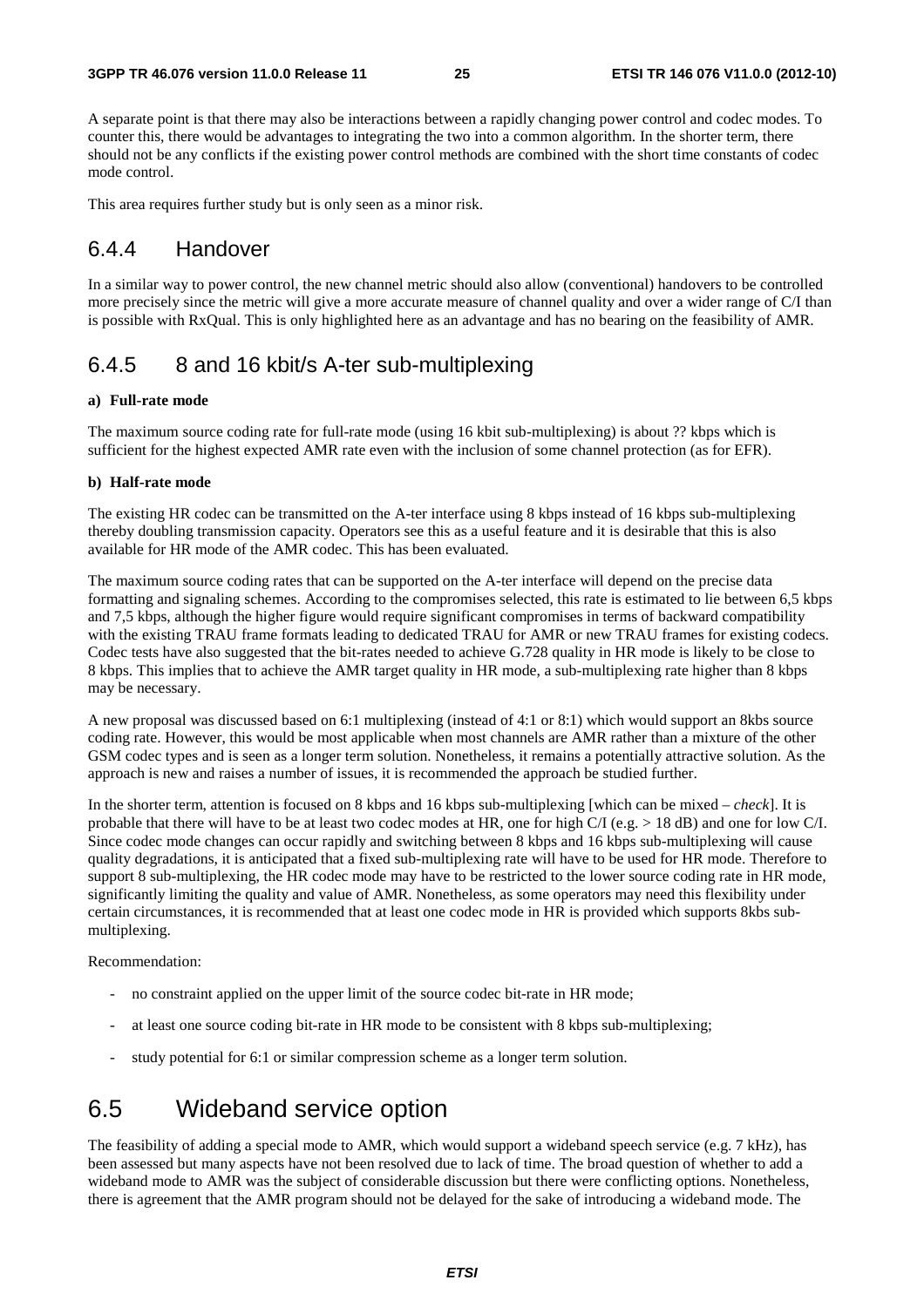A separate point is that there may also be interactions between a rapidly changing power control and codec modes. To counter this, there would be advantages to integrating the two into a common algorithm. In the shorter term, there should not be any conflicts if the existing power control methods are combined with the short time constants of codec mode control.

This area requires further study but is only seen as a minor risk.

### 6.4.4 Handover

In a similar way to power control, the new channel metric should also allow (conventional) handovers to be controlled more precisely since the metric will give a more accurate measure of channel quality and over a wider range of C/I than is possible with RxQual. This is only highlighted here as an advantage and has no bearing on the feasibility of AMR.

### 6.4.5 8 and 16 kbit/s A-ter sub-multiplexing

**a) Full-rate mode**

The maximum source coding rate for full-rate mode (using 16 kbit sub-multiplexing) is about ?? kbps which is sufficient for the highest expected AMR rate even with the inclusion of some channel protection (as for EFR).

**b) Half-rate mode**

The existing HR codec can be transmitted on the A-ter interface using 8 kbps instead of 16 kbps sub-multiplexing thereby doubling transmission capacity. Operators see this as a useful feature and it is desirable that this is also available for HR mode of the AMR codec. This has been evaluated.

The maximum source coding rates that can be supported on the A-ter interface will depend on the precise data formatting and signaling schemes. According to the compromises selected, this rate is estimated to lie between 6,5 kbps and 7,5 kbps, although the higher figure would require significant compromises in terms of backward compatibility with the existing TRAU frame formats leading to dedicated TRAU for AMR or new TRAU frames for existing codecs. Codec tests have also suggested that the bit-rates needed to achieve G.728 quality in HR mode is likely to be close to 8 kbps. This implies that to achieve the AMR target quality in HR mode, a sub-multiplexing rate higher than 8 kbps may be necessary.

A new proposal was discussed based on 6:1 multiplexing (instead of 4:1 or 8:1) which would support an 8kbs source coding rate. However, this would be most applicable when most channels are AMR rather than a mixture of the other GSM codec types and is seen as a longer term solution. Nonetheless, it remains a potentially attractive solution. As the approach is new and raises a number of issues, it is recommended the approach be studied further.

In the shorter term, attention is focused on 8 kbps and 16 kbps sub-multiplexing [which can be mixed – *check*]. It is probable that there will have to be at least two codec modes at HR, one for high C/I (e.g. > 18 dB) and one for low C/I. Since codec mode changes can occur rapidly and switching between 8 kbps and 16 kbps sub-multiplexing will cause quality degradations, it is anticipated that a fixed sub-multiplexing rate will have to be used for HR mode. Therefore to support 8 sub-multiplexing, the HR codec mode may have to be restricted to the lower source coding rate in HR mode, significantly limiting the quality and value of AMR. Nonetheless, as some operators may need this flexibility under certain circumstances, it is recommended that at least one codec mode in HR is provided which supports 8kbs sub-multiplexing.

Recommendation:

- no constraint applied on the upper limit of the source codec bit-rate in HR mode;
- at least one source coding bit-rate in HR mode to be consistent with 8 kbps sub-multiplexing;
- study potential for 6:1 or similar compression scheme as a longer term solution.

## 6.5 Wideband service option

The feasibility of adding a special mode to AMR, which would support a wideband speech service (e.g. 7 kHz), has been assessed but many aspects have not been resolved due to lack of time. The broad question of whether to add a wideband mode to AMR was the subject of considerable discussion but there were conflicting options. Nonetheless, there is agreement that the AMR program should not be delayed for the sake of introducing a wideband mode. The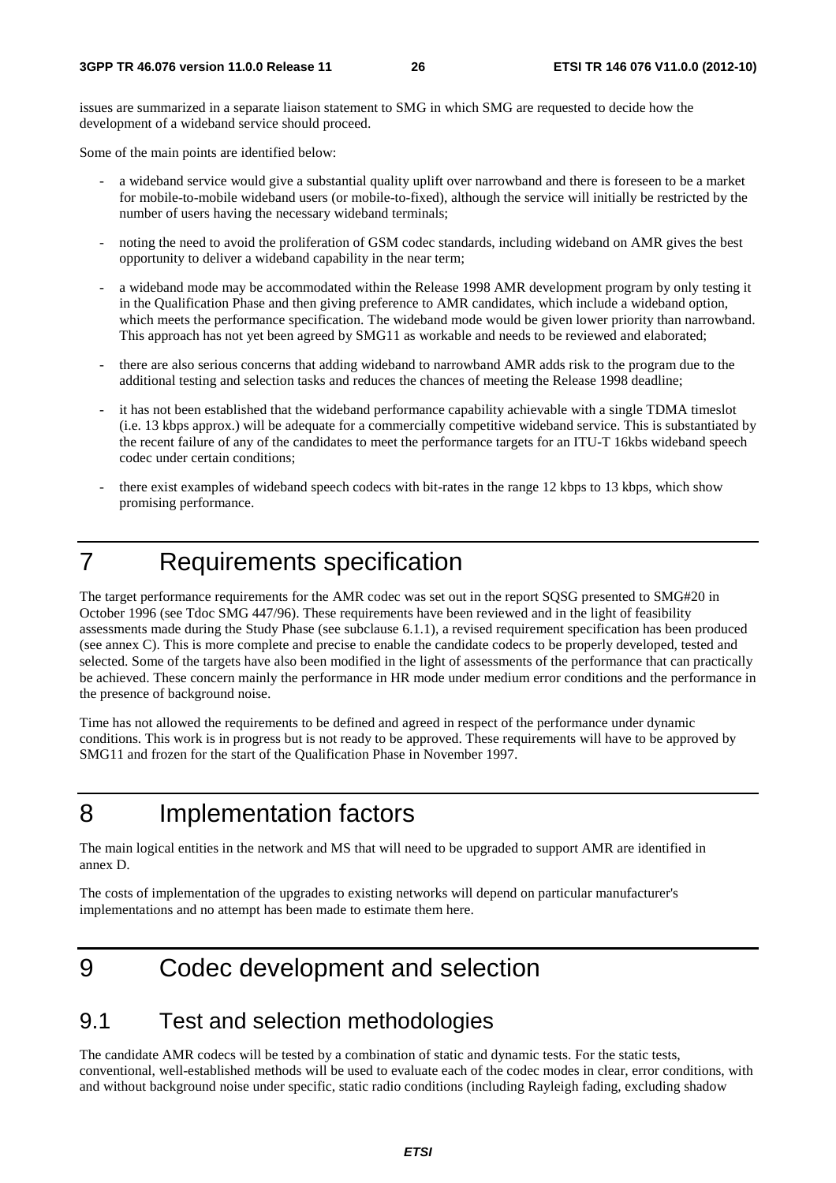issues are summarized in a separate liaison statement to SMG in which SMG are requested to decide how the development of a wideband service should proceed.

Some of the main points are identified below:

- a wideband service would give a substantial quality uplift over narrowband and there is foreseen to be a market for mobile-to-mobile wideband users (or mobile-to-fixed), although the service will initially be restricted by the number of users having the necessary wideband terminals;
- noting the need to avoid the proliferation of GSM codec standards, including wideband on AMR gives the best opportunity to deliver a wideband capability in the near term;
- a wideband mode may be accommodated within the Release 1998 AMR development program by only testing it in the Qualification Phase and then giving preference to AMR candidates, which include a wideband option, which meets the performance specification. The wideband mode would be given lower priority than narrowband. This approach has not yet been agreed by SMG11 as workable and needs to be reviewed and elaborated;
- there are also serious concerns that adding wideband to narrowband AMR adds risk to the program due to the additional testing and selection tasks and reduces the chances of meeting the Release 1998 deadline;
- it has not been established that the wideband performance capability achievable with a single TDMA timeslot (i.e. 13 kbps approx.) will be adequate for a commercially competitive wideband service. This is substantiated by the recent failure of any of the candidates to meet the performance targets for an ITU-T 16kbs wideband speech codec under certain conditions;
- there exist examples of wideband speech codecs with bit-rates in the range 12 kbps to 13 kbps, which show promising performance.

# 7 Requirements specification

The target performance requirements for the AMR codec was set out in the report SQSG presented to SMG#20 in October 1996 (see Tdoc SMG 447/96). These requirements have been reviewed and in the light of feasibility assessments made during the Study Phase (see subclause 6.1.1), a revised requirement specification has been produced (see annex C). This is more complete and precise to enable the candidate codecs to be properly developed, tested and selected. Some of the targets have also been modified in the light of assessments of the performance that can practically be achieved. These concern mainly the performance in HR mode under medium error conditions and the performance in the presence of background noise.

Time has not allowed the requirements to be defined and agreed in respect of the performance under dynamic conditions. This work is in progress but is not ready to be approved. These requirements will have to be approved by SMG11 and frozen for the start of the Qualification Phase in November 1997.

# 8 Implementation factors

The main logical entities in the network and MS that will need to be upgraded to support AMR are identified in annex D.

The costs of implementation of the upgrades to existing networks will depend on particular manufacturer's implementations and no attempt has been made to estimate them here.

# 9 Codec development and selection

## 9.1 Test and selection methodologies

The candidate AMR codecs will be tested by a combination of static and dynamic tests. For the static tests, conventional, well-established methods will be used to evaluate each of the codec modes in clear, error conditions, with and without background noise under specific, static radio conditions (including Rayleigh fading, excluding shadow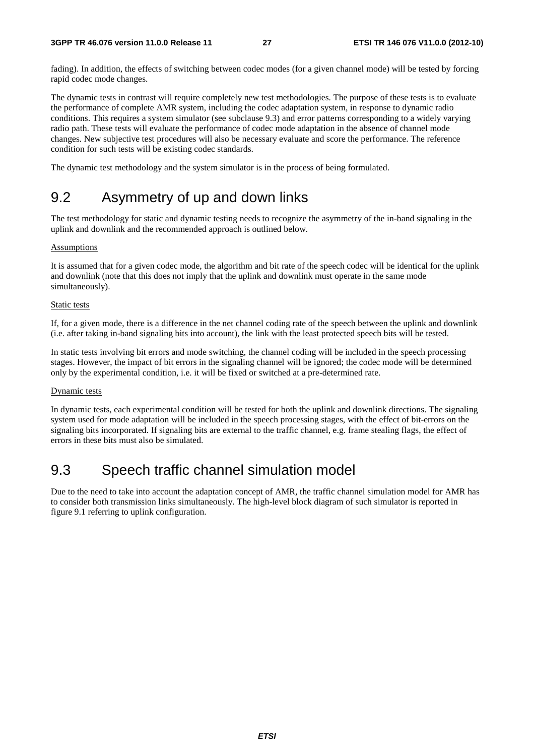fading). In addition, the effects of switching between codec modes (for a given channel mode) will be tested by forcing rapid codec mode changes.

The dynamic tests in contrast will require completely new test methodologies. The purpose of these tests is to evaluate the performance of complete AMR system, including the codec adaptation system, in response to dynamic radio conditions. This requires a system simulator (see subclause 9.3) and error patterns corresponding to a widely varying radio path. These tests will evaluate the performance of codec mode adaptation in the absence of channel mode changes. New subjective test procedures will also be necessary evaluate and score the performance. The reference condition for such tests will be existing codec standards.

The dynamic test methodology and the system simulator is in the process of being formulated.

## 9.2 Asymmetry of up and down links

The test methodology for static and dynamic testing needs to recognize the asymmetry of the in-band signaling in the uplink and downlink and the recommended approach is outlined below.

Assumptions

It is assumed that for a given codec mode, the algorithm and bit rate of the speech codec will be identical for the uplink and downlink (note that this does not imply that the uplink and downlink must operate in the same mode simultaneously).

Static tests

If, for a given mode, there is a difference in the net channel coding rate of the speech between the uplink and downlink (i.e. after taking in-band signaling bits into account), the link with the least protected speech bits will be tested.

In static tests involving bit errors and mode switching, the channel coding will be included in the speech processing stages. However, the impact of bit errors in the signaling channel will be ignored; the codec mode will be determined only by the experimental condition, i.e. it will be fixed or switched at a pre-determined rate.

Dynamic tests

In dynamic tests, each experimental condition will be tested for both the uplink and downlink directions. The signaling system used for mode adaptation will be included in the speech processing stages, with the effect of bit-errors on the signaling bits incorporated. If signaling bits are external to the traffic channel, e.g. frame stealing flags, the effect of errors in these bits must also be simulated.

## 9.3 Speech traffic channel simulation model

Due to the need to take into account the adaptation concept of AMR, the traffic channel simulation model for AMR has to consider both transmission links simultaneously. The high-level block diagram of such simulator is reported in figure 9.1 referring to uplink configuration.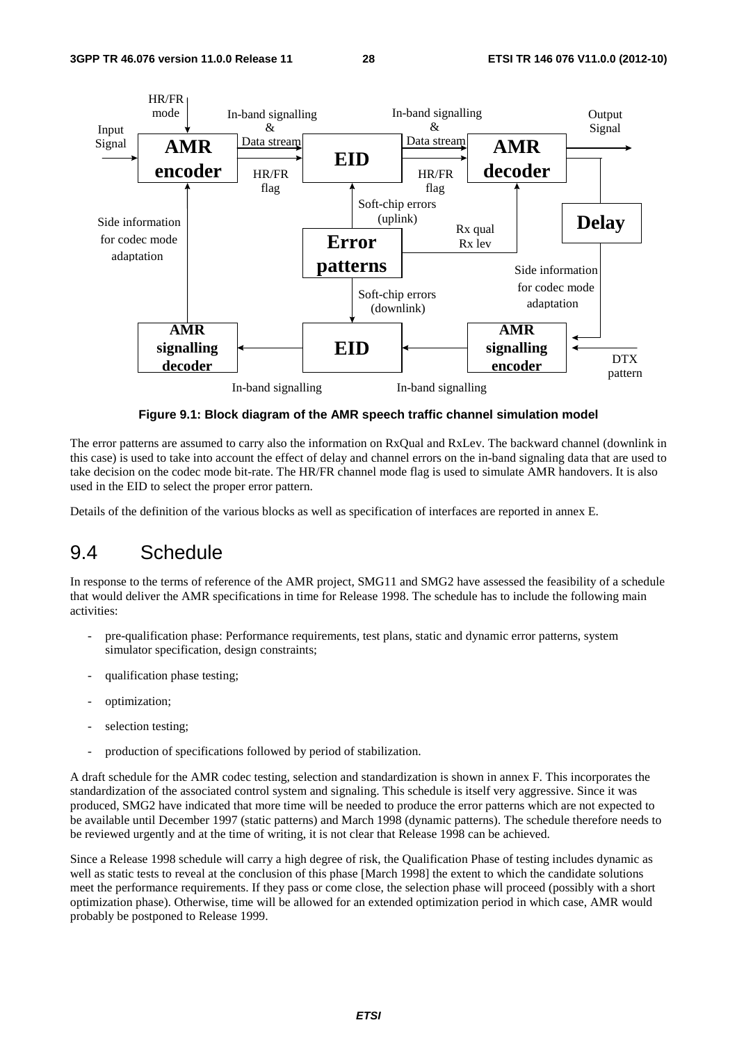Figure 9.1: Block diagram of the AMR speech traffic channel simulation model

The error patterns are assumed to carry also the information on RxQual and RxLev. The backward channel (downlink in this case) is used to take into account the effect of delay and channel errors on the in-band signaling data that are used to take decision on the codec mode bit-rate. The HR/FR channel mode flag is used to simulate AMR handovers. It is also used in the EID to select the proper error pattern.

Details of the definition of the various blocks as well as specification of interfaces are reported in annex E.

## 9.4 Schedule

In response to the terms of reference of the AMR project, SMG11 and SMG2 have assessed the feasibility of a schedule that would deliver the AMR specifications in time for Release 1998. The schedule has to include the following main activities:

- pre-qualification phase: Performance requirements, test plans, static and dynamic error patterns, system simulator specification, design constraints;
- qualification phase testing;
- optimization;
- selection testing;
- production of specifications followed by period of stabilization.

A draft schedule for the AMR codec testing, selection and standardization is shown in annex F. This incorporates the standardization of the associated control system and signaling. This schedule is itself very aggressive. Since it was produced, SMG2 have indicated that more time will be needed to produce the error patterns which are not expected to be available until December 1997 (static patterns) and March 1998 (dynamic patterns). The schedule therefore needs to be reviewed urgently and at the time of writing, it is not clear that Release 1998 can be achieved.

Since a Release 1998 schedule will carry a high degree of risk, the Qualification Phase of testing includes dynamic as well as static tests to reveal at the conclusion of this phase [March 1998] the extent to which the candidate solutions meet the performance requirements. If they pass or come close, the selection phase will proceed (possibly with a short optimization phase). Otherwise, time will be allowed for an extended optimization period in which case, AMR would probably be postponed to Release 1999.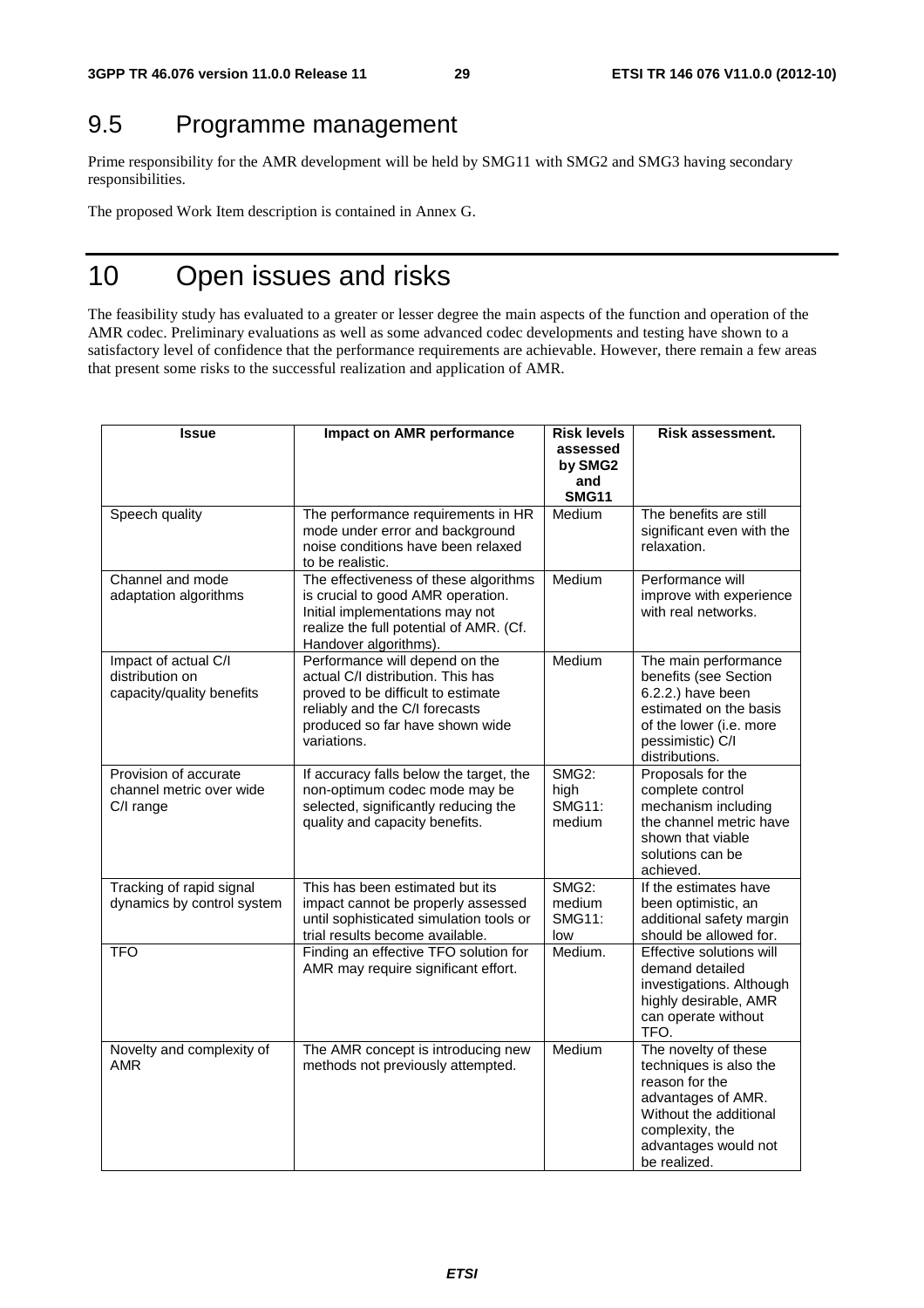## 9.5 Programme management

Prime responsibility for the AMR development will be held by SMG11 with SMG2 and SMG3 having secondary responsibilities.

The proposed Work Item description is contained in Annex G.

# 10 Open issues and risks

The feasibility study has evaluated to a greater or lesser degree the main aspects of the function and operation of the AMR codec. Preliminary evaluations as well as some advanced codec developments and testing have shown to a satisfactory level of confidence that the performance requirements are achievable. However, there remain a few areas that present some risks to the successful realization and application of AMR.

| Issue | Impact on AMR performance | Risk levels assessed by SMG2 and SMG11 | Risk assessment. |
|---|---|---|---|
| Speech quality | The performance requirements in HR mode under error and background noise conditions have been relaxed to be realistic. | Medium | The benefits are still significant even with the relaxation. |
| Channel and mode adaptation algorithms | The effectiveness of these algorithms is crucial to good AMR operation. Initial implementations may not realize the full potential of AMR. (Cf. Handover algorithms). | Medium | Performance will improve with experience with real networks. |
| Impact of actual C/I distribution on capacity/quality benefits | Performance will depend on the actual C/I distribution. This has proved to be difficult to estimate reliably and the C/I forecasts produced so far have shown wide variations. | Medium | The main performance benefits (see Section 6.2.2.) have been estimated on the basis of the lower (i.e. more pessimistic) C/I distributions. |
| Provision of accurate channel metric over wide C/I range | If accuracy falls below the target, the non-optimum codec mode may be selected, significantly reducing the quality and capacity benefits. | SMG2: high SMG11: medium | Proposals for the complete control mechanism including the channel metric have shown that viable solutions can be achieved. |
| Tracking of rapid signal dynamics by control system | This has been estimated but its impact cannot be properly assessed until sophisticated simulation tools or trial results become available. | SMG2: medium SMG11: low | If the estimates have been optimistic, an additional safety margin should be allowed for. |
| TFO | Finding an effective TFO solution for AMR may require significant effort. | Medium. | Effective solutions will demand detailed investigations. Although highly desirable, AMR can operate without TFO. |
| Novelty and complexity of AMR | The AMR concept is introducing new methods not previously attempted. | Medium | The novelty of these techniques is also the reason for the advantages of AMR. Without the additional complexity, the advantages would not be realized. |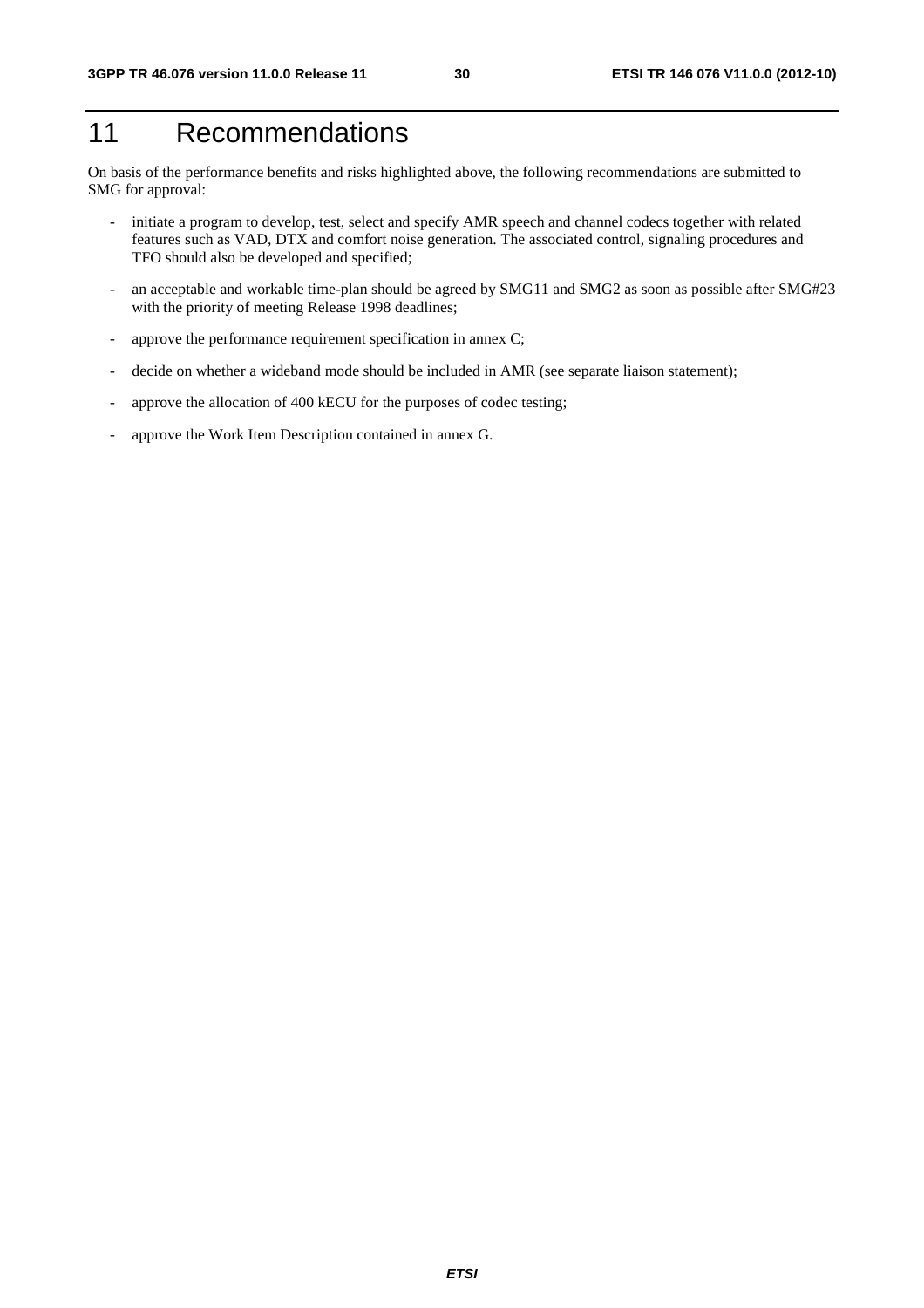# 11 Recommendations

On basis of the performance benefits and risks highlighted above, the following recommendations are submitted to SMG for approval:

- initiate a program to develop, test, select and specify AMR speech and channel codecs together with related features such as VAD, DTX and comfort noise generation. The associated control, signaling procedures and TFO should also be developed and specified;
- an acceptable and workable time-plan should be agreed by SMG11 and SMG2 as soon as possible after SMG#23 with the priority of meeting Release 1998 deadlines;
- approve the performance requirement specification in annex C;
- decide on whether a wideband mode should be included in AMR (see separate liaison statement);
- approve the allocation of 400 kECU for the purposes of codec testing;
- approve the Work Item Description contained in annex G.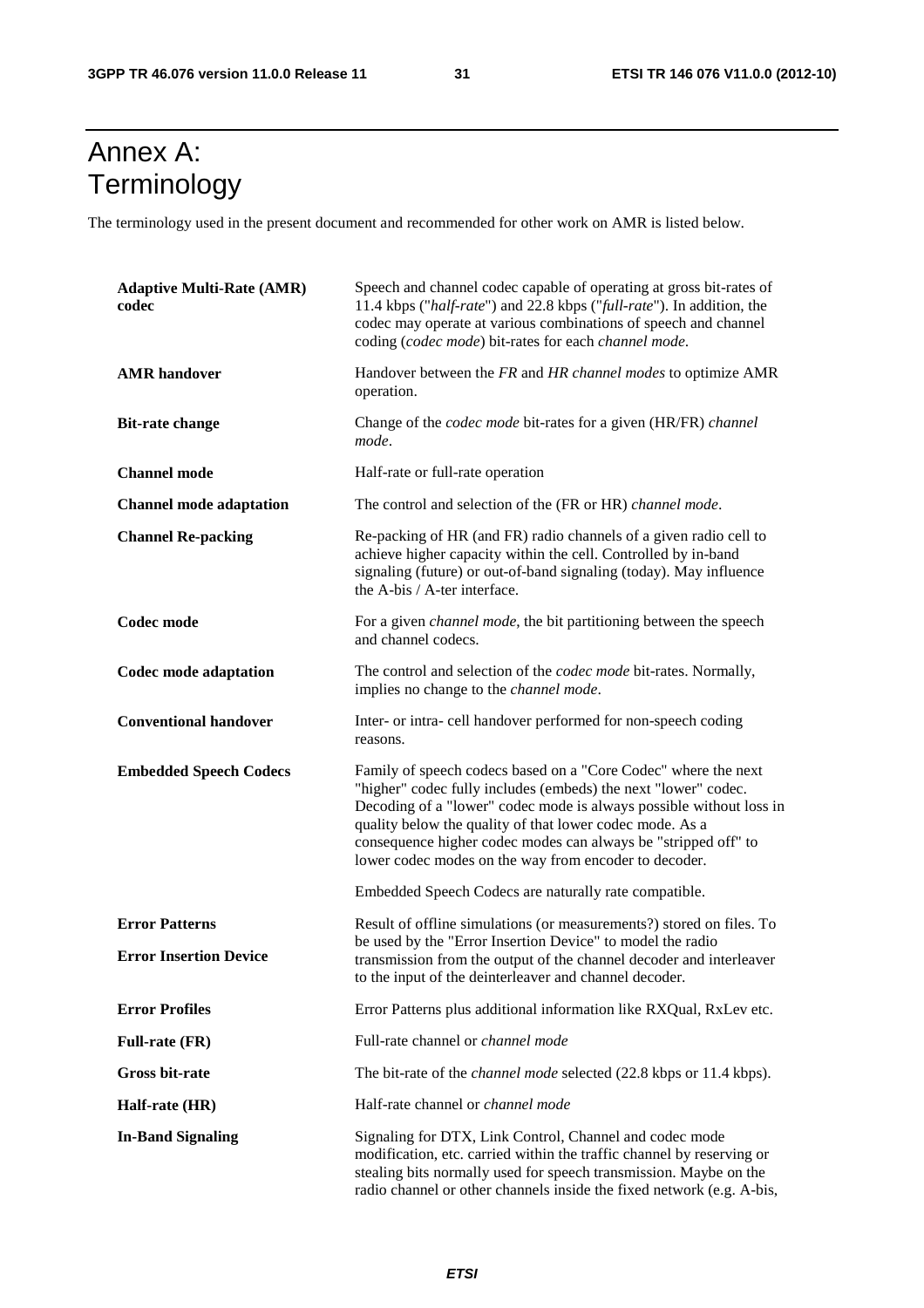# Annex A: Terminology

The terminology used in the present document and recommended for other work on AMR is listed below.

| | |
|---|---|
| **Adaptive Multi-Rate (AMR) codec** | Speech and channel codec capable of operating at gross bit-rates of 11.4 kbps ("*half-rate*") and 22.8 kbps ("*full-rate*"). In addition, the codec may operate at various combinations of speech and channel coding (*codec mode*) bit-rates for each *channel mode*. |
| **AMR handover** | Handover between the *FR* and *HR channel modes* to optimize AMR operation. |
| **Bit-rate change** | Change of the *codec mode* bit-rates for a given (HR/FR) *channel mode*. |
| **Channel mode** | Half-rate or full-rate operation |
| **Channel mode adaptation** | The control and selection of the (FR or HR) *channel mode*. |
| **Channel Re-packing** | Re-packing of HR (and FR) radio channels of a given radio cell to achieve higher capacity within the cell. Controlled by in-band signaling (future) or out-of-band signaling (today). May influence the A-bis / A-ter interface. |
| **Codec mode** | For a given *channel mode*, the bit partitioning between the speech and channel codecs. |
| **Codec mode adaptation** | The control and selection of the *codec mode* bit-rates. Normally, implies no change to the *channel mode*. |
| **Conventional handover** | Inter- or intra- cell handover performed for non-speech coding reasons. |
| **Embedded Speech Codecs** | Family of speech codecs based on a "Core Codec" where the next "higher" codec fully includes (embeds) the next "lower" codec. Decoding of a "lower" codec mode is always possible without loss in quality below the quality of that lower codec mode. As a consequence higher codec modes can always be "stripped off" to lower codec modes on the way from encoder to decoder.<br><br>Embedded Speech Codecs are naturally rate compatible. |
| **Error Patterns**<br><br>**Error Insertion Device** | Result of offline simulations (or measurements?) stored on files. To be used by the "Error Insertion Device" to model the radio transmission from the output of the channel decoder and interleaver to the input of the deinterleaver and channel decoder. |
| **Error Profiles** | Error Patterns plus additional information like RXQual, RxLev etc. |
| **Full-rate (FR)** | Full-rate channel or *channel mode* |
| **Gross bit-rate** | The bit-rate of the *channel mode* selected (22.8 kbps or 11.4 kbps). |
| **Half-rate (HR)** | Half-rate channel or *channel mode* |
| **In-Band Signaling** | Signaling for DTX, Link Control, Channel and codec mode modification, etc. carried within the traffic channel by reserving or stealing bits normally used for speech transmission. Maybe on the radio channel or other channels inside the fixed network (e.g. A-bis, |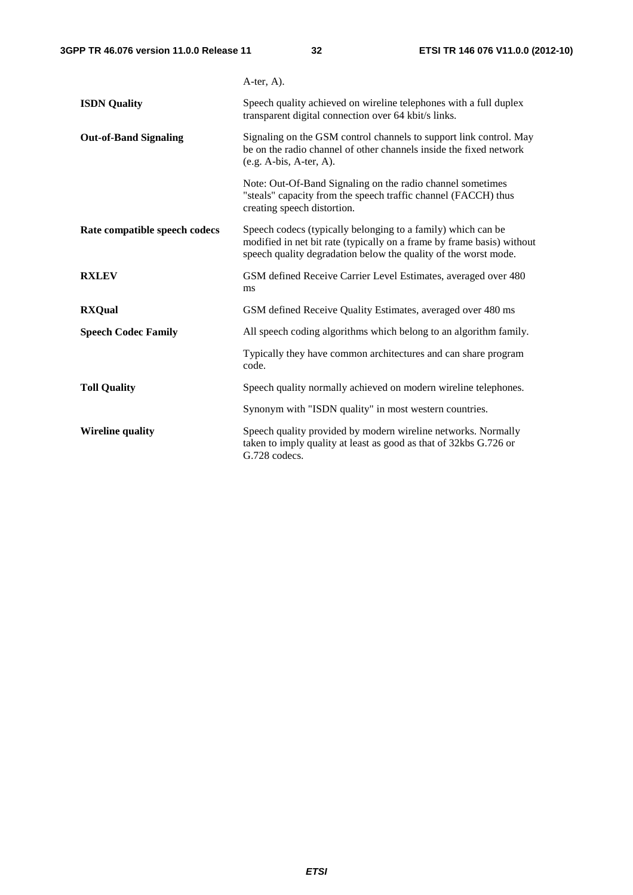A-ter, A).

**ISDN Quality** Speech quality achieved on wireline telephones with a full duplex transparent digital connection over 64 kbit/s links.

**Out-of-Band Signaling** Signaling on the GSM control channels to support link control. May be on the radio channel of other channels inside the fixed network (e.g. A-bis, A-ter, A).

Note: Out-Of-Band Signaling on the radio channel sometimes "steals" capacity from the speech traffic channel (FACCH) thus creating speech distortion.

**Rate compatible speech codecs** Speech codecs (typically belonging to a family) which can be modified in net bit rate (typically on a frame by frame basis) without speech quality degradation below the quality of the worst mode.

**RXLEV** GSM defined Receive Carrier Level Estimates, averaged over 480 ms

**RXQual** GSM defined Receive Quality Estimates, averaged over 480 ms

**Speech Codec Family** All speech coding algorithms which belong to an algorithm family.

Typically they have common architectures and can share program code.

**Toll Quality** Speech quality normally achieved on modern wireline telephones.

Synonym with "ISDN quality" in most western countries.

**Wireline quality** Speech quality provided by modern wireline networks. Normally taken to imply quality at least as good as that of 32kbs G.726 or G.728 codecs.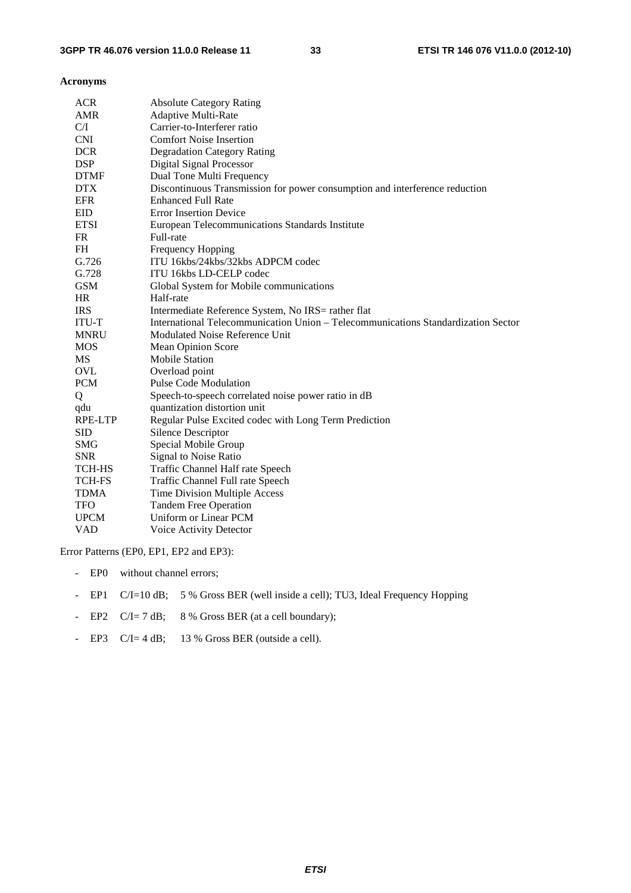**Acronyms**

| | |
|---|---|
| ACR | Absolute Category Rating |
| AMR | Adaptive Multi-Rate |
| C/I | Carrier-to-Interferer ratio |
| CNI | Comfort Noise Insertion |
| DCR | Degradation Category Rating |
| DSP | Digital Signal Processor |
| DTMF | Dual Tone Multi Frequency |
| DTX | Discontinuous Transmission for power consumption and interference reduction |
| EFR | Enhanced Full Rate |
| EID | Error Insertion Device |
| ETSI | European Telecommunications Standards Institute |
| FR | Full-rate |
| FH | Frequency Hopping |
| G.726 | ITU 16kbs/24kbs/32kbs ADPCM codec |
| G.728 | ITU 16kbs LD-CELP codec |
| GSM | Global System for Mobile communications |
| HR | Half-rate |
| IRS | Intermediate Reference System, No IRS= rather flat |
| ITU-T | International Telecommunication Union – Telecommunications Standardization Sector |
| MNRU | Modulated Noise Reference Unit |
| MOS | Mean Opinion Score |
| MS | Mobile Station |
| OVL | Overload point |
| PCM | Pulse Code Modulation |
| Q | Speech-to-speech correlated noise power ratio in dB |
| qdu | quantization distortion unit |
| RPE-LTP | Regular Pulse Excited codec with Long Term Prediction |
| SID | Silence Descriptor |
| SMG | Special Mobile Group |
| SNR | Signal to Noise Ratio |
| TCH-HS | Traffic Channel Half rate Speech |
| TCH-FS | Traffic Channel Full rate Speech |
| TDMA | Time Division Multiple Access |
| TFO | Tandem Free Operation |
| UPCM | Uniform or Linear PCM |
| VAD | Voice Activity Detector |

Error Patterns (EP0, EP1, EP2 and EP3):

- EP0 without channel errors;
- EP1 C/I=10 dB; 5 % Gross BER (well inside a cell); TU3, Ideal Frequency Hopping
- EP2 C/I= 7 dB; 8 % Gross BER (at a cell boundary);
- EP3 C/I= 4 dB; 13 % Gross BER (outside a cell).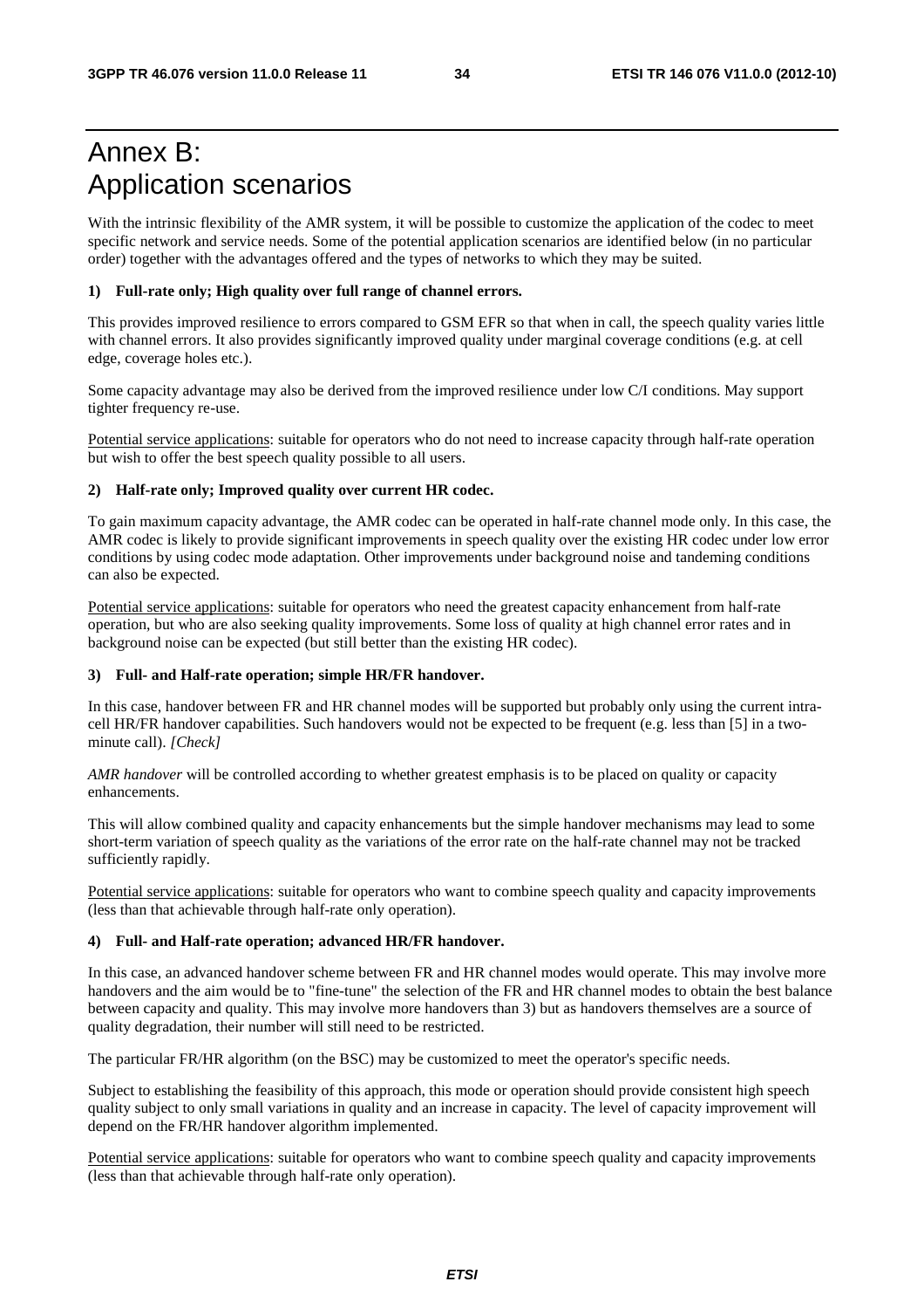# Annex B: Application scenarios

With the intrinsic flexibility of the AMR system, it will be possible to customize the application of the codec to meet specific network and service needs. Some of the potential application scenarios are identified below (in no particular order) together with the advantages offered and the types of networks to which they may be suited.

**1) Full-rate only; High quality over full range of channel errors.**

This provides improved resilience to errors compared to GSM EFR so that when in call, the speech quality varies little with channel errors. It also provides significantly improved quality under marginal coverage conditions (e.g. at cell edge, coverage holes etc.).

Some capacity advantage may also be derived from the improved resilience under low C/I conditions. May support tighter frequency re-use.

<u>Potential service applications</u>: suitable for operators who do not need to increase capacity through half-rate operation but wish to offer the best speech quality possible to all users.

**2) Half-rate only; Improved quality over current HR codec.**

To gain maximum capacity advantage, the AMR codec can be operated in half-rate channel mode only. In this case, the AMR codec is likely to provide significant improvements in speech quality over the existing HR codec under low error conditions by using codec mode adaptation. Other improvements under background noise and tandeming conditions can also be expected.

<u>Potential service applications</u>: suitable for operators who need the greatest capacity enhancement from half-rate operation, but who are also seeking quality improvements. Some loss of quality at high channel error rates and in background noise can be expected (but still better than the existing HR codec).

**3) Full- and Half-rate operation; simple HR/FR handover.**

In this case, handover between FR and HR channel modes will be supported but probably only using the current intra-cell HR/FR handover capabilities. Such handovers would not be expected to be frequent (e.g. less than [5] in a two-minute call). *[Check]*

*AMR handover* will be controlled according to whether greatest emphasis is to be placed on quality or capacity enhancements.

This will allow combined quality and capacity enhancements but the simple handover mechanisms may lead to some short-term variation of speech quality as the variations of the error rate on the half-rate channel may not be tracked sufficiently rapidly.

<u>Potential service applications</u>: suitable for operators who want to combine speech quality and capacity improvements (less than that achievable through half-rate only operation).

**4) Full- and Half-rate operation; advanced HR/FR handover.**

In this case, an advanced handover scheme between FR and HR channel modes would operate. This may involve more handovers and the aim would be to "fine-tune" the selection of the FR and HR channel modes to obtain the best balance between capacity and quality. This may involve more handovers than 3) but as handovers themselves are a source of quality degradation, their number will still need to be restricted.

The particular FR/HR algorithm (on the BSC) may be customized to meet the operator's specific needs.

Subject to establishing the feasibility of this approach, this mode or operation should provide consistent high speech quality subject to only small variations in quality and an increase in capacity. The level of capacity improvement will depend on the FR/HR handover algorithm implemented.

<u>Potential service applications</u>: suitable for operators who want to combine speech quality and capacity improvements (less than that achievable through half-rate only operation).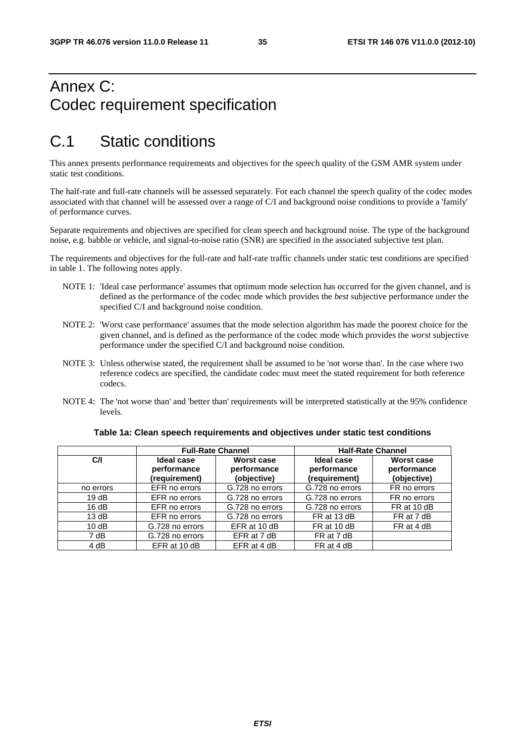# Annex C: Codec requirement specification

## C.1 Static conditions

This annex presents performance requirements and objectives for the speech quality of the GSM AMR system under static test conditions.

The half-rate and full-rate channels will be assessed separately. For each channel the speech quality of the codec modes associated with that channel will be assessed over a range of C/I and background noise conditions to provide a 'family' of performance curves.

Separate requirements and objectives are specified for clean speech and background noise. The type of the background noise, e.g. babble or vehicle, and signal-to-noise ratio (SNR) are specified in the associated subjective test plan.

The requirements and objectives for the full-rate and half-rate traffic channels under static test conditions are specified in table 1. The following notes apply.

NOTE 1: 'Ideal case performance' assumes that optimum mode selection has occurred for the given channel, and is defined as the performance of the codec mode which provides the *best* subjective performance under the specified C/I and background noise condition.

NOTE 2: 'Worst case performance' assumes that the mode selection algorithm has made the poorest choice for the given channel, and is defined as the performance of the codec mode which provides the *worst* subjective performance under the specified C/I and background noise condition.

NOTE 3: Unless otherwise stated, the requirement shall be assumed to be 'not worse than'. In the case where two reference codecs are specified, the candidate codec must meet the stated requirement for both reference codecs.

NOTE 4: The 'not worse than' and 'better than' requirements will be interpreted statistically at the 95% confidence levels.

**Table 1a: Clean speech requirements and objectives under static test conditions**

| | Full-Rate Channel | | Half-Rate Channel | |
|---|---|---|---|---|
| **C/I** | **Ideal case performance (requirement)** | **Worst case performance (objective)** | **Ideal case performance (requirement)** | **Worst case performance (objective)** |
| no errors | EFR no errors | G.728 no errors | G.728 no errors | FR no errors |
| 19 dB | EFR no errors | G.728 no errors | G.728 no errors | FR no errors |
| 16 dB | EFR no errors | G.728 no errors | G.728 no errors | FR at 10 dB |
| 13 dB | EFR no errors | G.728 no errors | FR at 13 dB | FR at 7 dB |
| 10 dB | G.728 no errors | EFR at 10 dB | FR at 10 dB | FR at 4 dB |
| 7 dB | G.728 no errors | EFR at 7 dB | FR at 7 dB | |
| 4 dB | EFR at 10 dB | EFR at 4 dB | FR at 4 dB | |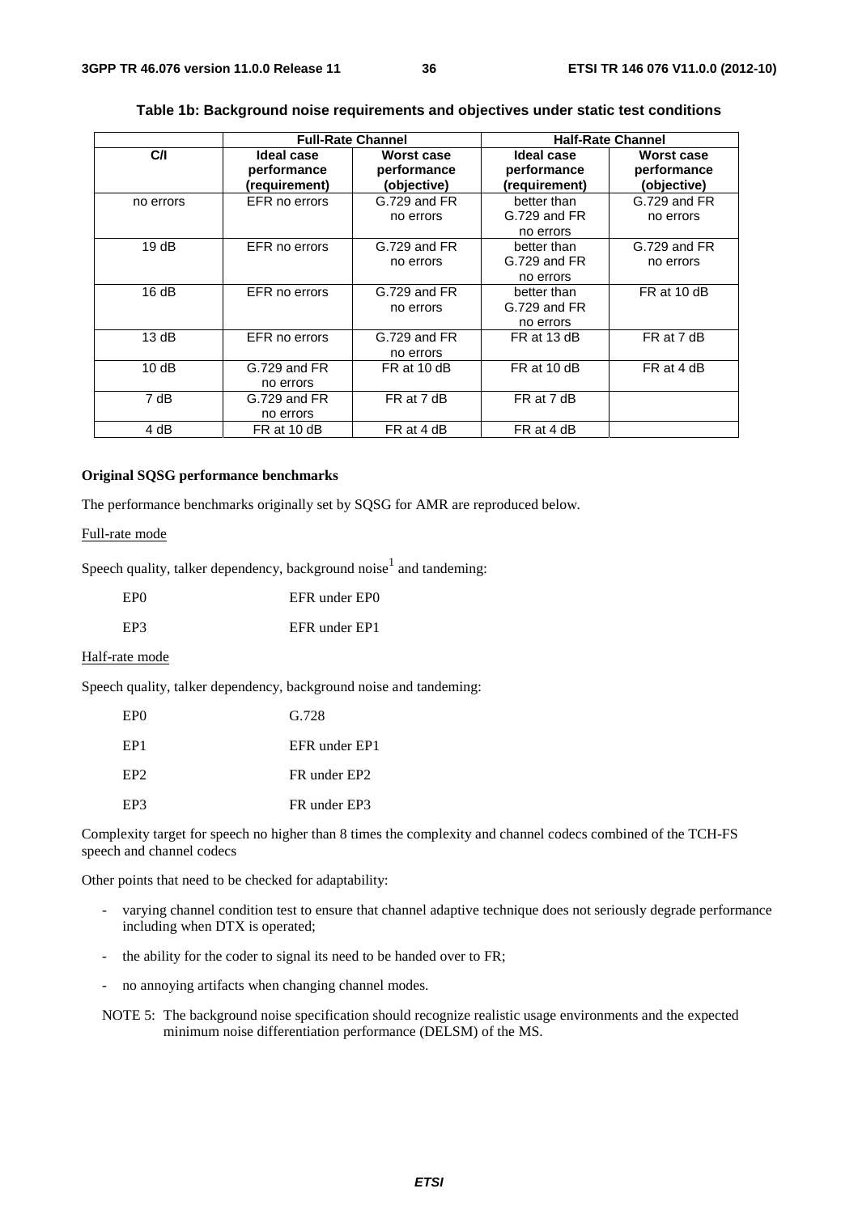**Table 1b: Background noise requirements and objectives under static test conditions**

| | Full-Rate Channel | | Half-Rate Channel | |
|---|---|---|---|---|
| **C/I** | **Ideal case performance (requirement)** | **Worst case performance (objective)** | **Ideal case performance (requirement)** | **Worst case performance (objective)** |
| no errors | EFR no errors | G.729 and FR no errors | better than G.729 and FR no errors | G.729 and FR no errors |
| 19 dB | EFR no errors | G.729 and FR no errors | better than G.729 and FR no errors | G.729 and FR no errors |
| 16 dB | EFR no errors | G.729 and FR no errors | better than G.729 and FR no errors | FR at 10 dB |
| 13 dB | EFR no errors | G.729 and FR no errors | FR at 13 dB | FR at 7 dB |
| 10 dB | G.729 and FR no errors | FR at 10 dB | FR at 10 dB | FR at 4 dB |
| 7 dB | G.729 and FR no errors | FR at 7 dB | FR at 7 dB | |
| 4 dB | FR at 10 dB | FR at 4 dB | FR at 4 dB | |

**Original SQSG performance benchmarks**

The performance benchmarks originally set by SQSG for AMR are reproduced below.

Full-rate mode

Speech quality, talker dependency, background noise[1] and tandeming:

| | |
|---|---|
| EP0 | EFR under EP0 |
| EP3 | EFR under EP1 |

Half-rate mode

Speech quality, talker dependency, background noise and tandeming:

| | |
|---|---|
| EP0 | G.728 |
| EP1 | EFR under EP1 |
| EP2 | FR under EP2 |
| EP3 | FR under EP3 |

Complexity target for speech no higher than 8 times the complexity and channel codecs combined of the TCH-FS speech and channel codecs

Other points that need to be checked for adaptability:

- varying channel condition test to ensure that channel adaptive technique does not seriously degrade performance including when DTX is operated;
- the ability for the coder to signal its need to be handed over to FR;
- no annoying artifacts when changing channel modes.

NOTE 5: The background noise specification should recognize realistic usage environments and the expected minimum noise differentiation performance (DELSM) of the MS.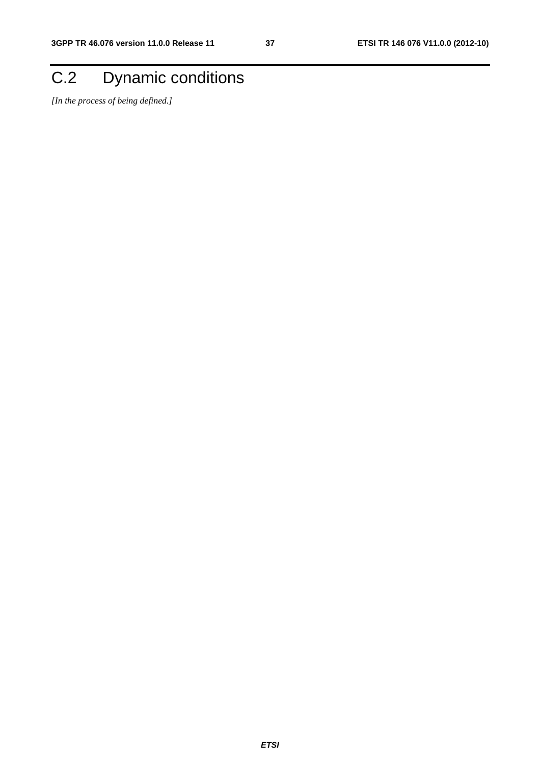# C.2 Dynamic conditions

*[In the process of being defined.]*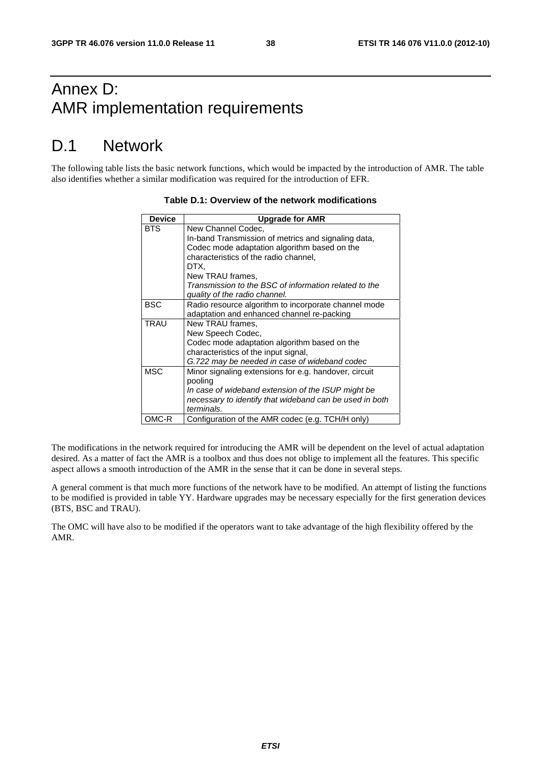# Annex D: AMR implementation requirements

# D.1 Network

The following table lists the basic network functions, which would be impacted by the introduction of AMR. The table also identifies whether a similar modification was required for the introduction of EFR.

**Table D.1: Overview of the network modifications**

| Device | Upgrade for AMR |
| --- | --- |
| BTS | New Channel Codec,<br>In-band Transmission of metrics and signaling data,<br>Codec mode adaptation algorithm based on the characteristics of the radio channel,<br>DTX,<br>New TRAU frames,<br>*Transmission to the BSC of information related to the quality of the radio channel.* |
| BSC | Radio resource algorithm to incorporate channel mode adaptation and enhanced channel re-packing |
| TRAU | New TRAU frames,<br>New Speech Codec,<br>Codec mode adaptation algorithm based on the characteristics of the input signal,<br>*G.722 may be needed in case of wideband codec* |
| MSC | Minor signaling extensions for e.g. handover, circuit pooling<br>*In case of wideband extension of the ISUP might be necessary to identify that wideband can be used in both terminals.* |
| OMC-R | Configuration of the AMR codec (e.g. TCH/H only) |

The modifications in the network required for introducing the AMR will be dependent on the level of actual adaptation desired. As a matter of fact the AMR is a toolbox and thus does not oblige to implement all the features. This specific aspect allows a smooth introduction of the AMR in the sense that it can be done in several steps.

A general comment is that much more functions of the network have to be modified. An attempt of listing the functions to be modified is provided in table YY. Hardware upgrades may be necessary especially for the first generation devices (BTS, BSC and TRAU).

The OMC will have also to be modified if the operators want to take advantage of the high flexibility offered by the AMR.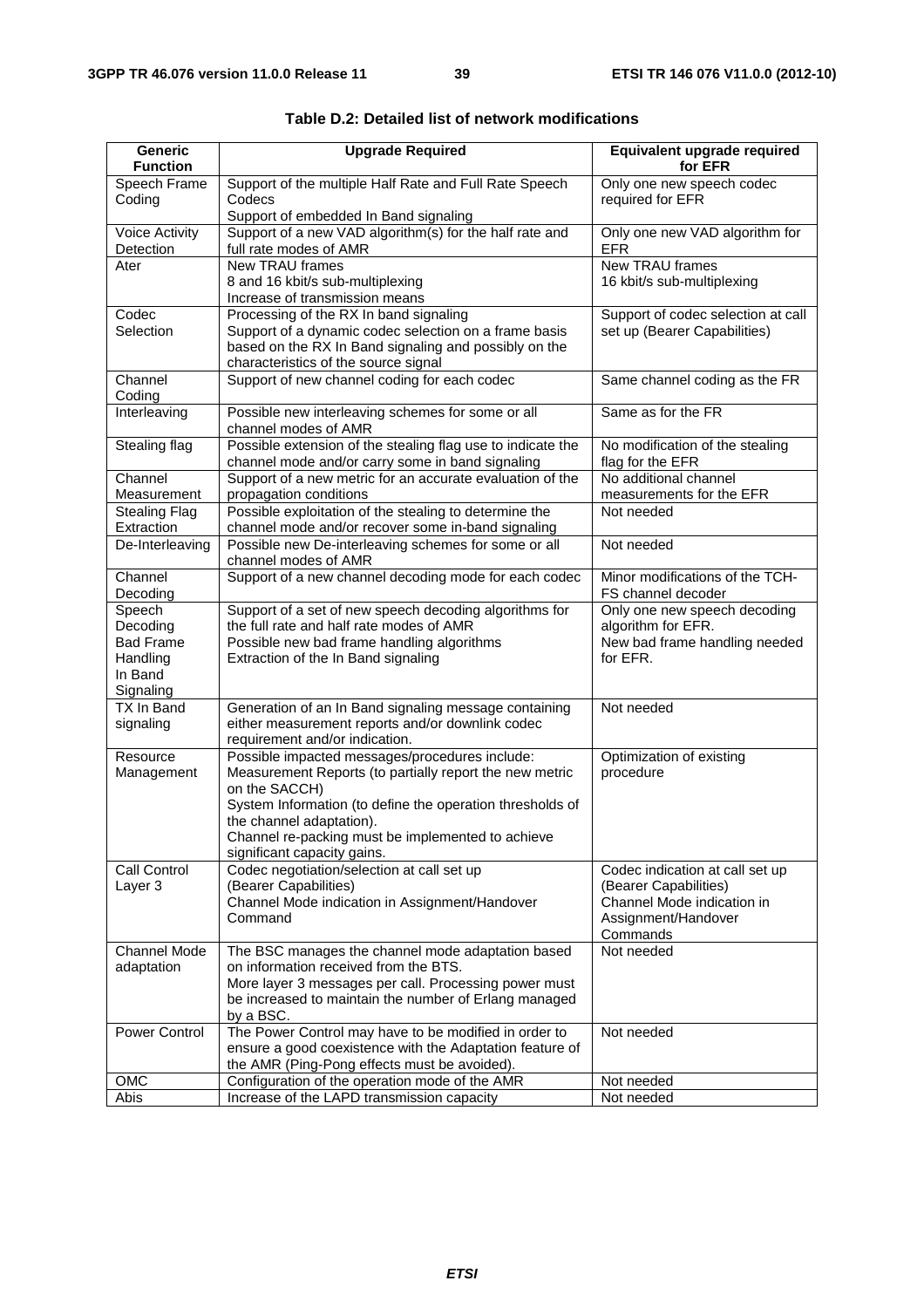**Table D.2: Detailed list of network modifications**

| Generic Function | Upgrade Required | Equivalent upgrade required for EFR |
|---|---|---|
| Speech Frame Coding | Support of the multiple Half Rate and Full Rate Speech Codecs<br>Support of embedded In Band signaling | Only one new speech codec required for EFR |
| Voice Activity Detection | Support of a new VAD algorithm(s) for the half rate and full rate modes of AMR | Only one new VAD algorithm for EFR |
| Ater | New TRAU frames<br>8 and 16 kbit/s sub-multiplexing<br>Increase of transmission means | New TRAU frames<br>16 kbit/s sub-multiplexing |
| Codec Selection | Processing of the RX In band signaling<br>Support of a dynamic codec selection on a frame basis based on the RX In Band signaling and possibly on the characteristics of the source signal | Support of codec selection at call set up (Bearer Capabilities) |
| Channel Coding | Support of new channel coding for each codec | Same channel coding as the FR |
| Interleaving | Possible new interleaving schemes for some or all channel modes of AMR | Same as for the FR |
| Stealing flag | Possible extension of the stealing flag use to indicate the channel mode and/or carry some in band signaling | No modification of the stealing flag for the EFR |
| Channel Measurement | Support of a new metric for an accurate evaluation of the propagation conditions | No additional channel measurements for the EFR |
| Stealing Flag Extraction | Possible exploitation of the stealing to determine the channel mode and/or recover some in-band signaling | Not needed |
| De-Interleaving | Possible new De-interleaving schemes for some or all channel modes of AMR | Not needed |
| Channel Decoding | Support of a new channel decoding mode for each codec | Minor modifications of the TCH-FS channel decoder |
| Speech Decoding<br>Bad Frame Handling<br>In Band Signaling | Support of a set of new speech decoding algorithms for the full rate and half rate modes of AMR<br>Possible new bad frame handling algorithms<br>Extraction of the In Band signaling | Only one new speech decoding algorithm for EFR.<br>New bad frame handling needed for EFR. |
| TX In Band signaling | Generation of an In Band signaling message containing either measurement reports and/or downlink codec requirement and/or indication. | Not needed |
| Resource Management | Possible impacted messages/procedures include:<br>Measurement Reports (to partially report the new metric on the SACCH)<br>System Information (to define the operation thresholds of the channel adaptation).<br>Channel re-packing must be implemented to achieve significant capacity gains. | Optimization of existing procedure |
| Call Control Layer 3 | Codec negotiation/selection at call set up (Bearer Capabilities)<br>Channel Mode indication in Assignment/Handover Command | Codec indication at call set up (Bearer Capabilities)<br>Channel Mode indication in Assignment/Handover Commands |
| Channel Mode adaptation | The BSC manages the channel mode adaptation based on information received from the BTS.<br>More layer 3 messages per call. Processing power must be increased to maintain the number of Erlang managed by a BSC. | Not needed |
| Power Control | The Power Control may have to be modified in order to ensure a good coexistence with the Adaptation feature of the AMR (Ping-Pong effects must be avoided). | Not needed |
| OMC | Configuration of the operation mode of the AMR | Not needed |
| Abis | Increase of the LAPD transmission capacity | Not needed |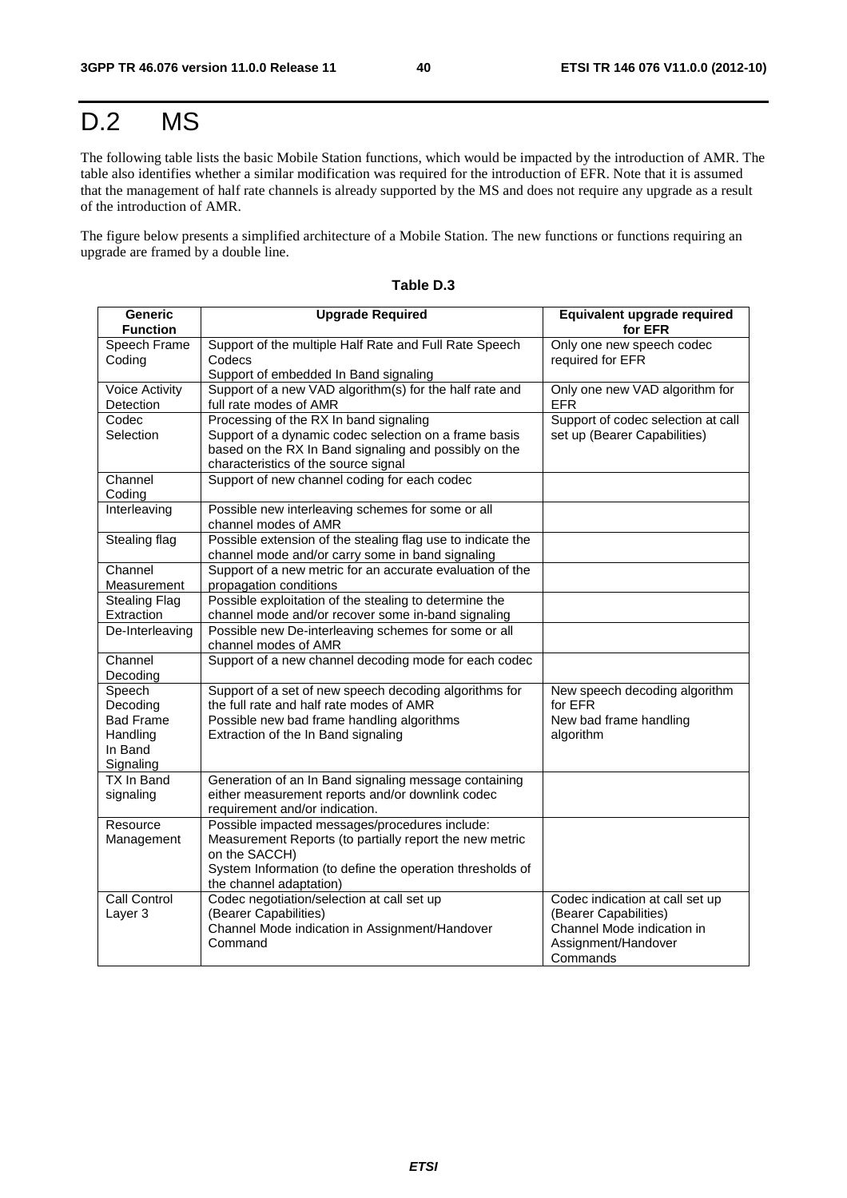# D.2 MS

The following table lists the basic Mobile Station functions, which would be impacted by the introduction of AMR. The table also identifies whether a similar modification was required for the introduction of EFR. Note that it is assumed that the management of half rate channels is already supported by the MS and does not require any upgrade as a result of the introduction of AMR.

The figure below presents a simplified architecture of a Mobile Station. The new functions or functions requiring an upgrade are framed by a double line.

**Table D.3**

| Generic Function | Upgrade Required | Equivalent upgrade required for EFR |
|---|---|---|
| Speech Frame Coding | Support of the multiple Half Rate and Full Rate Speech Codecs<br>Support of embedded In Band signaling | Only one new speech codec required for EFR |
| Voice Activity Detection | Support of a new VAD algorithm(s) for the half rate and full rate modes of AMR | Only one new VAD algorithm for EFR |
| Codec Selection | Processing of the RX In band signaling<br>Support of a dynamic codec selection on a frame basis based on the RX In Band signaling and possibly on the characteristics of the source signal | Support of codec selection at call set up (Bearer Capabilities) |
| Channel Coding | Support of new channel coding for each codec | |
| Interleaving | Possible new interleaving schemes for some or all channel modes of AMR | |
| Stealing flag | Possible extension of the stealing flag use to indicate the channel mode and/or carry some in band signaling | |
| Channel Measurement | Support of a new metric for an accurate evaluation of the propagation conditions | |
| Stealing Flag Extraction | Possible exploitation of the stealing to determine the channel mode and/or recover some in-band signaling | |
| De-Interleaving | Possible new De-interleaving schemes for some or all channel modes of AMR | |
| Channel Decoding | Support of a new channel decoding mode for each codec | |
| Speech Decoding<br>Bad Frame Handling<br>In Band Signaling | Support of a set of new speech decoding algorithms for the full rate and half rate modes of AMR<br>Possible new bad frame handling algorithms<br>Extraction of the In Band signaling | New speech decoding algorithm for EFR<br>New bad frame handling algorithm |
| TX In Band signaling | Generation of an In Band signaling message containing either measurement reports and/or downlink codec requirement and/or indication. | |
| Resource Management | Possible impacted messages/procedures include:<br>Measurement Reports (to partially report the new metric on the SACCH)<br>System Information (to define the operation thresholds of the channel adaptation) | |
| Call Control Layer 3 | Codec negotiation/selection at call set up (Bearer Capabilities)<br>Channel Mode indication in Assignment/Handover Command | Codec indication at call set up (Bearer Capabilities)<br>Channel Mode indication in Assignment/Handover Commands |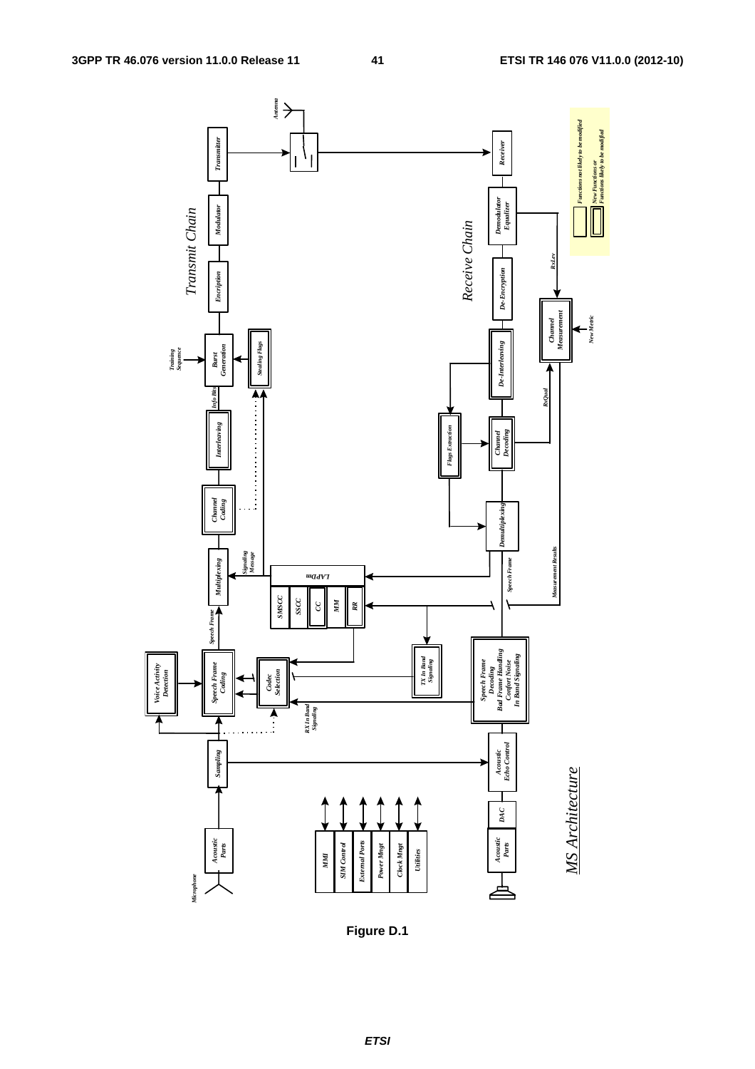Figure D.1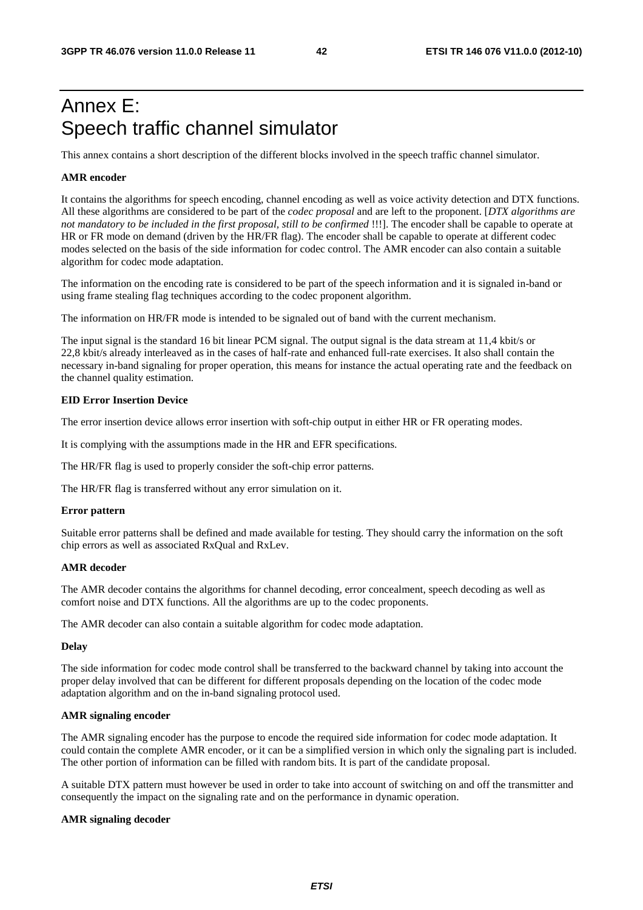# Annex E: Speech traffic channel simulator

This annex contains a short description of the different blocks involved in the speech traffic channel simulator.

**AMR encoder**

It contains the algorithms for speech encoding, channel encoding as well as voice activity detection and DTX functions. All these algorithms are considered to be part of the *codec proposal* and are left to the proponent. [*DTX algorithms are not mandatory to be included in the first proposal, still to be confirmed* !!!]. The encoder shall be capable to operate at HR or FR mode on demand (driven by the HR/FR flag). The encoder shall be capable to operate at different codec modes selected on the basis of the side information for codec control. The AMR encoder can also contain a suitable algorithm for codec mode adaptation.

The information on the encoding rate is considered to be part of the speech information and it is signaled in-band or using frame stealing flag techniques according to the codec proponent algorithm.

The information on HR/FR mode is intended to be signaled out of band with the current mechanism.

The input signal is the standard 16 bit linear PCM signal. The output signal is the data stream at 11,4 kbit/s or 22,8 kbit/s already interleaved as in the cases of half-rate and enhanced full-rate exercises. It also shall contain the necessary in-band signaling for proper operation, this means for instance the actual operating rate and the feedback on the channel quality estimation.

**EID Error Insertion Device**

The error insertion device allows error insertion with soft-chip output in either HR or FR operating modes.

It is complying with the assumptions made in the HR and EFR specifications.

The HR/FR flag is used to properly consider the soft-chip error patterns.

The HR/FR flag is transferred without any error simulation on it.

**Error pattern**

Suitable error patterns shall be defined and made available for testing. They should carry the information on the soft chip errors as well as associated RxQual and RxLev.

**AMR decoder**

The AMR decoder contains the algorithms for channel decoding, error concealment, speech decoding as well as comfort noise and DTX functions. All the algorithms are up to the codec proponents.

The AMR decoder can also contain a suitable algorithm for codec mode adaptation.

**Delay**

The side information for codec mode control shall be transferred to the backward channel by taking into account the proper delay involved that can be different for different proposals depending on the location of the codec mode adaptation algorithm and on the in-band signaling protocol used.

**AMR signaling encoder**

The AMR signaling encoder has the purpose to encode the required side information for codec mode adaptation. It could contain the complete AMR encoder, or it can be a simplified version in which only the signaling part is included. The other portion of information can be filled with random bits. It is part of the candidate proposal.

A suitable DTX pattern must however be used in order to take into account of switching on and off the transmitter and consequently the impact on the signaling rate and on the performance in dynamic operation.

**AMR signaling decoder**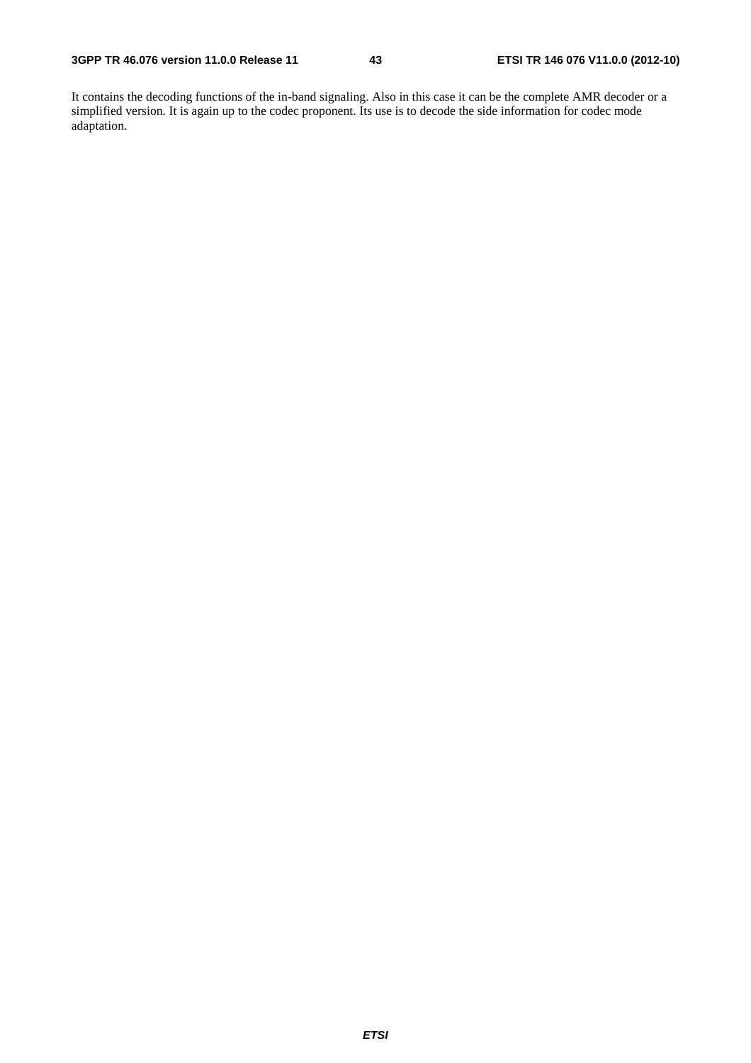It contains the decoding functions of the in-band signaling. Also in this case it can be the complete AMR decoder or a simplified version. It is again up to the codec proponent. Its use is to decode the side information for codec mode adaptation.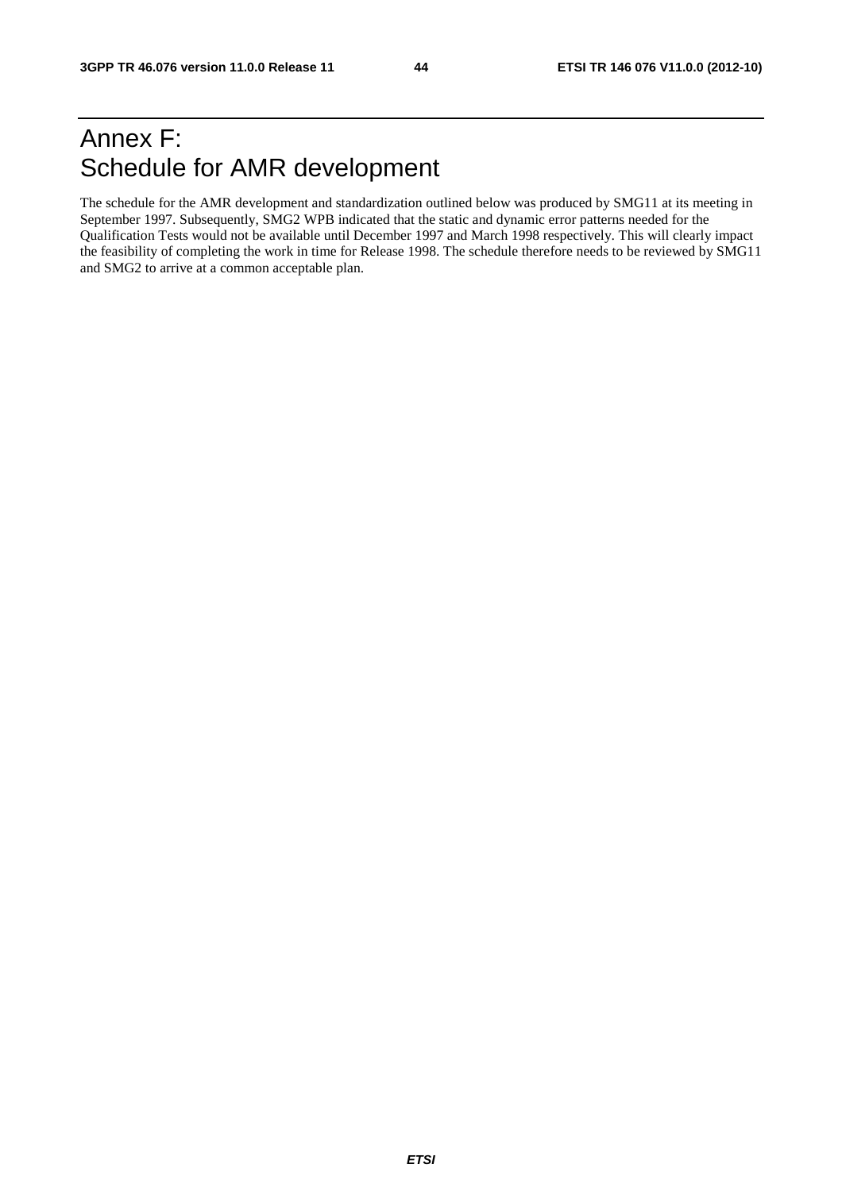# Annex F: Schedule for AMR development

The schedule for the AMR development and standardization outlined below was produced by SMG11 at its meeting in September 1997. Subsequently, SMG2 WPB indicated that the static and dynamic error patterns needed for the Qualification Tests would not be available until December 1997 and March 1998 respectively. This will clearly impact the feasibility of completing the work in time for Release 1998. The schedule therefore needs to be reviewed by SMG11 and SMG2 to arrive at a common acceptable plan.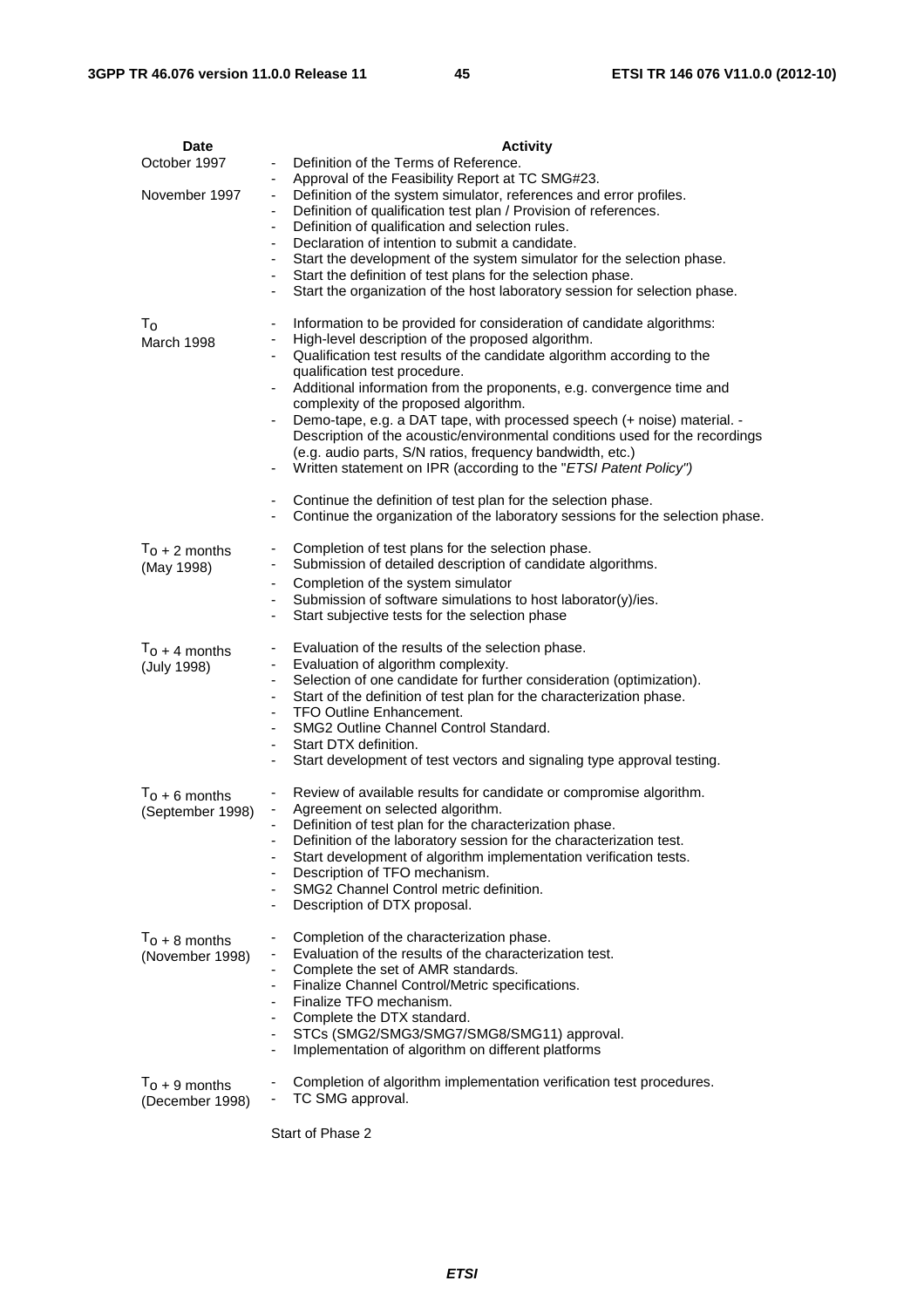| Date | Activity |
| --- | --- |
| October 1997 | - Definition of the Terms of Reference.<br>- Approval of the Feasibility Report at TC SMG#23. |
| November 1997 | - Definition of the system simulator, references and error profiles.<br>- Definition of qualification test plan / Provision of references.<br>- Definition of qualification and selection rules.<br>- Declaration of intention to submit a candidate.<br>- Start the development of the system simulator for the selection phase.<br>- Start the definition of test plans for the selection phase.<br>- Start the organization of the host laboratory session for selection phase. |
| $T_O$<br>March 1998 | - Information to be provided for consideration of candidate algorithms:<br>- High-level description of the proposed algorithm.<br>- Qualification test results of the candidate algorithm according to the qualification test procedure.<br>- Additional information from the proponents, e.g. convergence time and complexity of the proposed algorithm.<br>- Demo-tape, e.g. a DAT tape, with processed speech (+ noise) material. - Description of the acoustic/environmental conditions used for the recordings (e.g. audio parts, S/N ratios, frequency bandwidth, etc.)<br>- Written statement on IPR (according to the "*ETSI Patent Policy")*<br><br>- Continue the definition of test plan for the selection phase.<br>- Continue the organization of the laboratory sessions for the selection phase. |
| $T_O$ + 2 months<br>(May 1998) | - Completion of test plans for the selection phase.<br>- Submission of detailed description of candidate algorithms.<br>- Completion of the system simulator<br>- Submission of software simulations to host laborator(y)/ies.<br>- Start subjective tests for the selection phase |
| $T_O$ + 4 months<br>(July 1998) | - Evaluation of the results of the selection phase.<br>- Evaluation of algorithm complexity.<br>- Selection of one candidate for further consideration (optimization).<br>- Start of the definition of test plan for the characterization phase.<br>- TFO Outline Enhancement.<br>- SMG2 Outline Channel Control Standard.<br>- Start DTX definition.<br>- Start development of test vectors and signaling type approval testing. |
| $T_O$ + 6 months<br>(September 1998) | - Review of available results for candidate or compromise algorithm.<br>- Agreement on selected algorithm.<br>- Definition of test plan for the characterization phase.<br>- Definition of the laboratory session for the characterization test.<br>- Start development of algorithm implementation verification tests.<br>- Description of TFO mechanism.<br>- SMG2 Channel Control metric definition.<br>- Description of DTX proposal. |
| $T_O$ + 8 months<br>(November 1998) | - Completion of the characterization phase.<br>- Evaluation of the results of the characterization test.<br>- Complete the set of AMR standards.<br>- Finalize Channel Control/Metric specifications.<br>- Finalize TFO mechanism.<br>- Complete the DTX standard.<br>- STCs (SMG2/SMG3/SMG7/SMG8/SMG11) approval.<br>- Implementation of algorithm on different platforms |
| $T_O$ + 9 months<br>(December 1998) | - Completion of algorithm implementation verification test procedures.<br>- TC SMG approval.<br><br>Start of Phase 2 |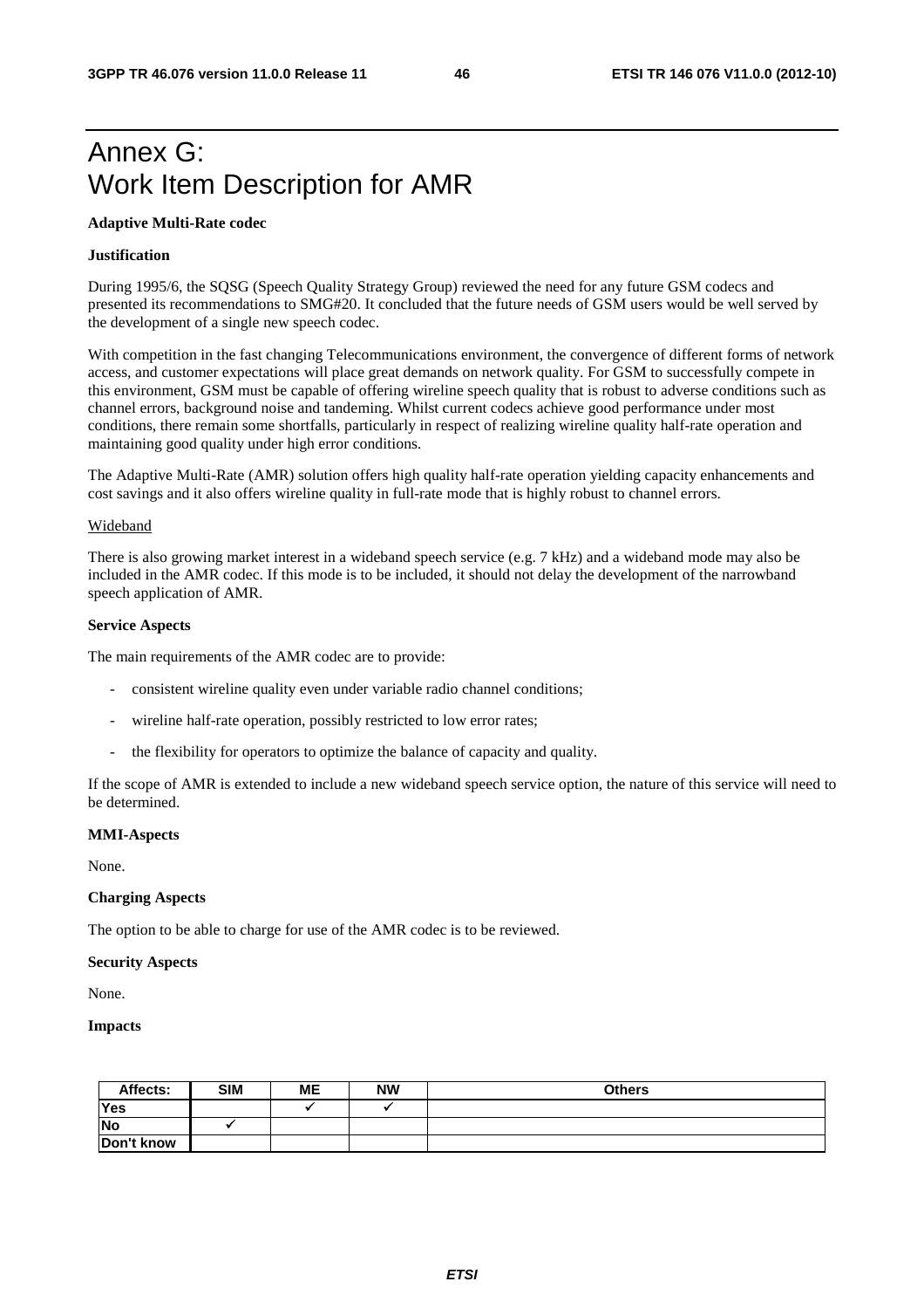# Annex G: Work Item Description for AMR

**Adaptive Multi-Rate codec**

**Justification**

During 1995/6, the SQSG (Speech Quality Strategy Group) reviewed the need for any future GSM codecs and presented its recommendations to SMG#20. It concluded that the future needs of GSM users would be well served by the development of a single new speech codec.

With competition in the fast changing Telecommunications environment, the convergence of different forms of network access, and customer expectations will place great demands on network quality. For GSM to successfully compete in this environment, GSM must be capable of offering wireline speech quality that is robust to adverse conditions such as channel errors, background noise and tandeming. Whilst current codecs achieve good performance under most conditions, there remain some shortfalls, particularly in respect of realizing wireline quality half-rate operation and maintaining good quality under high error conditions.

The Adaptive Multi-Rate (AMR) solution offers high quality half-rate operation yielding capacity enhancements and cost savings and it also offers wireline quality in full-rate mode that is highly robust to channel errors.

Wideband

There is also growing market interest in a wideband speech service (e.g. 7 kHz) and a wideband mode may also be included in the AMR codec. If this mode is to be included, it should not delay the development of the narrowband speech application of AMR.

**Service Aspects**

The main requirements of the AMR codec are to provide:

- consistent wireline quality even under variable radio channel conditions;
- wireline half-rate operation, possibly restricted to low error rates;
- the flexibility for operators to optimize the balance of capacity and quality.

If the scope of AMR is extended to include a new wideband speech service option, the nature of this service will need to be determined.

**MMI-Aspects**

None.

**Charging Aspects**

The option to be able to charge for use of the AMR codec is to be reviewed.

**Security Aspects**

None.

**Impacts**

| Affects: | SIM | ME | NW | Others |
|---|---|---|---|---|
| Yes | | ✓ | ✓ | |
| No | ✓ | | | |
| Don't know | | | | |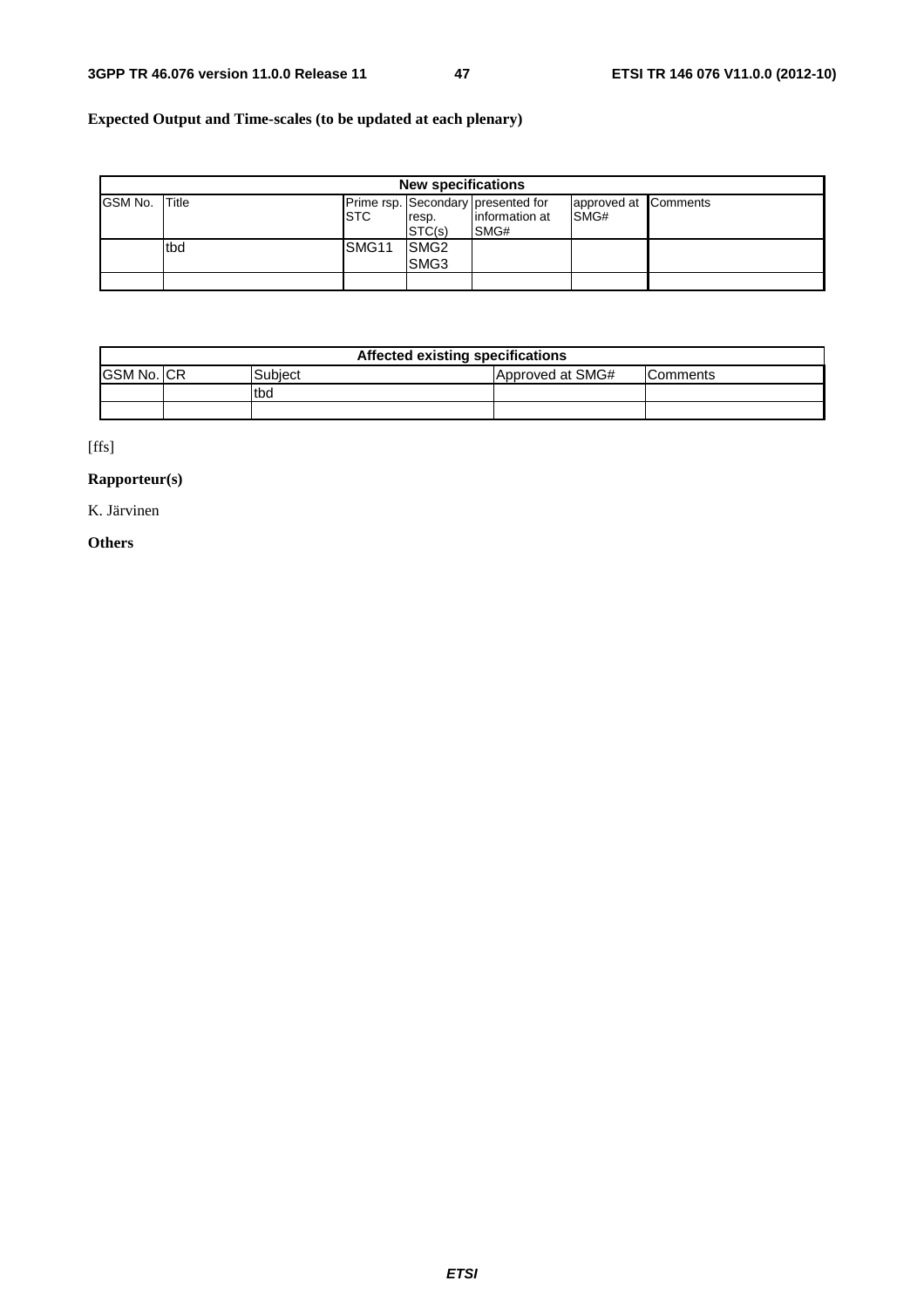**Expected Output and Time-scales (to be updated at each plenary)**

| New specifications | | | | | | |
|---|---|---|---|---|---|---|
| GSM No. | Title | Prime rsp. STC | Secondary resp. STC(s) | presented for information at SMG# | approved at SMG# | Comments |
| | tbd | SMG11 | SMG2<br>SMG3 | | | |
| | | | | | | |

| Affected existing specifications | | | | |
|---|---|---|---|---|
| GSM No. | CR | Subject | Approved at SMG# | Comments |
| | | tbd | | |
| | | | | |

[ffs]

**Rapporteur(s)**

K. Järvinen

**Others**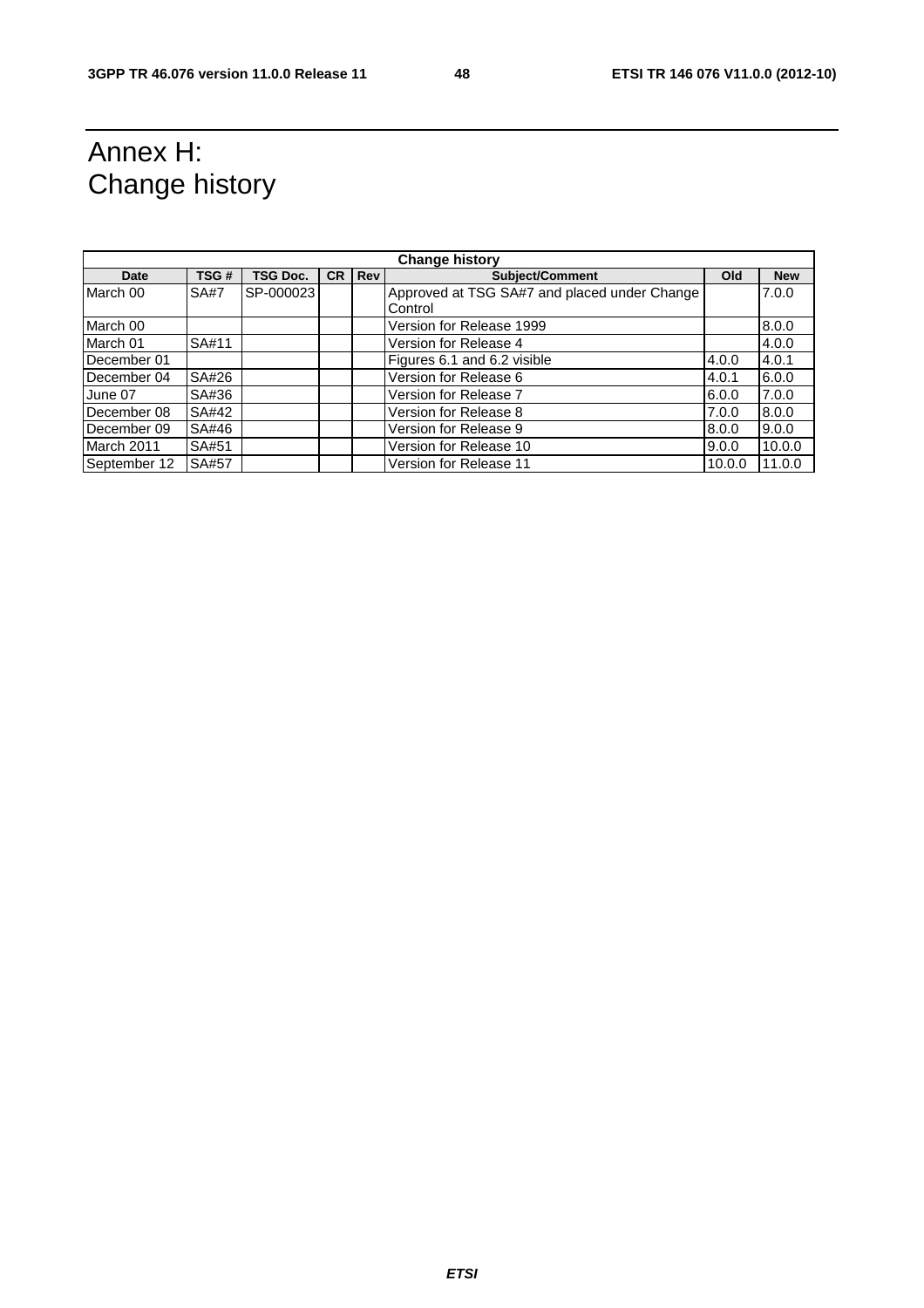# Annex H:
Change history

| Change history | | | | | | | |
|---|---|---|---|---|---|---|---|
| **Date** | **TSG #** | **TSG Doc.** | **CR** | **Rev** | **Subject/Comment** | **Old** | **New** |
| March 00 | SA#7 | SP-000023 | | | Approved at TSG SA#7 and placed under Change Control | | 7.0.0 |
| March 00 | | | | | Version for Release 1999 | | 8.0.0 |
| March 01 | SA#11 | | | | Version for Release 4 | | 4.0.0 |
| December 01 | | | | | Figures 6.1 and 6.2 visible | 4.0.0 | 4.0.1 |
| December 04 | SA#26 | | | | Version for Release 6 | 4.0.1 | 6.0.0 |
| June 07 | SA#36 | | | | Version for Release 7 | 6.0.0 | 7.0.0 |
| December 08 | SA#42 | | | | Version for Release 8 | 7.0.0 | 8.0.0 |
| December 09 | SA#46 | | | | Version for Release 9 | 8.0.0 | 9.0.0 |
| March 2011 | SA#51 | | | | Version for Release 10 | 9.0.0 | 10.0.0 |
| September 12 | SA#57 | | | | Version for Release 11 | 10.0.0 | 11.0.0 |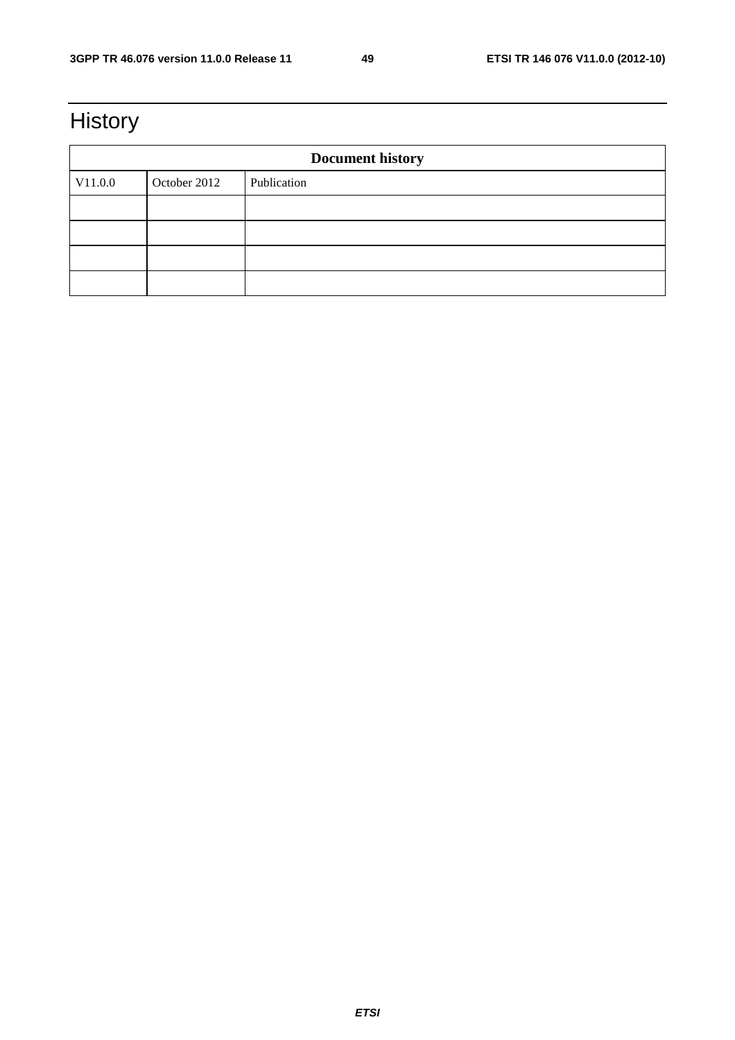# History

| Document history | | |
|---|---|---|
| V11.0.0 | October 2012 | Publication |
| | | |
| | | |
| | | |
| | | |